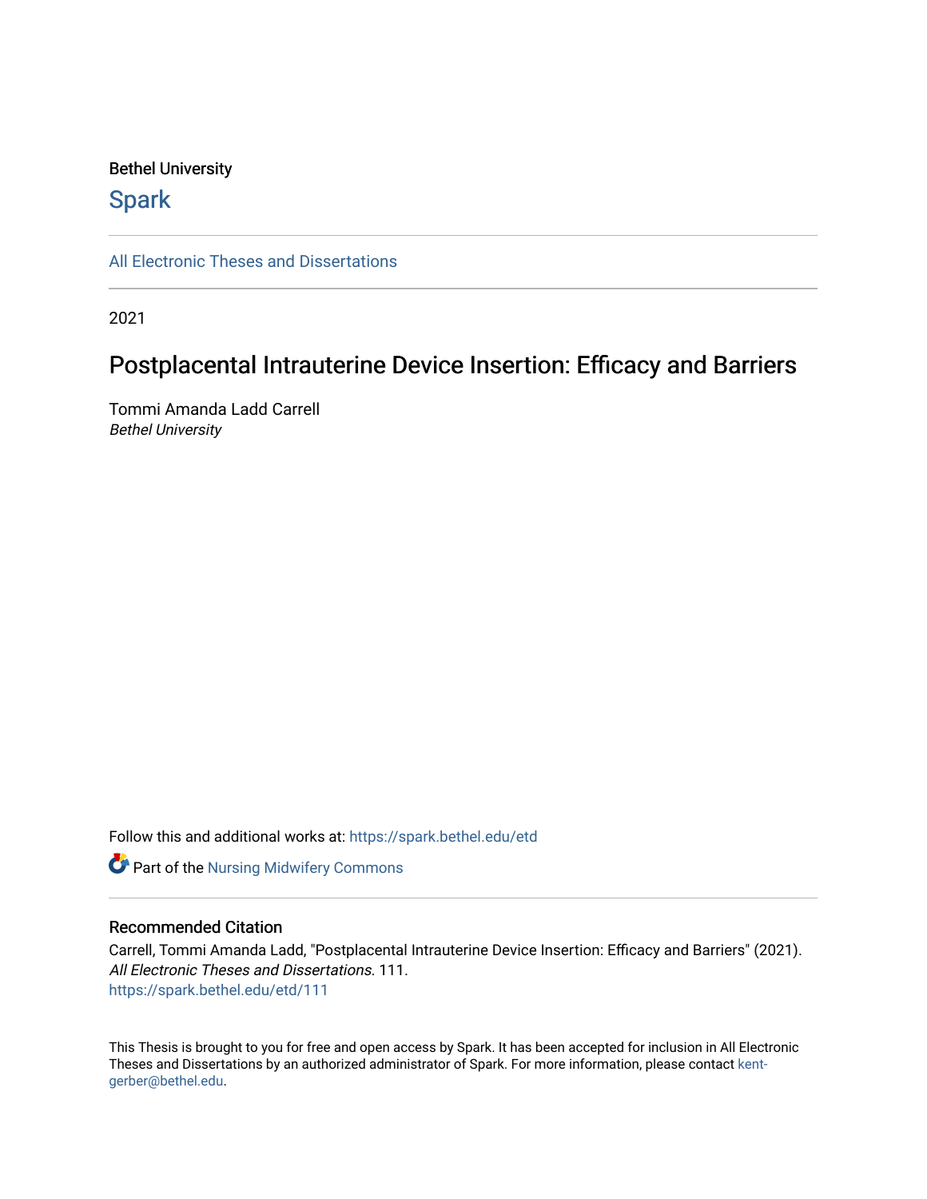Bethel University

# Spark

All Electronic Theses and Dissertations

2021

## Postplacental Intrauterine Device Insertion: Efficacy and Barriers

Tommi Amanda Ladd Carrell
*Bethel University*

Follow this and additional works at: https://spark.bethel.edu/etd

Part of the Nursing Midwifery Commons

### Recommended Citation

Carrell, Tommi Amanda Ladd, "Postplacental Intrauterine Device Insertion: Efficacy and Barriers" (2021). *All Electronic Theses and Dissertations*. 111.
https://spark.bethel.edu/etd/111

This Thesis is brought to you for free and open access by Spark. It has been accepted for inclusion in All Electronic Theses and Dissertations by an authorized administrator of Spark. For more information, please contact kent-gerber@bethel.edu.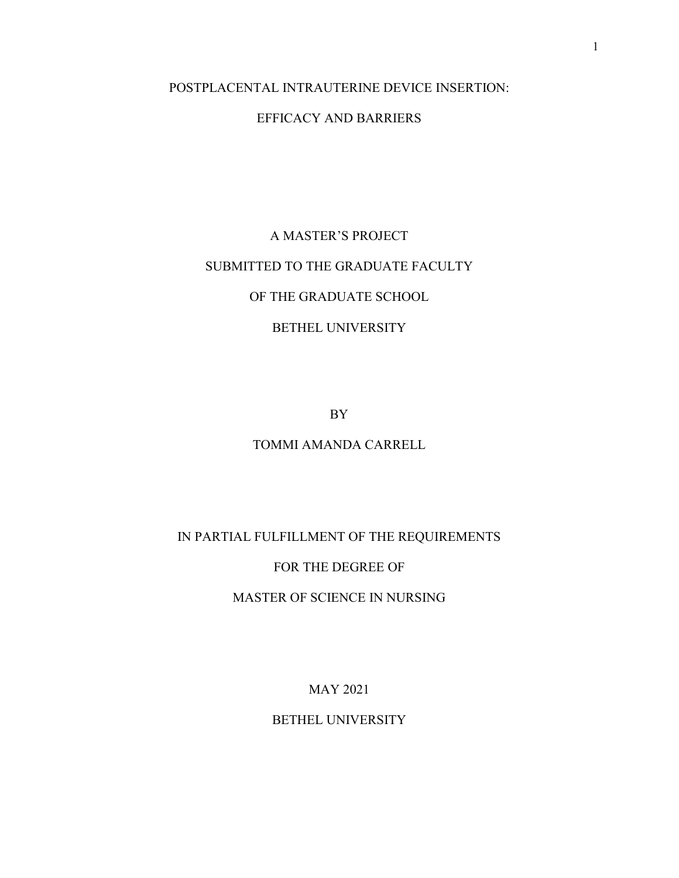# POSTPLACENTAL INTRAUTERINE DEVICE INSERTION:

# EFFICACY AND BARRIERS

A MASTER'S PROJECT

SUBMITTED TO THE GRADUATE FACULTY

OF THE GRADUATE SCHOOL

BETHEL UNIVERSITY

BY

TOMMI AMANDA CARRELL

IN PARTIAL FULFILLMENT OF THE REQUIREMENTS

FOR THE DEGREE OF

MASTER OF SCIENCE IN NURSING

MAY 2021

BETHEL UNIVERSITY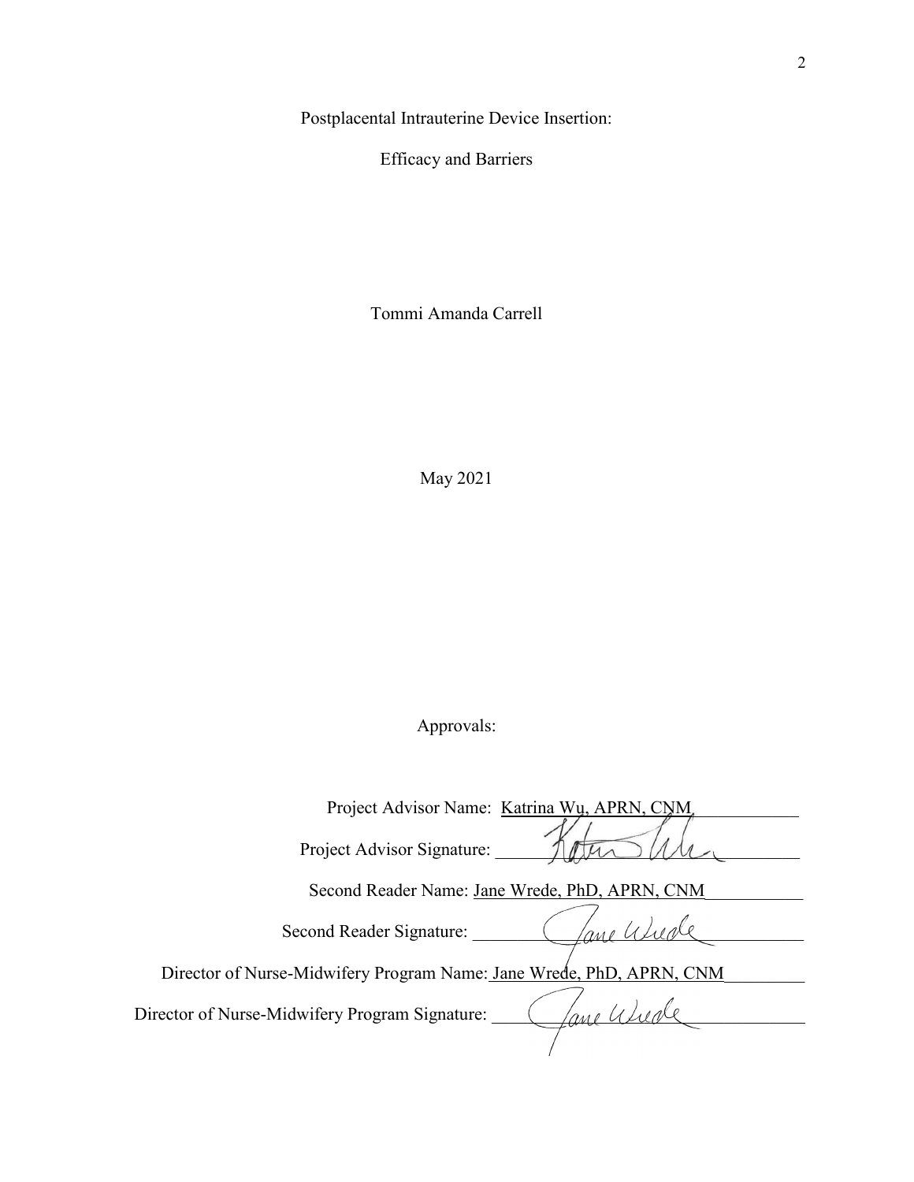Postplacental Intrauterine Device Insertion:

Efficacy and Barriers

Tommi Amanda Carrell

May 2021

Approvals:

Project Advisor Name: Katrina Wu, APRN, CNM

Project Advisor Signature: Katrina Wu

Second Reader Name: Jane Wrede, PhD, APRN, CNM

Second Reader Signature: Jane Wrede

Director of Nurse-Midwifery Program Name: Jane Wrede, PhD, APRN, CNM

Director of Nurse-Midwifery Program Signature: Jane Wrede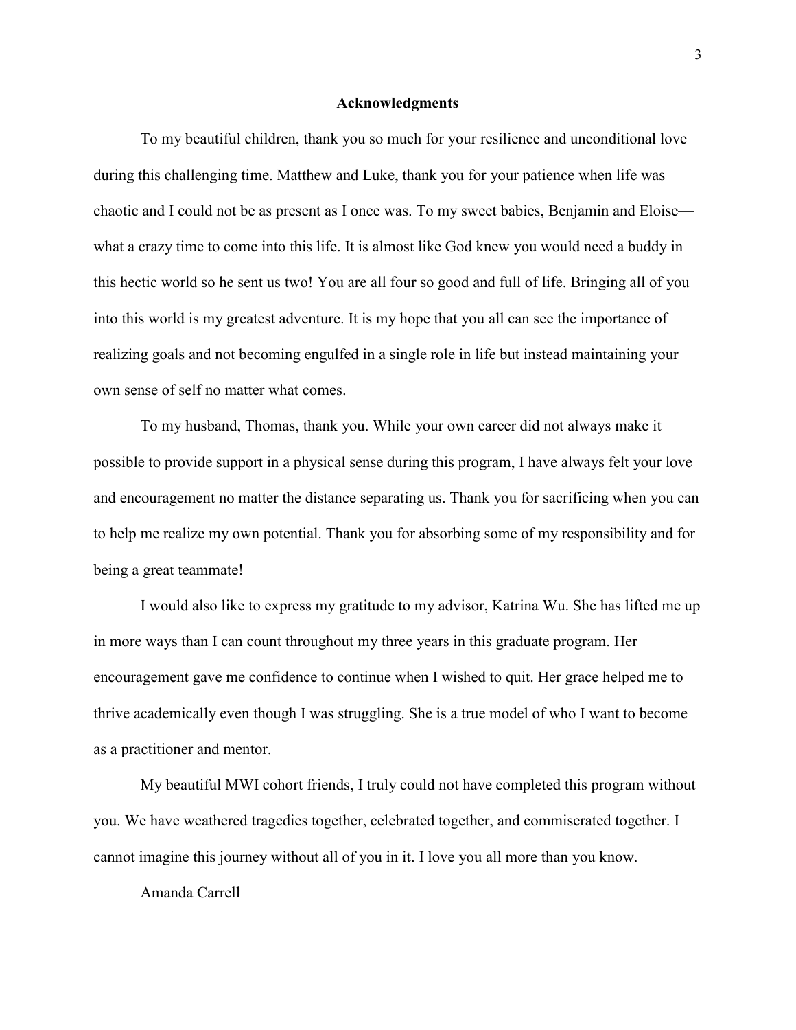## Acknowledgments

To my beautiful children, thank you so much for your resilience and unconditional love during this challenging time. Matthew and Luke, thank you for your patience when life was chaotic and I could not be as present as I once was. To my sweet babies, Benjamin and Eloise—what a crazy time to come into this life. It is almost like God knew you would need a buddy in this hectic world so he sent us two! You are all four so good and full of life. Bringing all of you into this world is my greatest adventure. It is my hope that you all can see the importance of realizing goals and not becoming engulfed in a single role in life but instead maintaining your own sense of self no matter what comes.

To my husband, Thomas, thank you. While your own career did not always make it possible to provide support in a physical sense during this program, I have always felt your love and encouragement no matter the distance separating us. Thank you for sacrificing when you can to help me realize my own potential. Thank you for absorbing some of my responsibility and for being a great teammate!

I would also like to express my gratitude to my advisor, Katrina Wu. She has lifted me up in more ways than I can count throughout my three years in this graduate program. Her encouragement gave me confidence to continue when I wished to quit. Her grace helped me to thrive academically even though I was struggling. She is a true model of who I want to become as a practitioner and mentor.

My beautiful MWI cohort friends, I truly could not have completed this program without you. We have weathered tragedies together, celebrated together, and commiserated together. I cannot imagine this journey without all of you in it. I love you all more than you know.

Amanda Carrell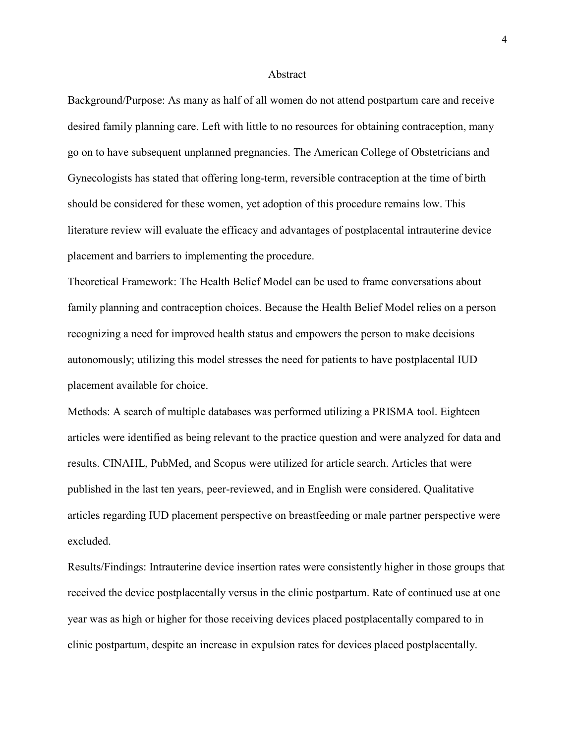# Abstract

Background/Purpose: As many as half of all women do not attend postpartum care and receive desired family planning care. Left with little to no resources for obtaining contraception, many go on to have subsequent unplanned pregnancies. The American College of Obstetricians and Gynecologists has stated that offering long-term, reversible contraception at the time of birth should be considered for these women, yet adoption of this procedure remains low. This literature review will evaluate the efficacy and advantages of postplacental intrauterine device placement and barriers to implementing the procedure.

Theoretical Framework: The Health Belief Model can be used to frame conversations about family planning and contraception choices. Because the Health Belief Model relies on a person recognizing a need for improved health status and empowers the person to make decisions autonomously; utilizing this model stresses the need for patients to have postplacental IUD placement available for choice.

Methods: A search of multiple databases was performed utilizing a PRISMA tool. Eighteen articles were identified as being relevant to the practice question and were analyzed for data and results. CINAHL, PubMed, and Scopus were utilized for article search. Articles that were published in the last ten years, peer-reviewed, and in English were considered. Qualitative articles regarding IUD placement perspective on breastfeeding or male partner perspective were excluded.

Results/Findings: Intrauterine device insertion rates were consistently higher in those groups that received the device postplacentally versus in the clinic postpartum. Rate of continued use at one year was as high or higher for those receiving devices placed postplacentally compared to in clinic postpartum, despite an increase in expulsion rates for devices placed postplacentally.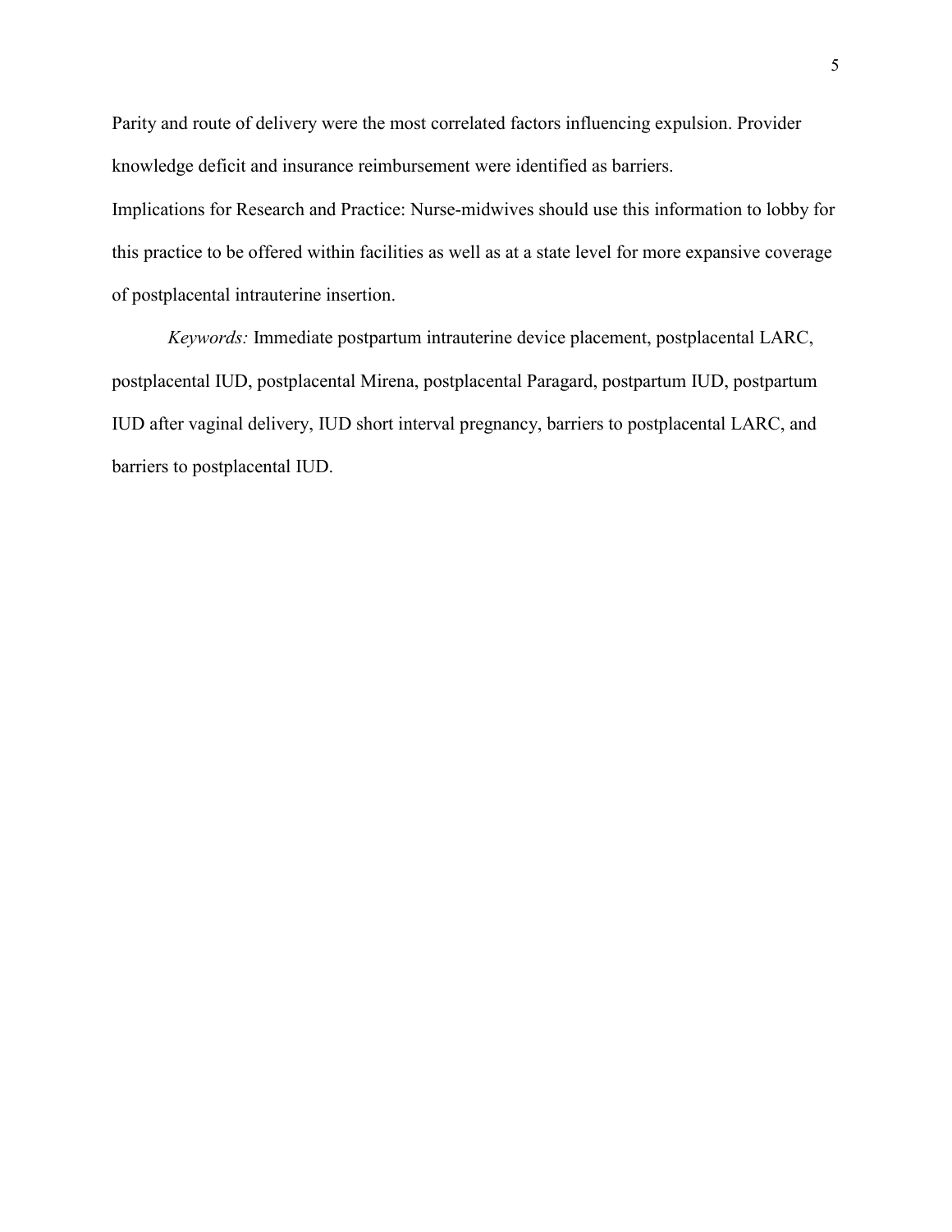Parity and route of delivery were the most correlated factors influencing expulsion. Provider knowledge deficit and insurance reimbursement were identified as barriers.

Implications for Research and Practice: Nurse-midwives should use this information to lobby for this practice to be offered within facilities as well as at a state level for more expansive coverage of postplacental intrauterine insertion.

*Keywords:* Immediate postpartum intrauterine device placement, postplacental LARC, postplacental IUD, postplacental Mirena, postplacental Paragard, postpartum IUD, postpartum IUD after vaginal delivery, IUD short interval pregnancy, barriers to postplacental LARC, and barriers to postplacental IUD.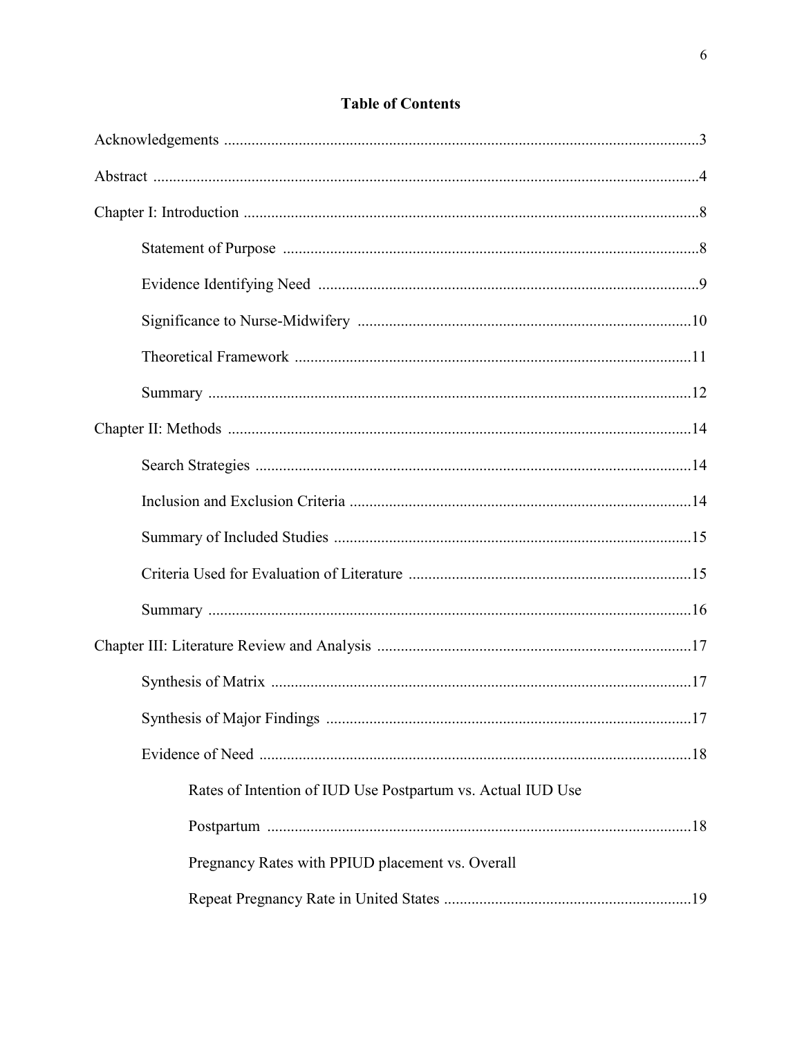## Table of Contents

Acknowledgements ........................................................................................................3

Abstract ..........................................................................................................................4

Chapter I: Introduction ...................................................................................................8

- Statement of Purpose .........................................................................................8
- Evidence Identifying Need ................................................................................9
- Significance to Nurse-Midwifery ....................................................................10
- Theoretical Framework ....................................................................................11
- Summary ..........................................................................................................12

Chapter II: Methods .....................................................................................................14

- Search Strategies .............................................................................................14
- Inclusion and Exclusion Criteria .....................................................................14
- Summary of Included Studies ..........................................................................15
- Criteria Used for Evaluation of Literature .......................................................15
- Summary ..........................................................................................................16

Chapter III: Literature Review and Analysis ...............................................................17

- Synthesis of Matrix ..........................................................................................17
- Synthesis of Major Findings ............................................................................17
- Evidence of Need .............................................................................................18
  - Rates of Intention of IUD Use Postpartum vs. Actual IUD Use Postpartum ..........................................................................................18
  - Pregnancy Rates with PPIUD placement vs. Overall Repeat Pregnancy Rate in United States ..............................................................19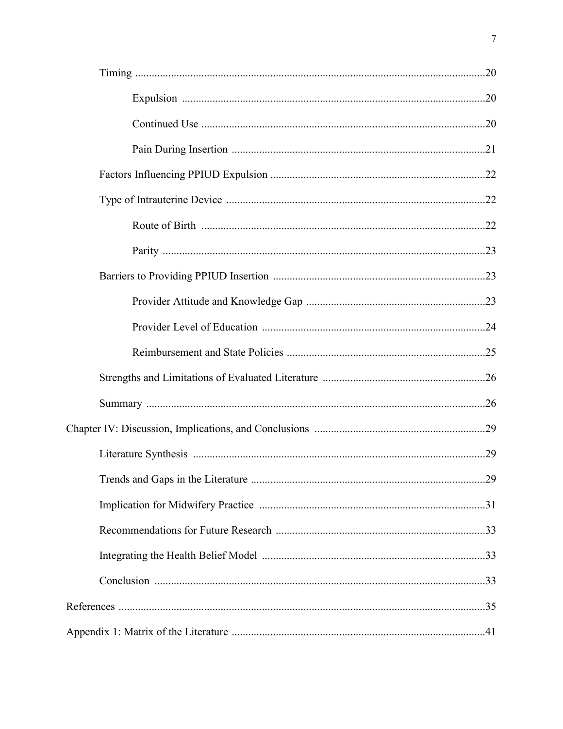Timing ....20

Expulsion ....20

Continued Use ....20

Pain During Insertion ....21

Factors Influencing PPIUD Expulsion ....22

Type of Intrauterine Device ....22

Route of Birth ....22

Parity ....23

Barriers to Providing PPIUD Insertion ....23

Provider Attitude and Knowledge Gap ....23

Provider Level of Education ....24

Reimbursement and State Policies ....25

Strengths and Limitations of Evaluated Literature ....26

Summary ....26

Chapter IV: Discussion, Implications, and Conclusions ....29

Literature Synthesis ....29

Trends and Gaps in the Literature ....29

Implication for Midwifery Practice ....31

Recommendations for Future Research ....33

Integrating the Health Belief Model ....33

Conclusion ....33

References ....35

Appendix 1: Matrix of the Literature ....41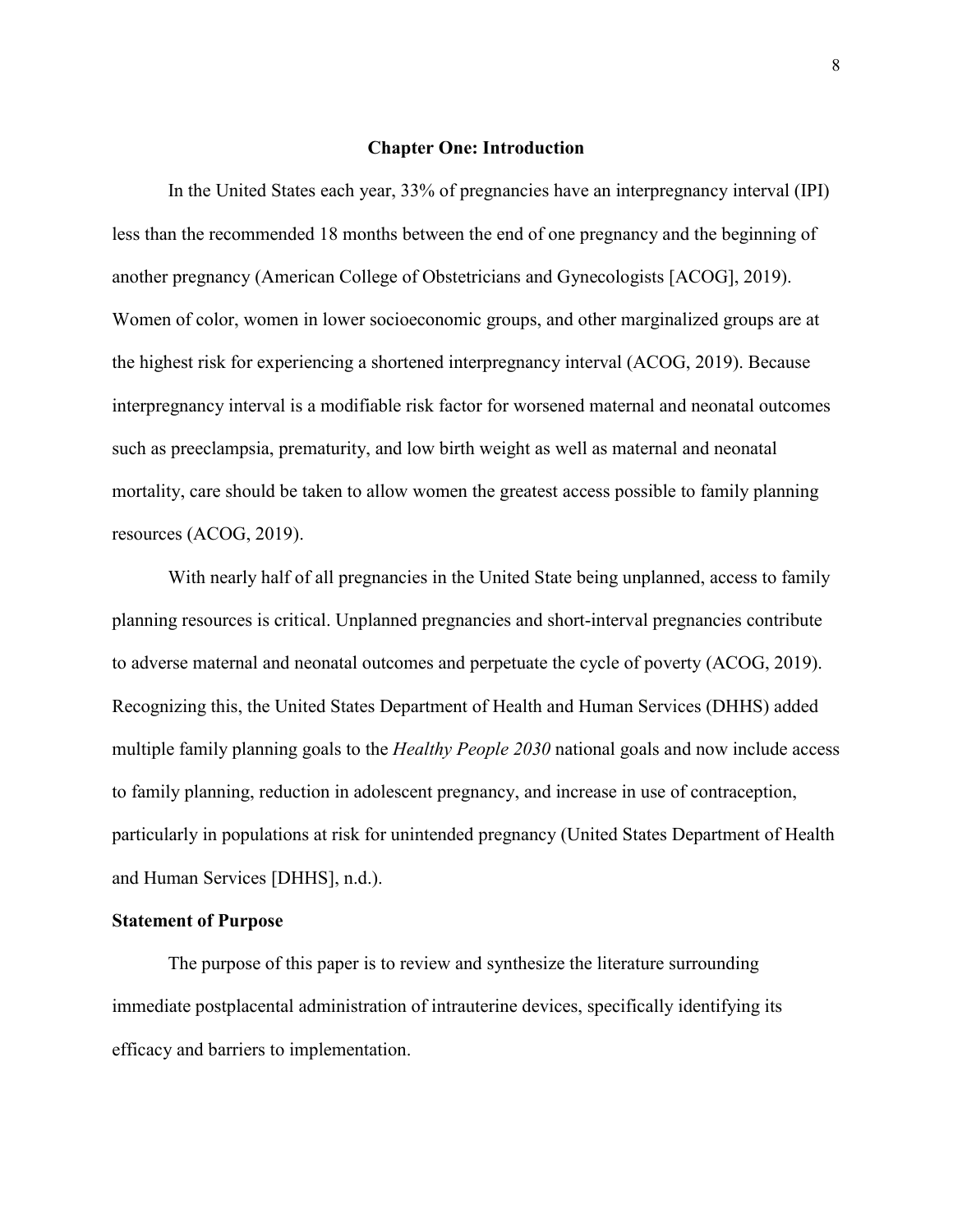# Chapter One: Introduction

In the United States each year, 33% of pregnancies have an interpregnancy interval (IPI) less than the recommended 18 months between the end of one pregnancy and the beginning of another pregnancy (American College of Obstetricians and Gynecologists [ACOG], 2019). Women of color, women in lower socioeconomic groups, and other marginalized groups are at the highest risk for experiencing a shortened interpregnancy interval (ACOG, 2019). Because interpregnancy interval is a modifiable risk factor for worsened maternal and neonatal outcomes such as preeclampsia, prematurity, and low birth weight as well as maternal and neonatal mortality, care should be taken to allow women the greatest access possible to family planning resources (ACOG, 2019).

With nearly half of all pregnancies in the United State being unplanned, access to family planning resources is critical. Unplanned pregnancies and short-interval pregnancies contribute to adverse maternal and neonatal outcomes and perpetuate the cycle of poverty (ACOG, 2019). Recognizing this, the United States Department of Health and Human Services (DHHS) added multiple family planning goals to the *Healthy People 2030* national goals and now include access to family planning, reduction in adolescent pregnancy, and increase in use of contraception, particularly in populations at risk for unintended pregnancy (United States Department of Health and Human Services [DHHS], n.d.).

## Statement of Purpose

The purpose of this paper is to review and synthesize the literature surrounding immediate postplacental administration of intrauterine devices, specifically identifying its efficacy and barriers to implementation.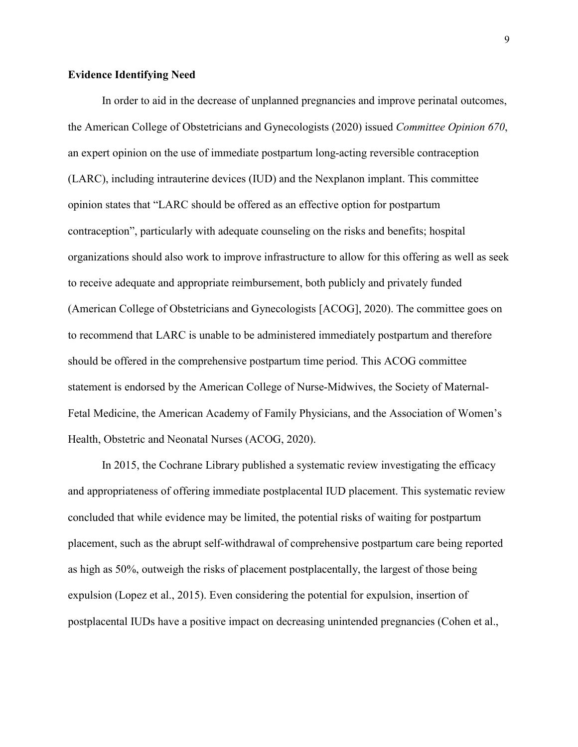**Evidence Identifying Need**

In order to aid in the decrease of unplanned pregnancies and improve perinatal outcomes, the American College of Obstetricians and Gynecologists (2020) issued *Committee Opinion 670*, an expert opinion on the use of immediate postpartum long-acting reversible contraception (LARC), including intrauterine devices (IUD) and the Nexplanon implant. This committee opinion states that "LARC should be offered as an effective option for postpartum contraception", particularly with adequate counseling on the risks and benefits; hospital organizations should also work to improve infrastructure to allow for this offering as well as seek to receive adequate and appropriate reimbursement, both publicly and privately funded (American College of Obstetricians and Gynecologists [ACOG], 2020). The committee goes on to recommend that LARC is unable to be administered immediately postpartum and therefore should be offered in the comprehensive postpartum time period. This ACOG committee statement is endorsed by the American College of Nurse-Midwives, the Society of Maternal-Fetal Medicine, the American Academy of Family Physicians, and the Association of Women's Health, Obstetric and Neonatal Nurses (ACOG, 2020).

In 2015, the Cochrane Library published a systematic review investigating the efficacy and appropriateness of offering immediate postplacental IUD placement. This systematic review concluded that while evidence may be limited, the potential risks of waiting for postpartum placement, such as the abrupt self-withdrawal of comprehensive postpartum care being reported as high as 50%, outweigh the risks of placement postplacentally, the largest of those being expulsion (Lopez et al., 2015). Even considering the potential for expulsion, insertion of postplacental IUDs have a positive impact on decreasing unintended pregnancies (Cohen et al.,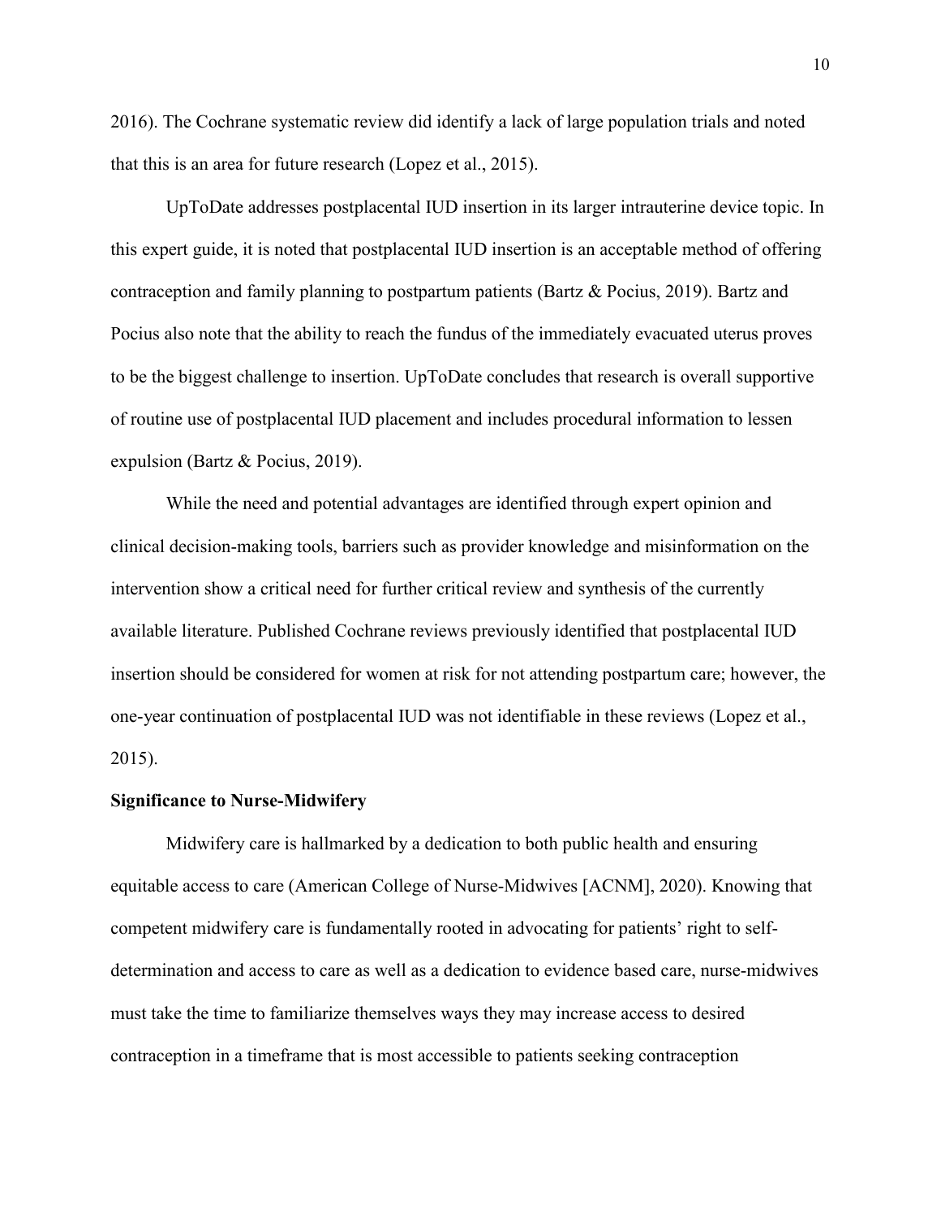2016). The Cochrane systematic review did identify a lack of large population trials and noted that this is an area for future research (Lopez et al., 2015).

UpToDate addresses postplacental IUD insertion in its larger intrauterine device topic. In this expert guide, it is noted that postplacental IUD insertion is an acceptable method of offering contraception and family planning to postpartum patients (Bartz & Pocius, 2019). Bartz and Pocius also note that the ability to reach the fundus of the immediately evacuated uterus proves to be the biggest challenge to insertion. UpToDate concludes that research is overall supportive of routine use of postplacental IUD placement and includes procedural information to lessen expulsion (Bartz & Pocius, 2019).

While the need and potential advantages are identified through expert opinion and clinical decision-making tools, barriers such as provider knowledge and misinformation on the intervention show a critical need for further critical review and synthesis of the currently available literature. Published Cochrane reviews previously identified that postplacental IUD insertion should be considered for women at risk for not attending postpartum care; however, the one-year continuation of postplacental IUD was not identifiable in these reviews (Lopez et al., 2015).

**Significance to Nurse-Midwifery**

Midwifery care is hallmarked by a dedication to both public health and ensuring equitable access to care (American College of Nurse-Midwives [ACNM], 2020). Knowing that competent midwifery care is fundamentally rooted in advocating for patients' right to self-determination and access to care as well as a dedication to evidence based care, nurse-midwives must take the time to familiarize themselves ways they may increase access to desired contraception in a timeframe that is most accessible to patients seeking contraception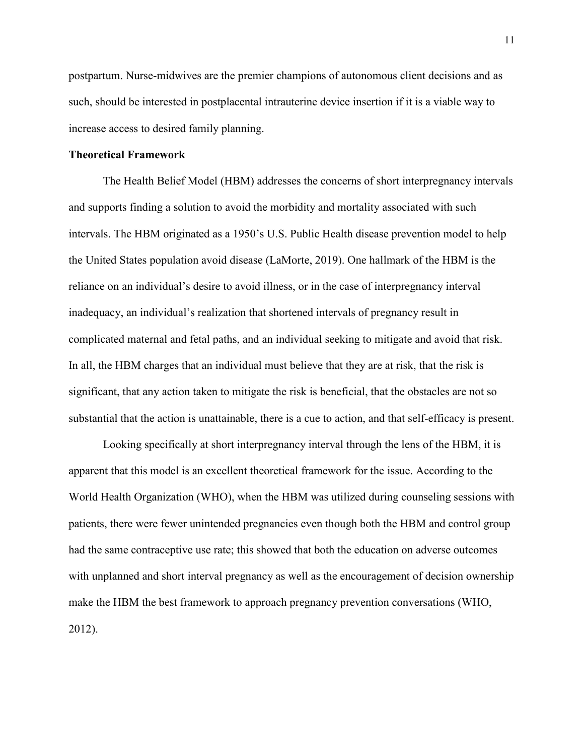postpartum. Nurse-midwives are the premier champions of autonomous client decisions and as such, should be interested in postplacental intrauterine device insertion if it is a viable way to increase access to desired family planning.

**Theoretical Framework**

The Health Belief Model (HBM) addresses the concerns of short interpregnancy intervals and supports finding a solution to avoid the morbidity and mortality associated with such intervals. The HBM originated as a 1950's U.S. Public Health disease prevention model to help the United States population avoid disease (LaMorte, 2019). One hallmark of the HBM is the reliance on an individual's desire to avoid illness, or in the case of interpregnancy interval inadequacy, an individual's realization that shortened intervals of pregnancy result in complicated maternal and fetal paths, and an individual seeking to mitigate and avoid that risk. In all, the HBM charges that an individual must believe that they are at risk, that the risk is significant, that any action taken to mitigate the risk is beneficial, that the obstacles are not so substantial that the action is unattainable, there is a cue to action, and that self-efficacy is present.

Looking specifically at short interpregnancy interval through the lens of the HBM, it is apparent that this model is an excellent theoretical framework for the issue. According to the World Health Organization (WHO), when the HBM was utilized during counseling sessions with patients, there were fewer unintended pregnancies even though both the HBM and control group had the same contraceptive use rate; this showed that both the education on adverse outcomes with unplanned and short interval pregnancy as well as the encouragement of decision ownership make the HBM the best framework to approach pregnancy prevention conversations (WHO, 2012).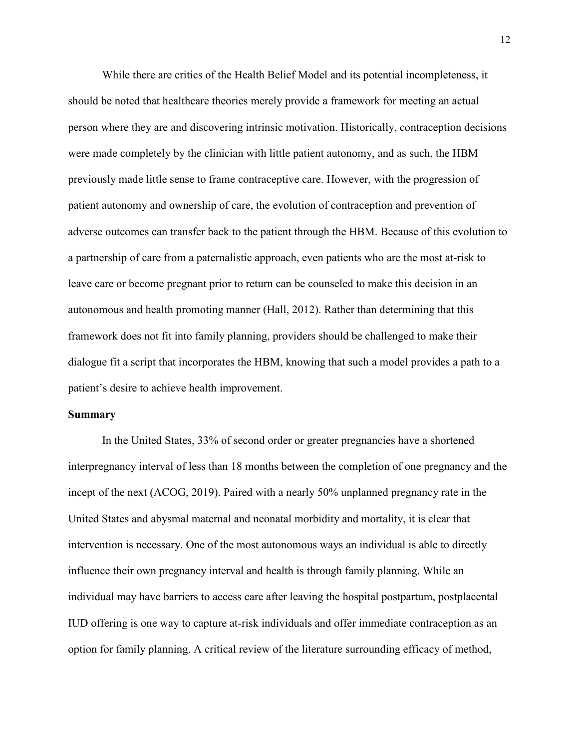While there are critics of the Health Belief Model and its potential incompleteness, it should be noted that healthcare theories merely provide a framework for meeting an actual person where they are and discovering intrinsic motivation. Historically, contraception decisions were made completely by the clinician with little patient autonomy, and as such, the HBM previously made little sense to frame contraceptive care. However, with the progression of patient autonomy and ownership of care, the evolution of contraception and prevention of adverse outcomes can transfer back to the patient through the HBM. Because of this evolution to a partnership of care from a paternalistic approach, even patients who are the most at-risk to leave care or become pregnant prior to return can be counseled to make this decision in an autonomous and health promoting manner (Hall, 2012). Rather than determining that this framework does not fit into family planning, providers should be challenged to make their dialogue fit a script that incorporates the HBM, knowing that such a model provides a path to a patient's desire to achieve health improvement.

## Summary

In the United States, 33% of second order or greater pregnancies have a shortened interpregnancy interval of less than 18 months between the completion of one pregnancy and the incept of the next (ACOG, 2019). Paired with a nearly 50% unplanned pregnancy rate in the United States and abysmal maternal and neonatal morbidity and mortality, it is clear that intervention is necessary. One of the most autonomous ways an individual is able to directly influence their own pregnancy interval and health is through family planning. While an individual may have barriers to access care after leaving the hospital postpartum, postplacental IUD offering is one way to capture at-risk individuals and offer immediate contraception as an option for family planning. A critical review of the literature surrounding efficacy of method,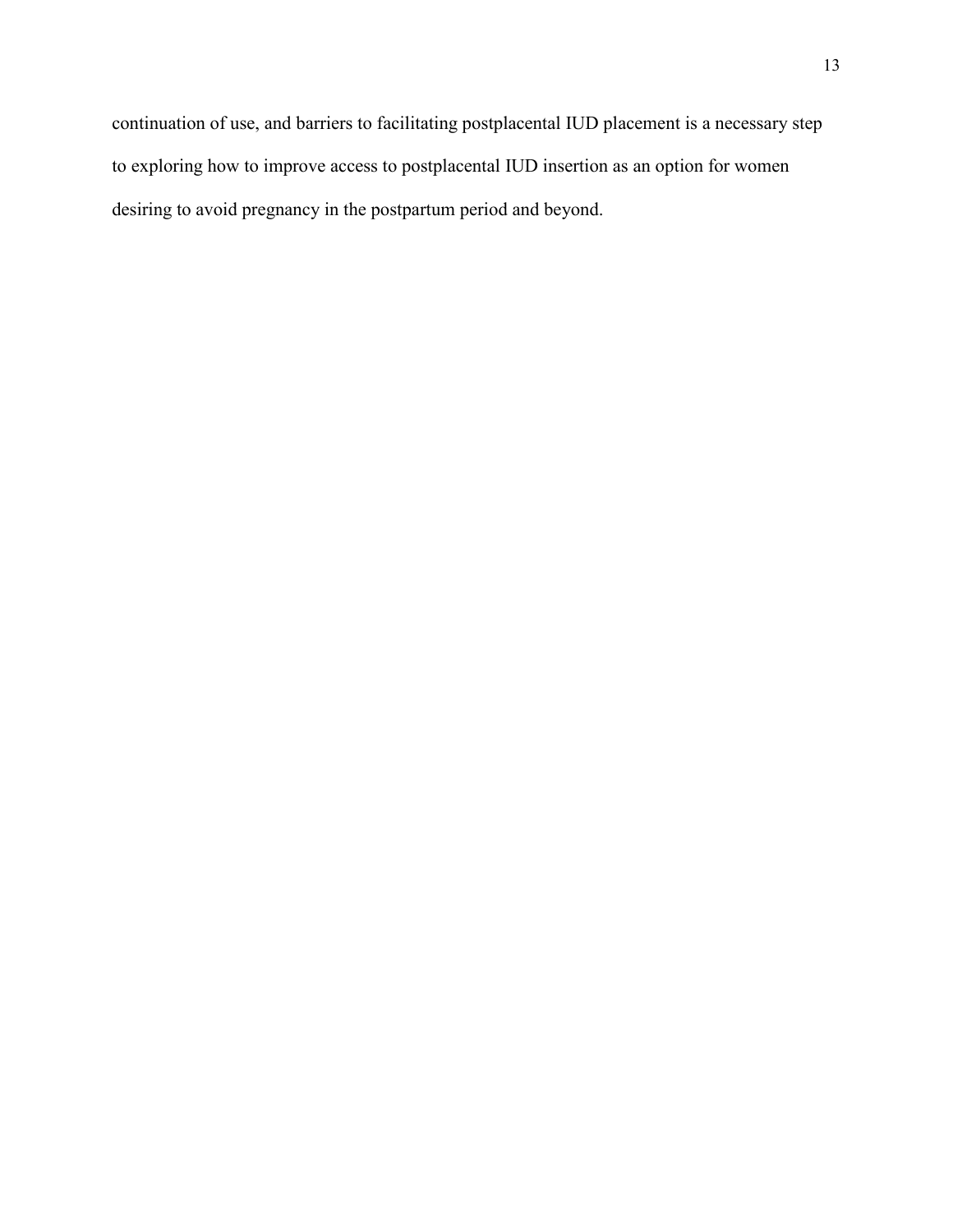continuation of use, and barriers to facilitating postplacental IUD placement is a necessary step to exploring how to improve access to postplacental IUD insertion as an option for women desiring to avoid pregnancy in the postpartum period and beyond.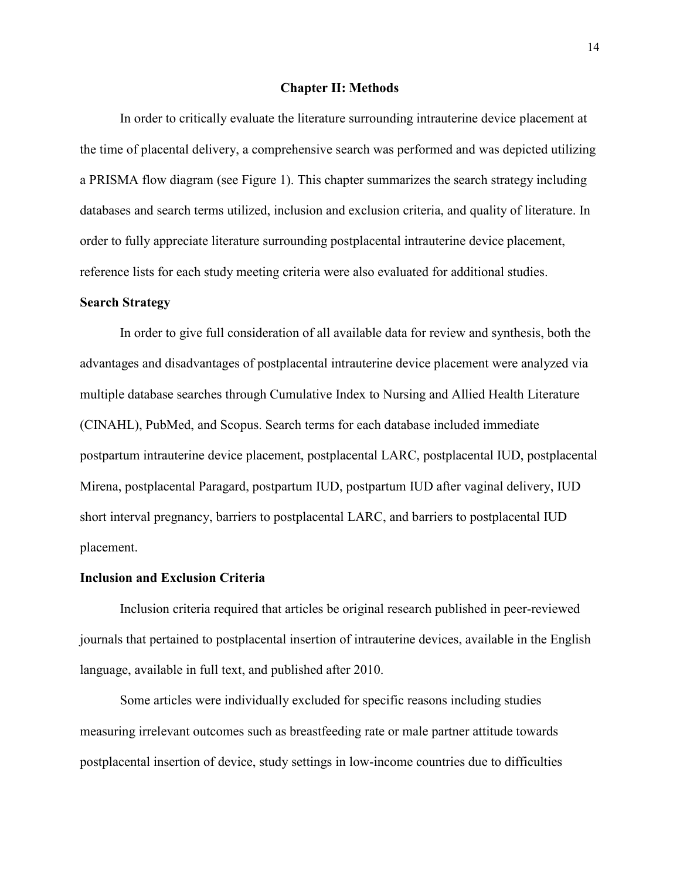## Chapter II: Methods

In order to critically evaluate the literature surrounding intrauterine device placement at the time of placental delivery, a comprehensive search was performed and was depicted utilizing a PRISMA flow diagram (see Figure 1). This chapter summarizes the search strategy including databases and search terms utilized, inclusion and exclusion criteria, and quality of literature. In order to fully appreciate literature surrounding postplacental intrauterine device placement, reference lists for each study meeting criteria were also evaluated for additional studies.

### Search Strategy

In order to give full consideration of all available data for review and synthesis, both the advantages and disadvantages of postplacental intrauterine device placement were analyzed via multiple database searches through Cumulative Index to Nursing and Allied Health Literature (CINAHL), PubMed, and Scopus. Search terms for each database included immediate postpartum intrauterine device placement, postplacental LARC, postplacental IUD, postplacental Mirena, postplacental Paragard, postpartum IUD, postpartum IUD after vaginal delivery, IUD short interval pregnancy, barriers to postplacental LARC, and barriers to postplacental IUD placement.

### Inclusion and Exclusion Criteria

Inclusion criteria required that articles be original research published in peer-reviewed journals that pertained to postplacental insertion of intrauterine devices, available in the English language, available in full text, and published after 2010.

Some articles were individually excluded for specific reasons including studies measuring irrelevant outcomes such as breastfeeding rate or male partner attitude towards postplacental insertion of device, study settings in low-income countries due to difficulties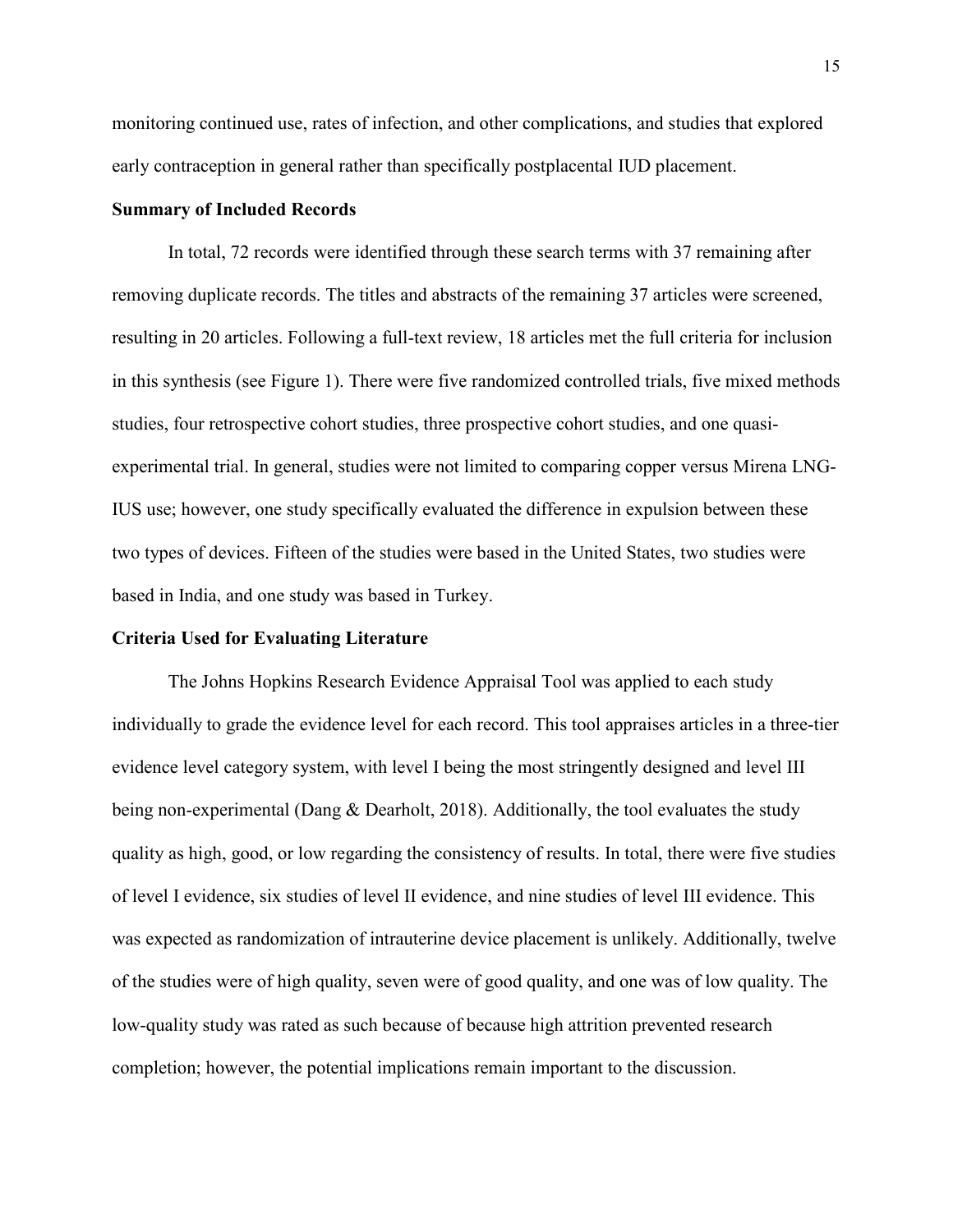monitoring continued use, rates of infection, and other complications, and studies that explored early contraception in general rather than specifically postplacental IUD placement.

### Summary of Included Records

In total, 72 records were identified through these search terms with 37 remaining after removing duplicate records. The titles and abstracts of the remaining 37 articles were screened, resulting in 20 articles. Following a full-text review, 18 articles met the full criteria for inclusion in this synthesis (see Figure 1). There were five randomized controlled trials, five mixed methods studies, four retrospective cohort studies, three prospective cohort studies, and one quasi-experimental trial. In general, studies were not limited to comparing copper versus Mirena LNG-IUS use; however, one study specifically evaluated the difference in expulsion between these two types of devices. Fifteen of the studies were based in the United States, two studies were based in India, and one study was based in Turkey.

### Criteria Used for Evaluating Literature

The Johns Hopkins Research Evidence Appraisal Tool was applied to each study individually to grade the evidence level for each record. This tool appraises articles in a three-tier evidence level category system, with level I being the most stringently designed and level III being non-experimental (Dang & Dearholt, 2018). Additionally, the tool evaluates the study quality as high, good, or low regarding the consistency of results. In total, there were five studies of level I evidence, six studies of level II evidence, and nine studies of level III evidence. This was expected as randomization of intrauterine device placement is unlikely. Additionally, twelve of the studies were of high quality, seven were of good quality, and one was of low quality. The low-quality study was rated as such because of because high attrition prevented research completion; however, the potential implications remain important to the discussion.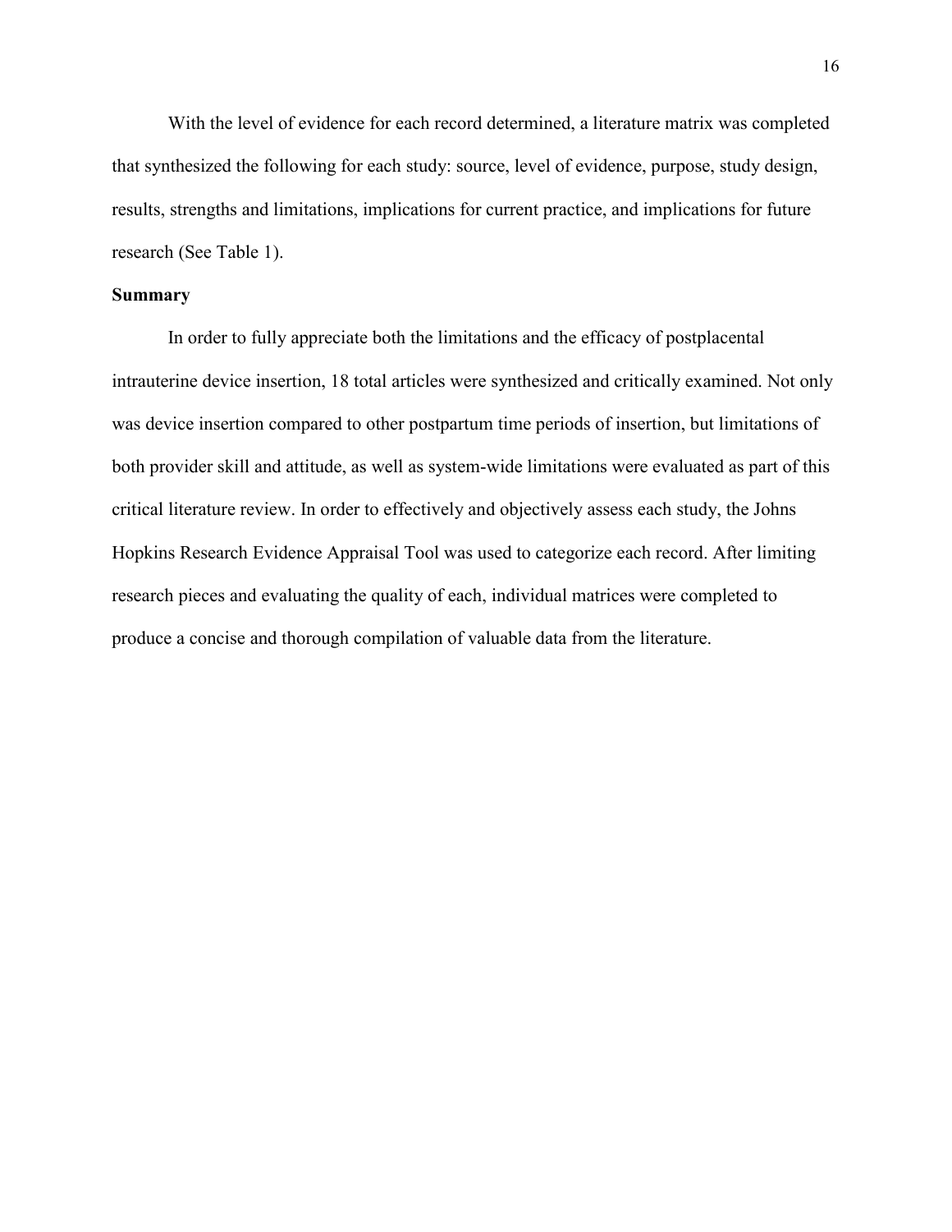With the level of evidence for each record determined, a literature matrix was completed that synthesized the following for each study: source, level of evidence, purpose, study design, results, strengths and limitations, implications for current practice, and implications for future research (See Table 1).

## Summary

In order to fully appreciate both the limitations and the efficacy of postplacental intrauterine device insertion, 18 total articles were synthesized and critically examined. Not only was device insertion compared to other postpartum time periods of insertion, but limitations of both provider skill and attitude, as well as system-wide limitations were evaluated as part of this critical literature review. In order to effectively and objectively assess each study, the Johns Hopkins Research Evidence Appraisal Tool was used to categorize each record. After limiting research pieces and evaluating the quality of each, individual matrices were completed to produce a concise and thorough compilation of valuable data from the literature.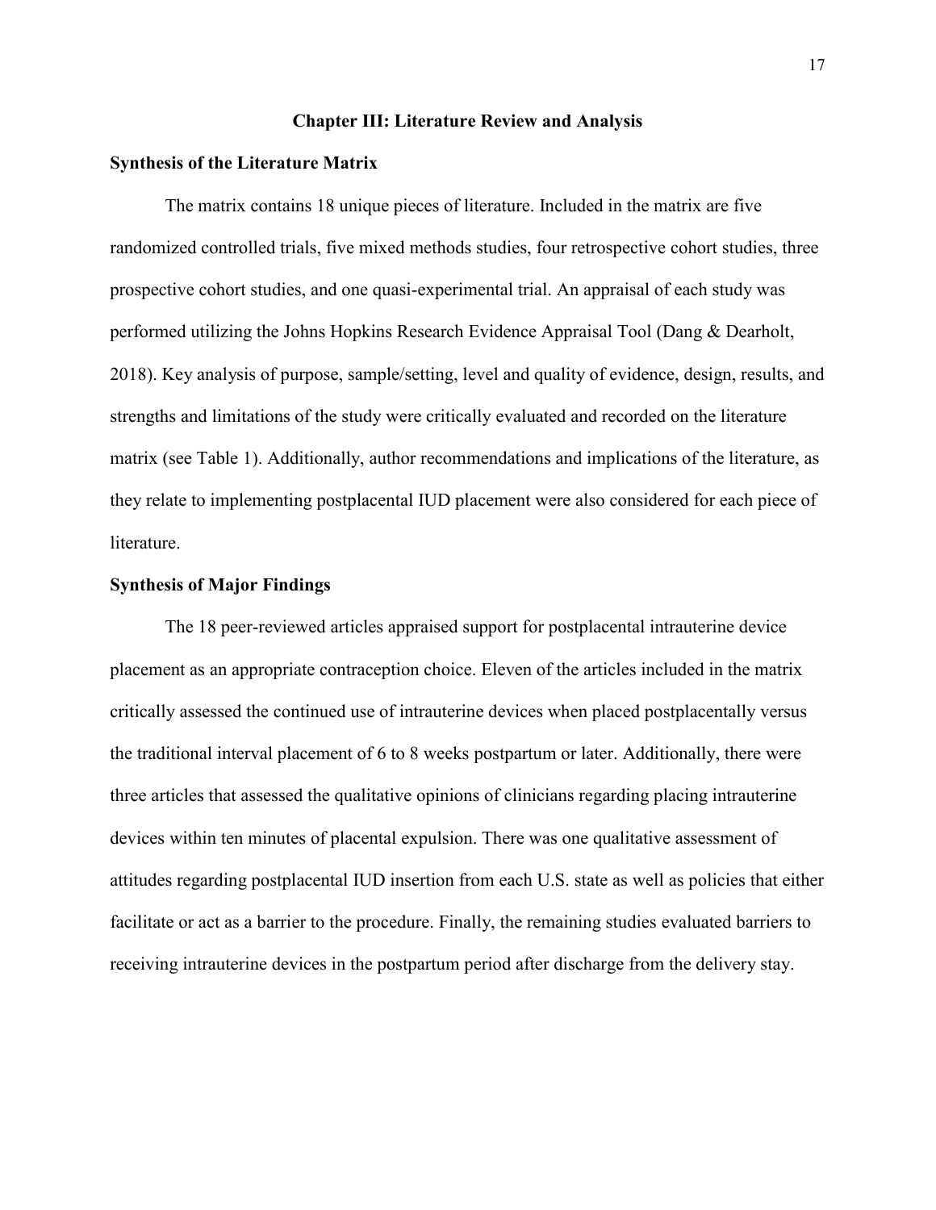# Chapter III: Literature Review and Analysis

## Synthesis of the Literature Matrix

The matrix contains 18 unique pieces of literature. Included in the matrix are five randomized controlled trials, five mixed methods studies, four retrospective cohort studies, three prospective cohort studies, and one quasi-experimental trial. An appraisal of each study was performed utilizing the Johns Hopkins Research Evidence Appraisal Tool (Dang & Dearholt, 2018). Key analysis of purpose, sample/setting, level and quality of evidence, design, results, and strengths and limitations of the study were critically evaluated and recorded on the literature matrix (see Table 1). Additionally, author recommendations and implications of the literature, as they relate to implementing postplacental IUD placement were also considered for each piece of literature.

## Synthesis of Major Findings

The 18 peer-reviewed articles appraised support for postplacental intrauterine device placement as an appropriate contraception choice. Eleven of the articles included in the matrix critically assessed the continued use of intrauterine devices when placed postplacentally versus the traditional interval placement of 6 to 8 weeks postpartum or later. Additionally, there were three articles that assessed the qualitative opinions of clinicians regarding placing intrauterine devices within ten minutes of placental expulsion. There was one qualitative assessment of attitudes regarding postplacental IUD insertion from each U.S. state as well as policies that either facilitate or act as a barrier to the procedure. Finally, the remaining studies evaluated barriers to receiving intrauterine devices in the postpartum period after discharge from the delivery stay.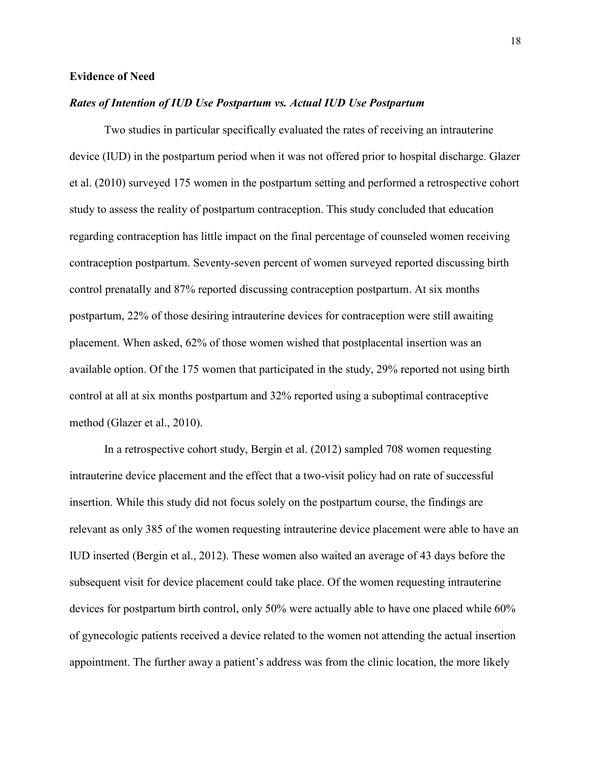**Evidence of Need**

***Rates of Intention of IUD Use Postpartum vs. Actual IUD Use Postpartum***

Two studies in particular specifically evaluated the rates of receiving an intrauterine device (IUD) in the postpartum period when it was not offered prior to hospital discharge. Glazer et al. (2010) surveyed 175 women in the postpartum setting and performed a retrospective cohort study to assess the reality of postpartum contraception. This study concluded that education regarding contraception has little impact on the final percentage of counseled women receiving contraception postpartum. Seventy-seven percent of women surveyed reported discussing birth control prenatally and 87% reported discussing contraception postpartum. At six months postpartum, 22% of those desiring intrauterine devices for contraception were still awaiting placement. When asked, 62% of those women wished that postplacental insertion was an available option. Of the 175 women that participated in the study, 29% reported not using birth control at all at six months postpartum and 32% reported using a suboptimal contraceptive method (Glazer et al., 2010).

In a retrospective cohort study, Bergin et al. (2012) sampled 708 women requesting intrauterine device placement and the effect that a two-visit policy had on rate of successful insertion. While this study did not focus solely on the postpartum course, the findings are relevant as only 385 of the women requesting intrauterine device placement were able to have an IUD inserted (Bergin et al., 2012). These women also waited an average of 43 days before the subsequent visit for device placement could take place. Of the women requesting intrauterine devices for postpartum birth control, only 50% were actually able to have one placed while 60% of gynecologic patients received a device related to the women not attending the actual insertion appointment. The further away a patient's address was from the clinic location, the more likely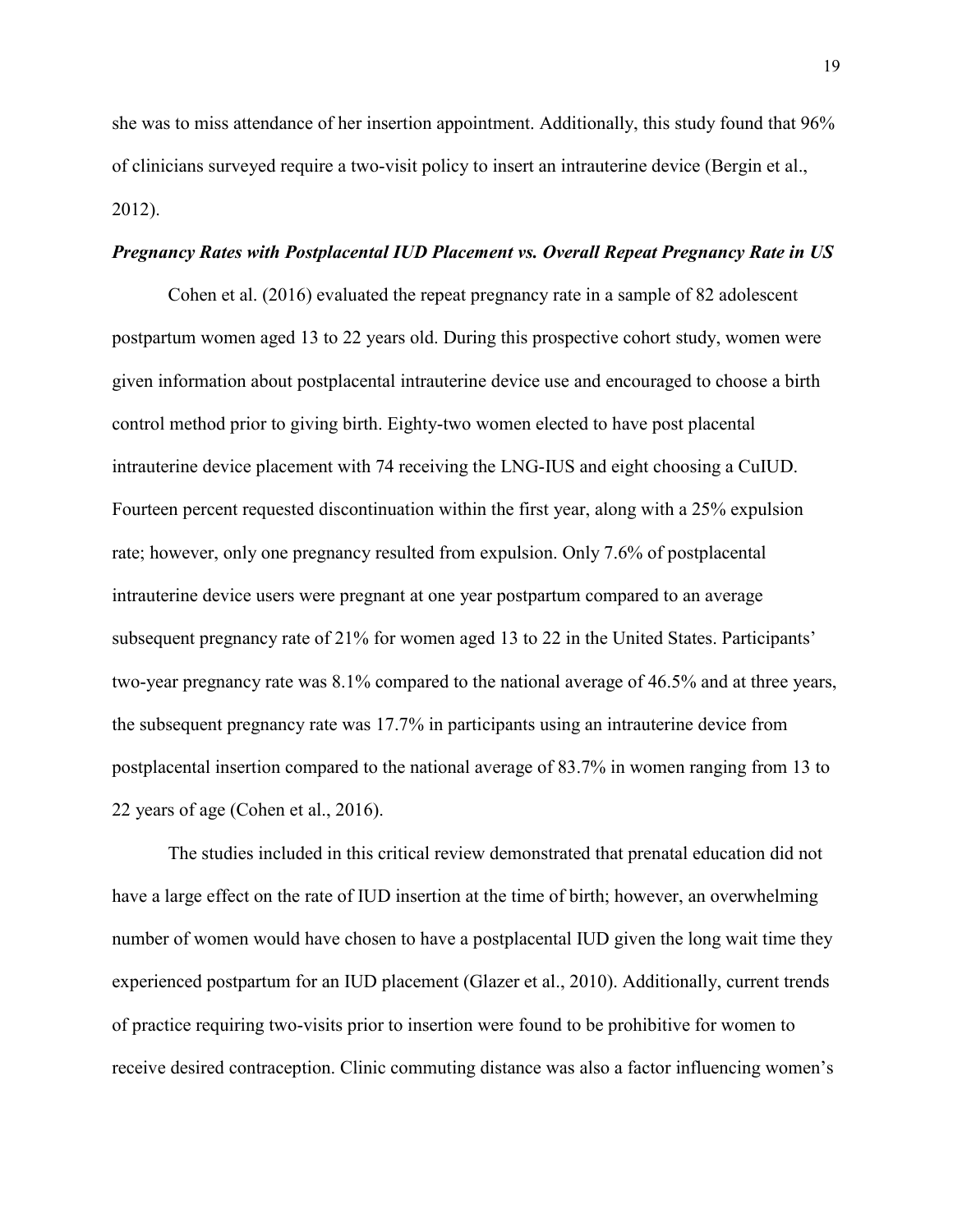she was to miss attendance of her insertion appointment. Additionally, this study found that 96% of clinicians surveyed require a two-visit policy to insert an intrauterine device (Bergin et al., 2012).

***Pregnancy Rates with Postplacental IUD Placement vs. Overall Repeat Pregnancy Rate in US***

Cohen et al. (2016) evaluated the repeat pregnancy rate in a sample of 82 adolescent postpartum women aged 13 to 22 years old. During this prospective cohort study, women were given information about postplacental intrauterine device use and encouraged to choose a birth control method prior to giving birth. Eighty-two women elected to have post placental intrauterine device placement with 74 receiving the LNG-IUS and eight choosing a CuIUD. Fourteen percent requested discontinuation within the first year, along with a 25% expulsion rate; however, only one pregnancy resulted from expulsion. Only 7.6% of postplacental intrauterine device users were pregnant at one year postpartum compared to an average subsequent pregnancy rate of 21% for women aged 13 to 22 in the United States. Participants' two-year pregnancy rate was 8.1% compared to the national average of 46.5% and at three years, the subsequent pregnancy rate was 17.7% in participants using an intrauterine device from postplacental insertion compared to the national average of 83.7% in women ranging from 13 to 22 years of age (Cohen et al., 2016).

The studies included in this critical review demonstrated that prenatal education did not have a large effect on the rate of IUD insertion at the time of birth; however, an overwhelming number of women would have chosen to have a postplacental IUD given the long wait time they experienced postpartum for an IUD placement (Glazer et al., 2010). Additionally, current trends of practice requiring two-visits prior to insertion were found to be prohibitive for women to receive desired contraception. Clinic commuting distance was also a factor influencing women's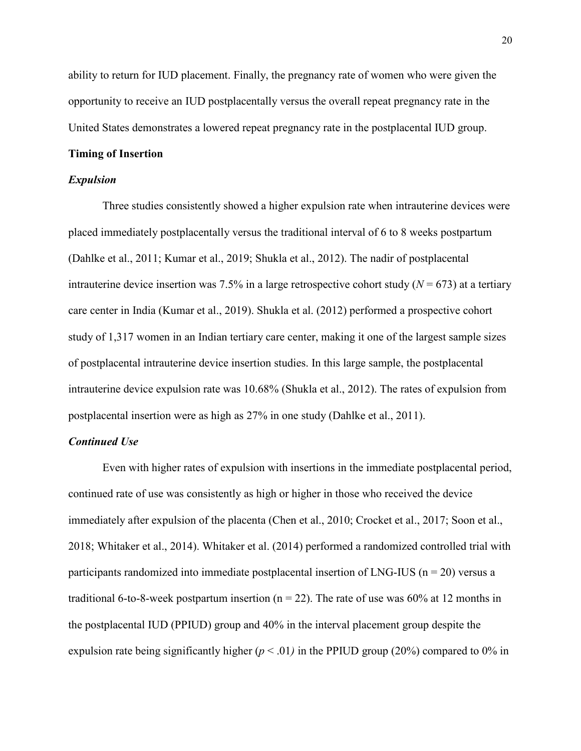ability to return for IUD placement. Finally, the pregnancy rate of women who were given the opportunity to receive an IUD postplacentally versus the overall repeat pregnancy rate in the United States demonstrates a lowered repeat pregnancy rate in the postplacental IUD group.

## Timing of Insertion

### *Expulsion*

Three studies consistently showed a higher expulsion rate when intrauterine devices were placed immediately postplacentally versus the traditional interval of 6 to 8 weeks postpartum (Dahlke et al., 2011; Kumar et al., 2019; Shukla et al., 2012). The nadir of postplacental intrauterine device insertion was 7.5% in a large retrospective cohort study ($N = 673$) at a tertiary care center in India (Kumar et al., 2019). Shukla et al. (2012) performed a prospective cohort study of 1,317 women in an Indian tertiary care center, making it one of the largest sample sizes of postplacental intrauterine device insertion studies. In this large sample, the postplacental intrauterine device expulsion rate was 10.68% (Shukla et al., 2012). The rates of expulsion from postplacental insertion were as high as 27% in one study (Dahlke et al., 2011).

### *Continued Use*

Even with higher rates of expulsion with insertions in the immediate postplacental period, continued rate of use was consistently as high or higher in those who received the device immediately after expulsion of the placenta (Chen et al., 2010; Crocket et al., 2017; Soon et al., 2018; Whitaker et al., 2014). Whitaker et al. (2014) performed a randomized controlled trial with participants randomized into immediate postplacental insertion of LNG-IUS ($n = 20$) versus a traditional 6-to-8-week postpartum insertion ($n = 22$). The rate of use was 60% at 12 months in the postplacental IUD (PPIUD) group and 40% in the interval placement group despite the expulsion rate being significantly higher ($p < .01$) in the PPIUD group (20%) compared to 0% in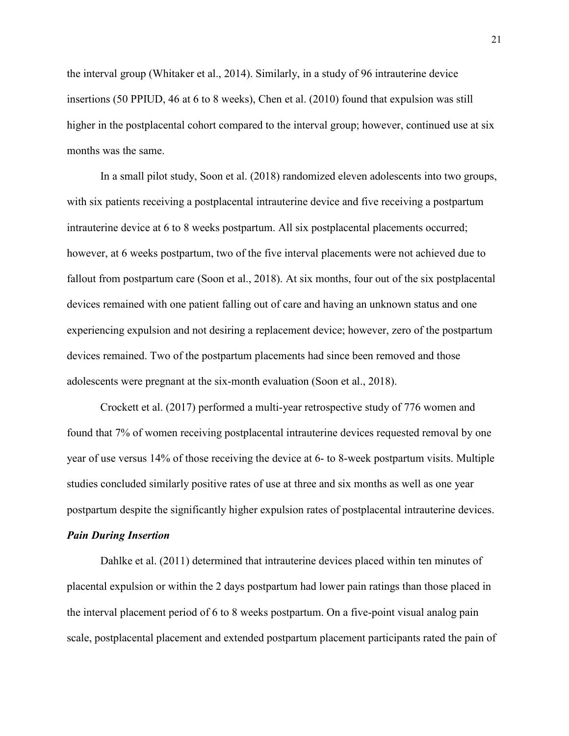the interval group (Whitaker et al., 2014). Similarly, in a study of 96 intrauterine device insertions (50 PPIUD, 46 at 6 to 8 weeks), Chen et al. (2010) found that expulsion was still higher in the postplacental cohort compared to the interval group; however, continued use at six months was the same.

In a small pilot study, Soon et al. (2018) randomized eleven adolescents into two groups, with six patients receiving a postplacental intrauterine device and five receiving a postpartum intrauterine device at 6 to 8 weeks postpartum. All six postplacental placements occurred; however, at 6 weeks postpartum, two of the five interval placements were not achieved due to fallout from postpartum care (Soon et al., 2018). At six months, four out of the six postplacental devices remained with one patient falling out of care and having an unknown status and one experiencing expulsion and not desiring a replacement device; however, zero of the postpartum devices remained. Two of the postpartum placements had since been removed and those adolescents were pregnant at the six-month evaluation (Soon et al., 2018).

Crockett et al. (2017) performed a multi-year retrospective study of 776 women and found that 7% of women receiving postplacental intrauterine devices requested removal by one year of use versus 14% of those receiving the device at 6- to 8-week postpartum visits. Multiple studies concluded similarly positive rates of use at three and six months as well as one year postpartum despite the significantly higher expulsion rates of postplacental intrauterine devices.

### *Pain During Insertion*

Dahlke et al. (2011) determined that intrauterine devices placed within ten minutes of placental expulsion or within the 2 days postpartum had lower pain ratings than those placed in the interval placement period of 6 to 8 weeks postpartum. On a five-point visual analog pain scale, postplacental placement and extended postpartum placement participants rated the pain of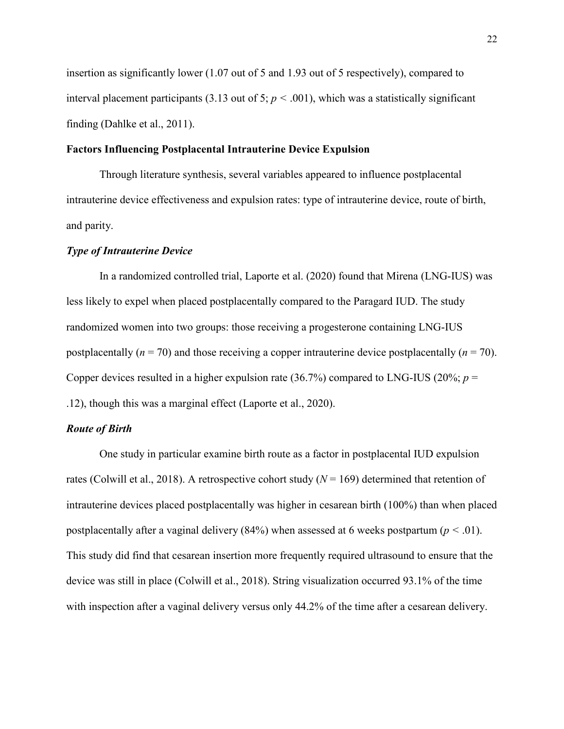insertion as significantly lower (1.07 out of 5 and 1.93 out of 5 respectively), compared to interval placement participants (3.13 out of 5; $p < .001$), which was a statistically significant finding (Dahlke et al., 2011).

## Factors Influencing Postplacental Intrauterine Device Expulsion

Through literature synthesis, several variables appeared to influence postplacental intrauterine device effectiveness and expulsion rates: type of intrauterine device, route of birth, and parity.

### *Type of Intrauterine Device*

In a randomized controlled trial, Laporte et al. (2020) found that Mirena (LNG-IUS) was less likely to expel when placed postplacentally compared to the Paragard IUD. The study randomized women into two groups: those receiving a progesterone containing LNG-IUS postplacentally ($n = 70$) and those receiving a copper intrauterine device postplacentally ($n = 70$). Copper devices resulted in a higher expulsion rate (36.7%) compared to LNG-IUS (20%; $p = .12$), though this was a marginal effect (Laporte et al., 2020).

### *Route of Birth*

One study in particular examine birth route as a factor in postplacental IUD expulsion rates (Colwill et al., 2018). A retrospective cohort study ($N = 169$) determined that retention of intrauterine devices placed postplacentally was higher in cesarean birth (100%) than when placed postplacentally after a vaginal delivery (84%) when assessed at 6 weeks postpartum ($p < .01$). This study did find that cesarean insertion more frequently required ultrasound to ensure that the device was still in place (Colwill et al., 2018). String visualization occurred 93.1% of the time with inspection after a vaginal delivery versus only 44.2% of the time after a cesarean delivery.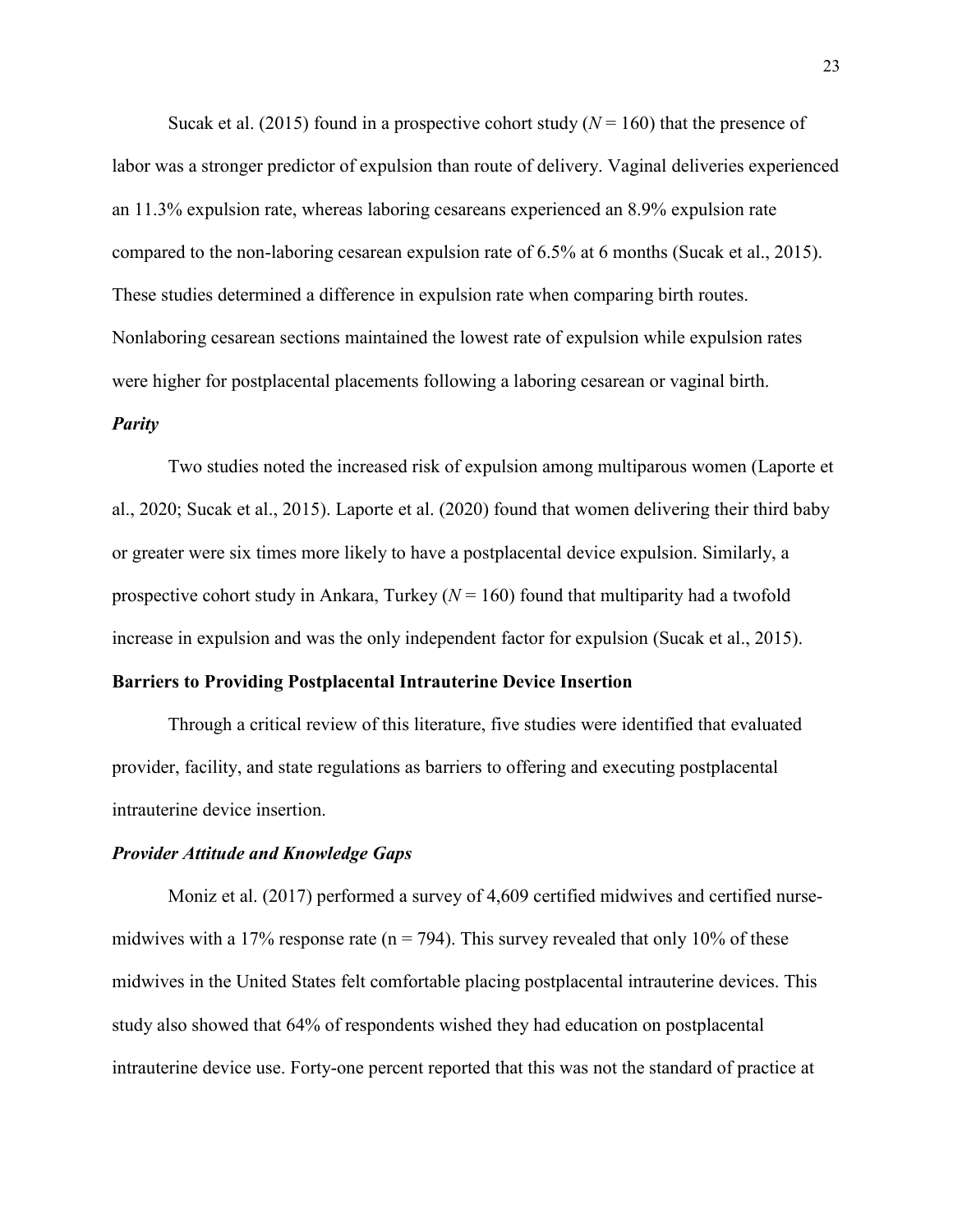Sucak et al. (2015) found in a prospective cohort study (*N* = 160) that the presence of labor was a stronger predictor of expulsion than route of delivery. Vaginal deliveries experienced an 11.3% expulsion rate, whereas laboring cesareans experienced an 8.9% expulsion rate compared to the non-laboring cesarean expulsion rate of 6.5% at 6 months (Sucak et al., 2015). These studies determined a difference in expulsion rate when comparing birth routes. Nonlaboring cesarean sections maintained the lowest rate of expulsion while expulsion rates were higher for postplacental placements following a laboring cesarean or vaginal birth.

### *Parity*

Two studies noted the increased risk of expulsion among multiparous women (Laporte et al., 2020; Sucak et al., 2015). Laporte et al. (2020) found that women delivering their third baby or greater were six times more likely to have a postplacental device expulsion. Similarly, a prospective cohort study in Ankara, Turkey (*N* = 160) found that multiparity had a twofold increase in expulsion and was the only independent factor for expulsion (Sucak et al., 2015).

## Barriers to Providing Postplacental Intrauterine Device Insertion

Through a critical review of this literature, five studies were identified that evaluated provider, facility, and state regulations as barriers to offering and executing postplacental intrauterine device insertion.

### *Provider Attitude and Knowledge Gaps*

Moniz et al. (2017) performed a survey of 4,609 certified midwives and certified nurse-midwives with a 17% response rate (n = 794). This survey revealed that only 10% of these midwives in the United States felt comfortable placing postplacental intrauterine devices. This study also showed that 64% of respondents wished they had education on postplacental intrauterine device use. Forty-one percent reported that this was not the standard of practice at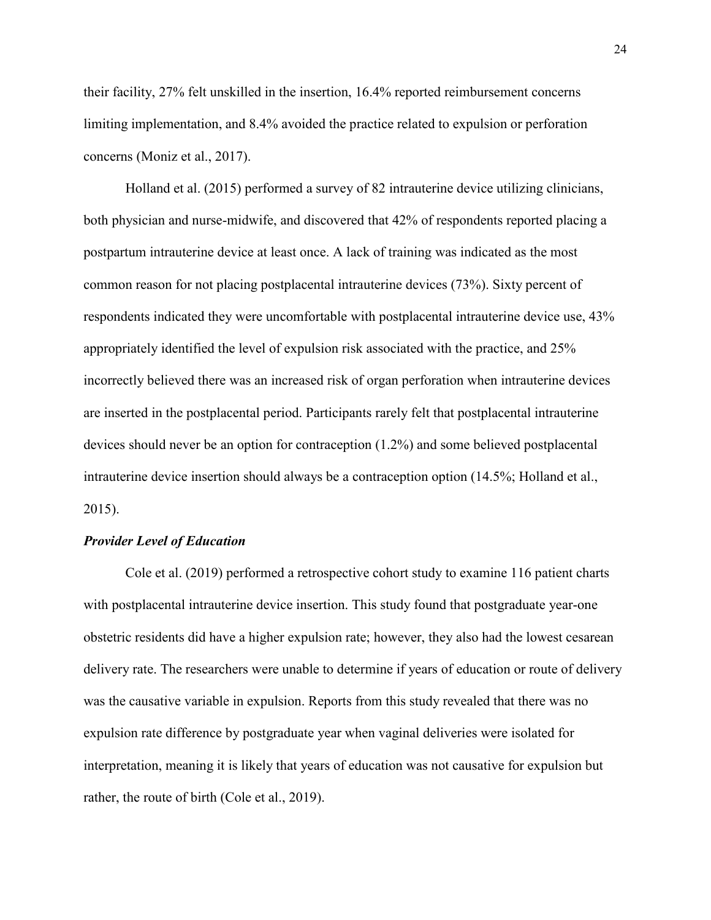their facility, 27% felt unskilled in the insertion, 16.4% reported reimbursement concerns limiting implementation, and 8.4% avoided the practice related to expulsion or perforation concerns (Moniz et al., 2017).

Holland et al. (2015) performed a survey of 82 intrauterine device utilizing clinicians, both physician and nurse-midwife, and discovered that 42% of respondents reported placing a postpartum intrauterine device at least once. A lack of training was indicated as the most common reason for not placing postplacental intrauterine devices (73%). Sixty percent of respondents indicated they were uncomfortable with postplacental intrauterine device use, 43% appropriately identified the level of expulsion risk associated with the practice, and 25% incorrectly believed there was an increased risk of organ perforation when intrauterine devices are inserted in the postplacental period. Participants rarely felt that postplacental intrauterine devices should never be an option for contraception (1.2%) and some believed postplacental intrauterine device insertion should always be a contraception option (14.5%; Holland et al., 2015).

### ***Provider Level of Education***

Cole et al. (2019) performed a retrospective cohort study to examine 116 patient charts with postplacental intrauterine device insertion. This study found that postgraduate year-one obstetric residents did have a higher expulsion rate; however, they also had the lowest cesarean delivery rate. The researchers were unable to determine if years of education or route of delivery was the causative variable in expulsion. Reports from this study revealed that there was no expulsion rate difference by postgraduate year when vaginal deliveries were isolated for interpretation, meaning it is likely that years of education was not causative for expulsion but rather, the route of birth (Cole et al., 2019).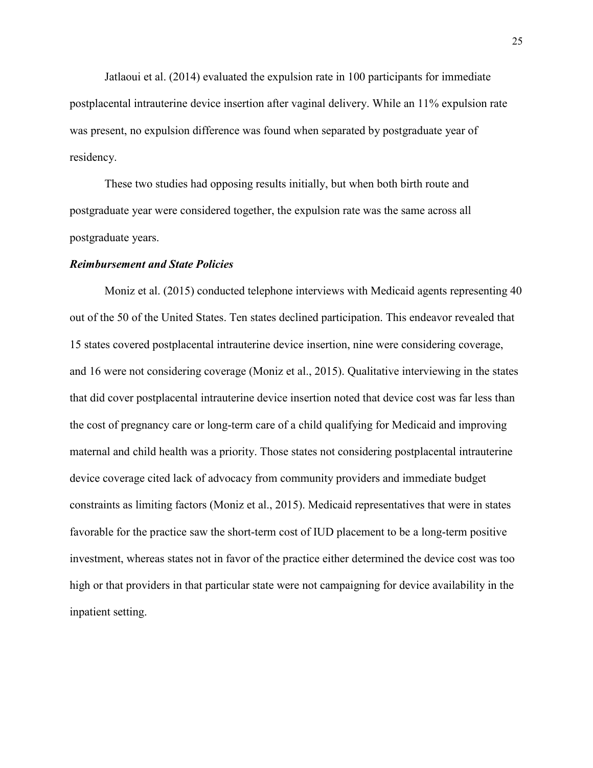Jatlaoui et al. (2014) evaluated the expulsion rate in 100 participants for immediate postplacental intrauterine device insertion after vaginal delivery. While an 11% expulsion rate was present, no expulsion difference was found when separated by postgraduate year of residency.

These two studies had opposing results initially, but when both birth route and postgraduate year were considered together, the expulsion rate was the same across all postgraduate years.

### *Reimbursement and State Policies*

Moniz et al. (2015) conducted telephone interviews with Medicaid agents representing 40 out of the 50 of the United States. Ten states declined participation. This endeavor revealed that 15 states covered postplacental intrauterine device insertion, nine were considering coverage, and 16 were not considering coverage (Moniz et al., 2015). Qualitative interviewing in the states that did cover postplacental intrauterine device insertion noted that device cost was far less than the cost of pregnancy care or long-term care of a child qualifying for Medicaid and improving maternal and child health was a priority. Those states not considering postplacental intrauterine device coverage cited lack of advocacy from community providers and immediate budget constraints as limiting factors (Moniz et al., 2015). Medicaid representatives that were in states favorable for the practice saw the short-term cost of IUD placement to be a long-term positive investment, whereas states not in favor of the practice either determined the device cost was too high or that providers in that particular state were not campaigning for device availability in the inpatient setting.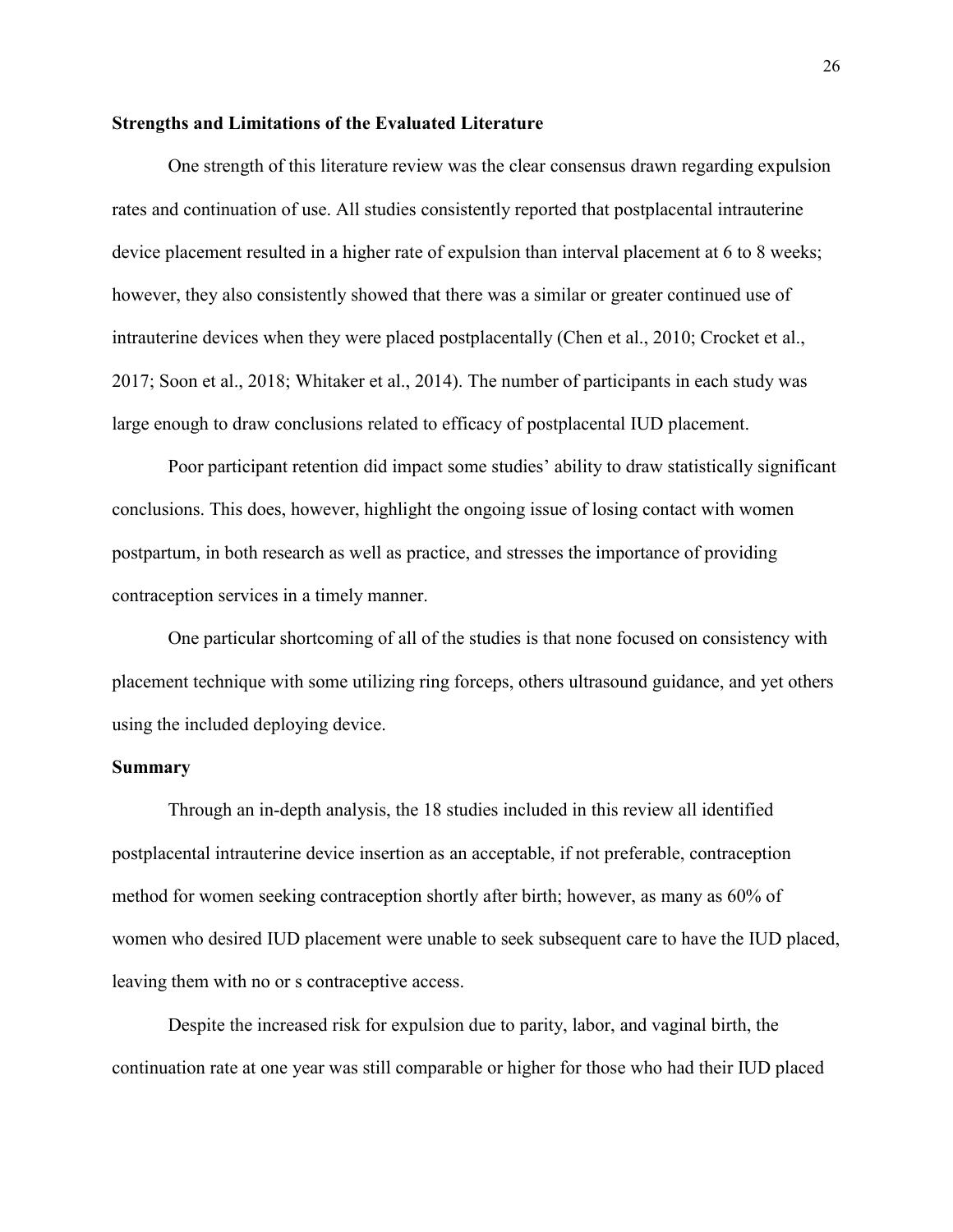**Strengths and Limitations of the Evaluated Literature**

One strength of this literature review was the clear consensus drawn regarding expulsion rates and continuation of use. All studies consistently reported that postplacental intrauterine device placement resulted in a higher rate of expulsion than interval placement at 6 to 8 weeks; however, they also consistently showed that there was a similar or greater continued use of intrauterine devices when they were placed postplacentally (Chen et al., 2010; Crocket et al., 2017; Soon et al., 2018; Whitaker et al., 2014). The number of participants in each study was large enough to draw conclusions related to efficacy of postplacental IUD placement.

Poor participant retention did impact some studies' ability to draw statistically significant conclusions. This does, however, highlight the ongoing issue of losing contact with women postpartum, in both research as well as practice, and stresses the importance of providing contraception services in a timely manner.

One particular shortcoming of all of the studies is that none focused on consistency with placement technique with some utilizing ring forceps, others ultrasound guidance, and yet others using the included deploying device.

**Summary**

Through an in-depth analysis, the 18 studies included in this review all identified postplacental intrauterine device insertion as an acceptable, if not preferable, contraception method for women seeking contraception shortly after birth; however, as many as 60% of women who desired IUD placement were unable to seek subsequent care to have the IUD placed, leaving them with no or s contraceptive access.

Despite the increased risk for expulsion due to parity, labor, and vaginal birth, the continuation rate at one year was still comparable or higher for those who had their IUD placed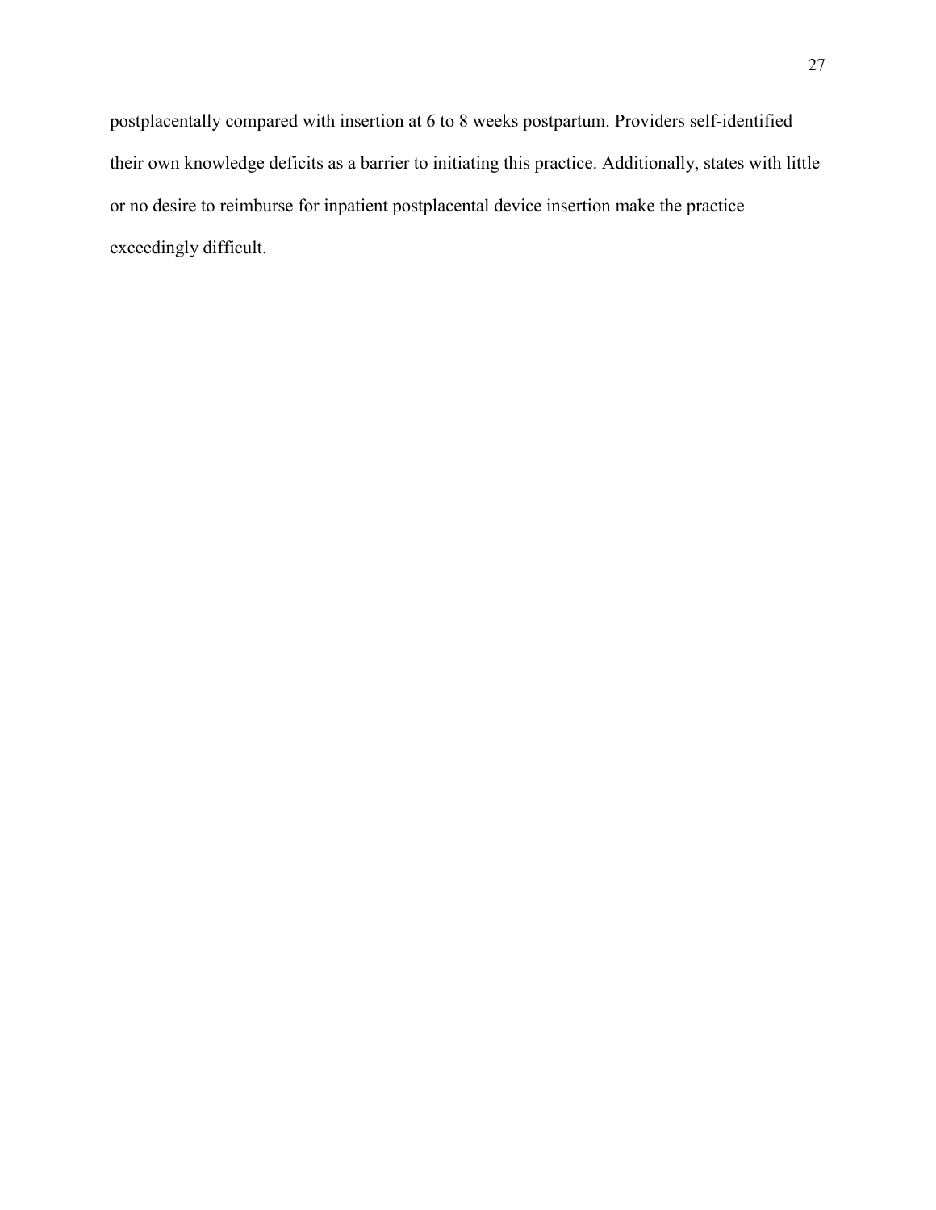postplacentally compared with insertion at 6 to 8 weeks postpartum. Providers self-identified their own knowledge deficits as a barrier to initiating this practice. Additionally, states with little or no desire to reimburse for inpatient postplacental device insertion make the practice exceedingly difficult.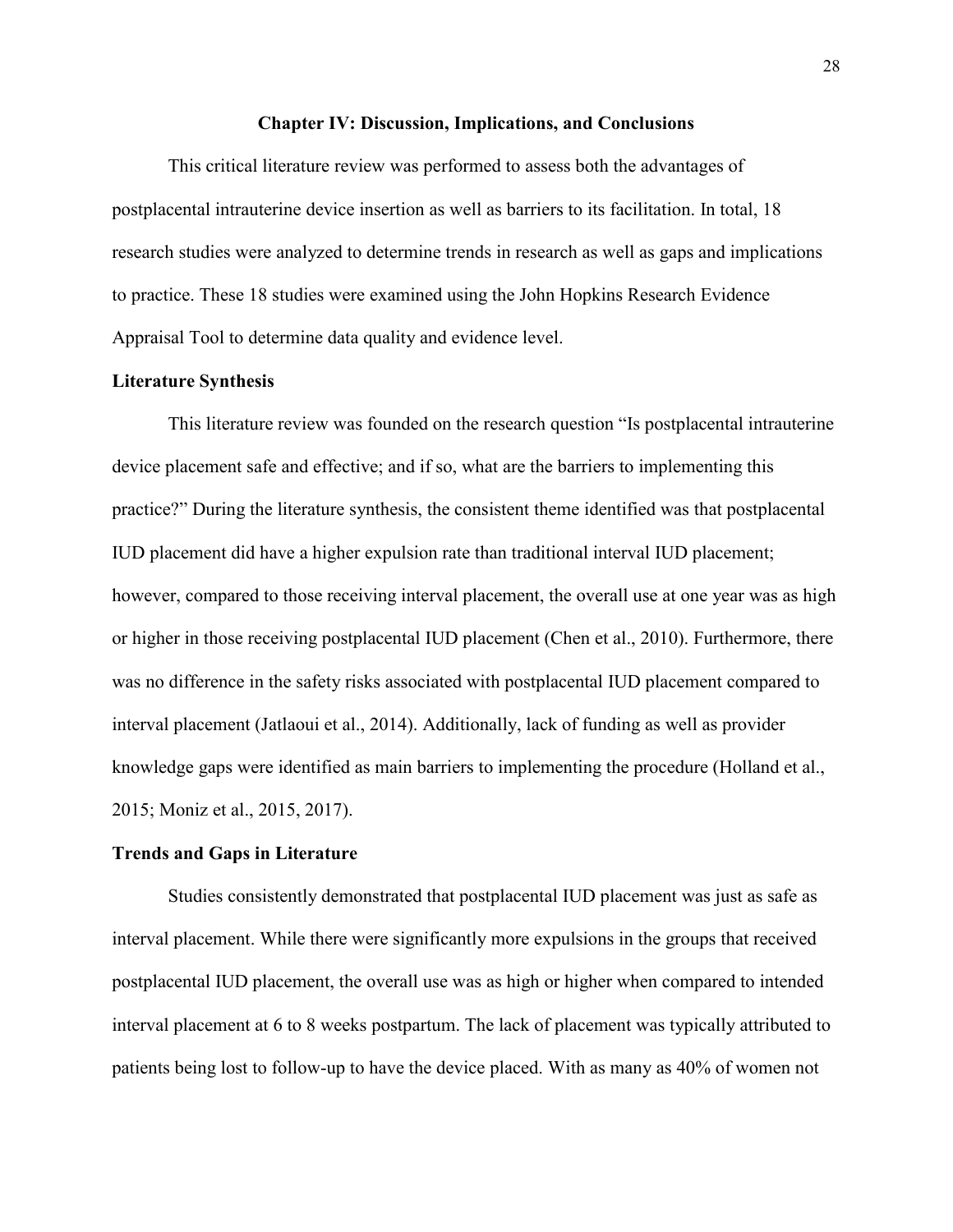# Chapter IV: Discussion, Implications, and Conclusions

This critical literature review was performed to assess both the advantages of postplacental intrauterine device insertion as well as barriers to its facilitation. In total, 18 research studies were analyzed to determine trends in research as well as gaps and implications to practice. These 18 studies were examined using the John Hopkins Research Evidence Appraisal Tool to determine data quality and evidence level.

## Literature Synthesis

This literature review was founded on the research question "Is postplacental intrauterine device placement safe and effective; and if so, what are the barriers to implementing this practice?" During the literature synthesis, the consistent theme identified was that postplacental IUD placement did have a higher expulsion rate than traditional interval IUD placement; however, compared to those receiving interval placement, the overall use at one year was as high or higher in those receiving postplacental IUD placement (Chen et al., 2010). Furthermore, there was no difference in the safety risks associated with postplacental IUD placement compared to interval placement (Jatlaoui et al., 2014). Additionally, lack of funding as well as provider knowledge gaps were identified as main barriers to implementing the procedure (Holland et al., 2015; Moniz et al., 2015, 2017).

## Trends and Gaps in Literature

Studies consistently demonstrated that postplacental IUD placement was just as safe as interval placement. While there were significantly more expulsions in the groups that received postplacental IUD placement, the overall use was as high or higher when compared to intended interval placement at 6 to 8 weeks postpartum. The lack of placement was typically attributed to patients being lost to follow-up to have the device placed. With as many as 40% of women not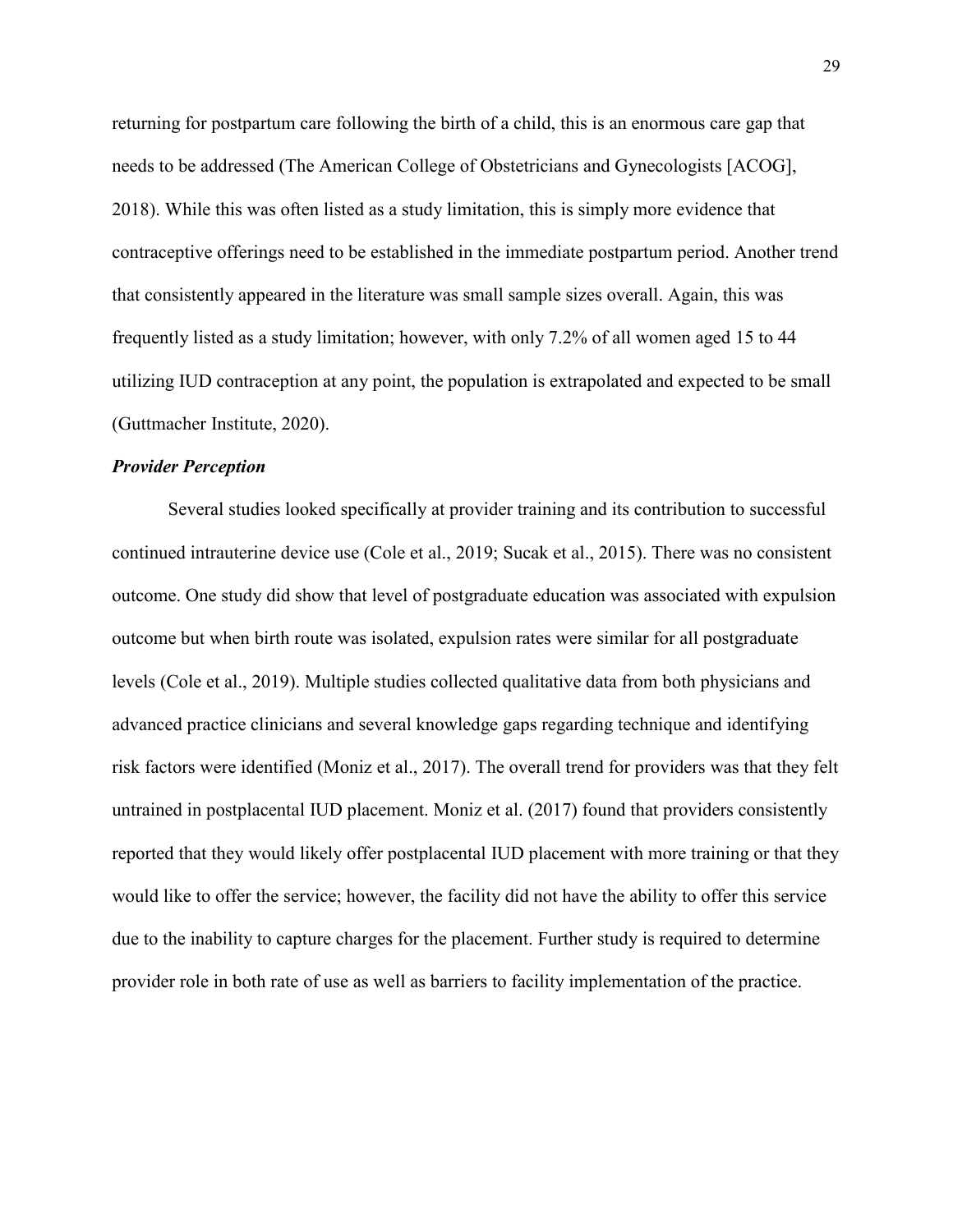returning for postpartum care following the birth of a child, this is an enormous care gap that needs to be addressed (The American College of Obstetricians and Gynecologists [ACOG], 2018). While this was often listed as a study limitation, this is simply more evidence that contraceptive offerings need to be established in the immediate postpartum period. Another trend that consistently appeared in the literature was small sample sizes overall. Again, this was frequently listed as a study limitation; however, with only 7.2% of all women aged 15 to 44 utilizing IUD contraception at any point, the population is extrapolated and expected to be small (Guttmacher Institute, 2020).

### ***Provider Perception***

Several studies looked specifically at provider training and its contribution to successful continued intrauterine device use (Cole et al., 2019; Sucak et al., 2015). There was no consistent outcome. One study did show that level of postgraduate education was associated with expulsion outcome but when birth route was isolated, expulsion rates were similar for all postgraduate levels (Cole et al., 2019). Multiple studies collected qualitative data from both physicians and advanced practice clinicians and several knowledge gaps regarding technique and identifying risk factors were identified (Moniz et al., 2017). The overall trend for providers was that they felt untrained in postplacental IUD placement. Moniz et al. (2017) found that providers consistently reported that they would likely offer postplacental IUD placement with more training or that they would like to offer the service; however, the facility did not have the ability to offer this service due to the inability to capture charges for the placement. Further study is required to determine provider role in both rate of use as well as barriers to facility implementation of the practice.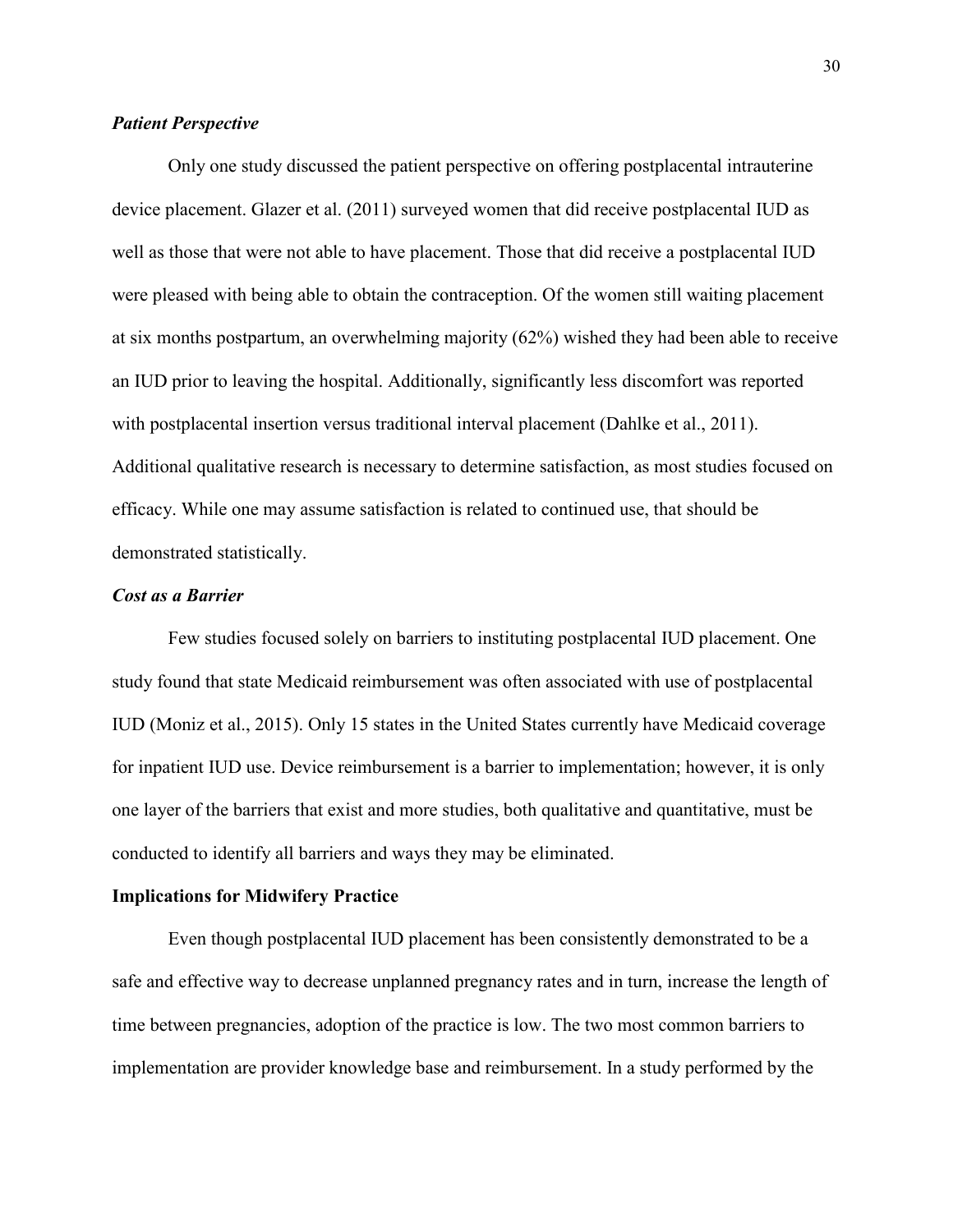### *Patient Perspective*

Only one study discussed the patient perspective on offering postplacental intrauterine device placement. Glazer et al. (2011) surveyed women that did receive postplacental IUD as well as those that were not able to have placement. Those that did receive a postplacental IUD were pleased with being able to obtain the contraception. Of the women still waiting placement at six months postpartum, an overwhelming majority (62%) wished they had been able to receive an IUD prior to leaving the hospital. Additionally, significantly less discomfort was reported with postplacental insertion versus traditional interval placement (Dahlke et al., 2011). Additional qualitative research is necessary to determine satisfaction, as most studies focused on efficacy. While one may assume satisfaction is related to continued use, that should be demonstrated statistically.

### *Cost as a Barrier*

Few studies focused solely on barriers to instituting postplacental IUD placement. One study found that state Medicaid reimbursement was often associated with use of postplacental IUD (Moniz et al., 2015). Only 15 states in the United States currently have Medicaid coverage for inpatient IUD use. Device reimbursement is a barrier to implementation; however, it is only one layer of the barriers that exist and more studies, both qualitative and quantitative, must be conducted to identify all barriers and ways they may be eliminated.

## Implications for Midwifery Practice

Even though postplacental IUD placement has been consistently demonstrated to be a safe and effective way to decrease unplanned pregnancy rates and in turn, increase the length of time between pregnancies, adoption of the practice is low. The two most common barriers to implementation are provider knowledge base and reimbursement. In a study performed by the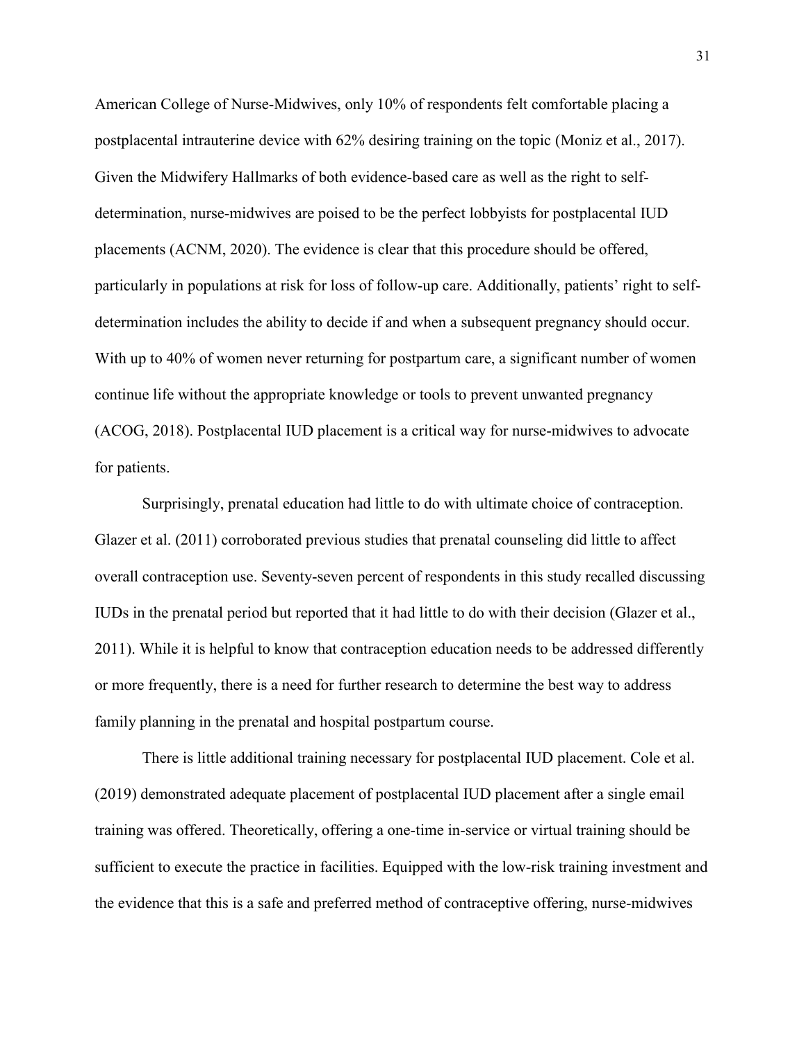American College of Nurse-Midwives, only 10% of respondents felt comfortable placing a postplacental intrauterine device with 62% desiring training on the topic (Moniz et al., 2017). Given the Midwifery Hallmarks of both evidence-based care as well as the right to self-determination, nurse-midwives are poised to be the perfect lobbyists for postplacental IUD placements (ACNM, 2020). The evidence is clear that this procedure should be offered, particularly in populations at risk for loss of follow-up care. Additionally, patients' right to self-determination includes the ability to decide if and when a subsequent pregnancy should occur. With up to 40% of women never returning for postpartum care, a significant number of women continue life without the appropriate knowledge or tools to prevent unwanted pregnancy (ACOG, 2018). Postplacental IUD placement is a critical way for nurse-midwives to advocate for patients.

Surprisingly, prenatal education had little to do with ultimate choice of contraception. Glazer et al. (2011) corroborated previous studies that prenatal counseling did little to affect overall contraception use. Seventy-seven percent of respondents in this study recalled discussing IUDs in the prenatal period but reported that it had little to do with their decision (Glazer et al., 2011). While it is helpful to know that contraception education needs to be addressed differently or more frequently, there is a need for further research to determine the best way to address family planning in the prenatal and hospital postpartum course.

There is little additional training necessary for postplacental IUD placement. Cole et al. (2019) demonstrated adequate placement of postplacental IUD placement after a single email training was offered. Theoretically, offering a one-time in-service or virtual training should be sufficient to execute the practice in facilities. Equipped with the low-risk training investment and the evidence that this is a safe and preferred method of contraceptive offering, nurse-midwives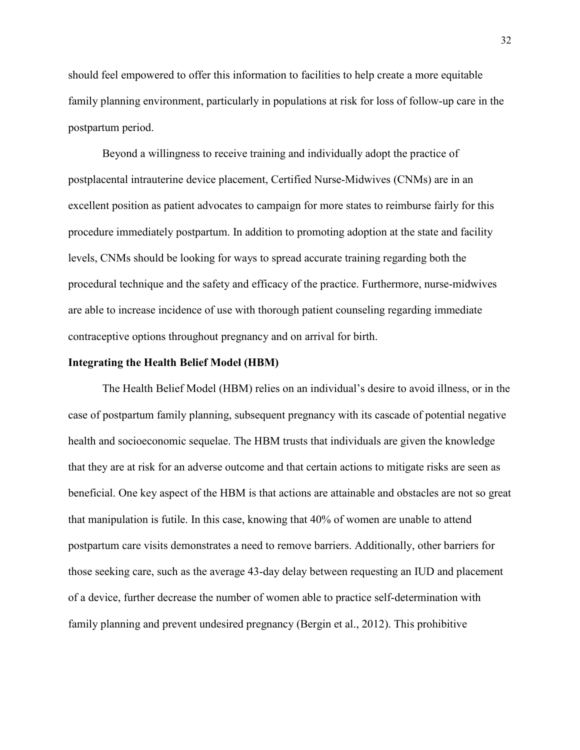should feel empowered to offer this information to facilities to help create a more equitable family planning environment, particularly in populations at risk for loss of follow-up care in the postpartum period.

Beyond a willingness to receive training and individually adopt the practice of postplacental intrauterine device placement, Certified Nurse-Midwives (CNMs) are in an excellent position as patient advocates to campaign for more states to reimburse fairly for this procedure immediately postpartum. In addition to promoting adoption at the state and facility levels, CNMs should be looking for ways to spread accurate training regarding both the procedural technique and the safety and efficacy of the practice. Furthermore, nurse-midwives are able to increase incidence of use with thorough patient counseling regarding immediate contraceptive options throughout pregnancy and on arrival for birth.

**Integrating the Health Belief Model (HBM)**

The Health Belief Model (HBM) relies on an individual's desire to avoid illness, or in the case of postpartum family planning, subsequent pregnancy with its cascade of potential negative health and socioeconomic sequelae. The HBM trusts that individuals are given the knowledge that they are at risk for an adverse outcome and that certain actions to mitigate risks are seen as beneficial. One key aspect of the HBM is that actions are attainable and obstacles are not so great that manipulation is futile. In this case, knowing that 40% of women are unable to attend postpartum care visits demonstrates a need to remove barriers. Additionally, other barriers for those seeking care, such as the average 43-day delay between requesting an IUD and placement of a device, further decrease the number of women able to practice self-determination with family planning and prevent undesired pregnancy (Bergin et al., 2012). This prohibitive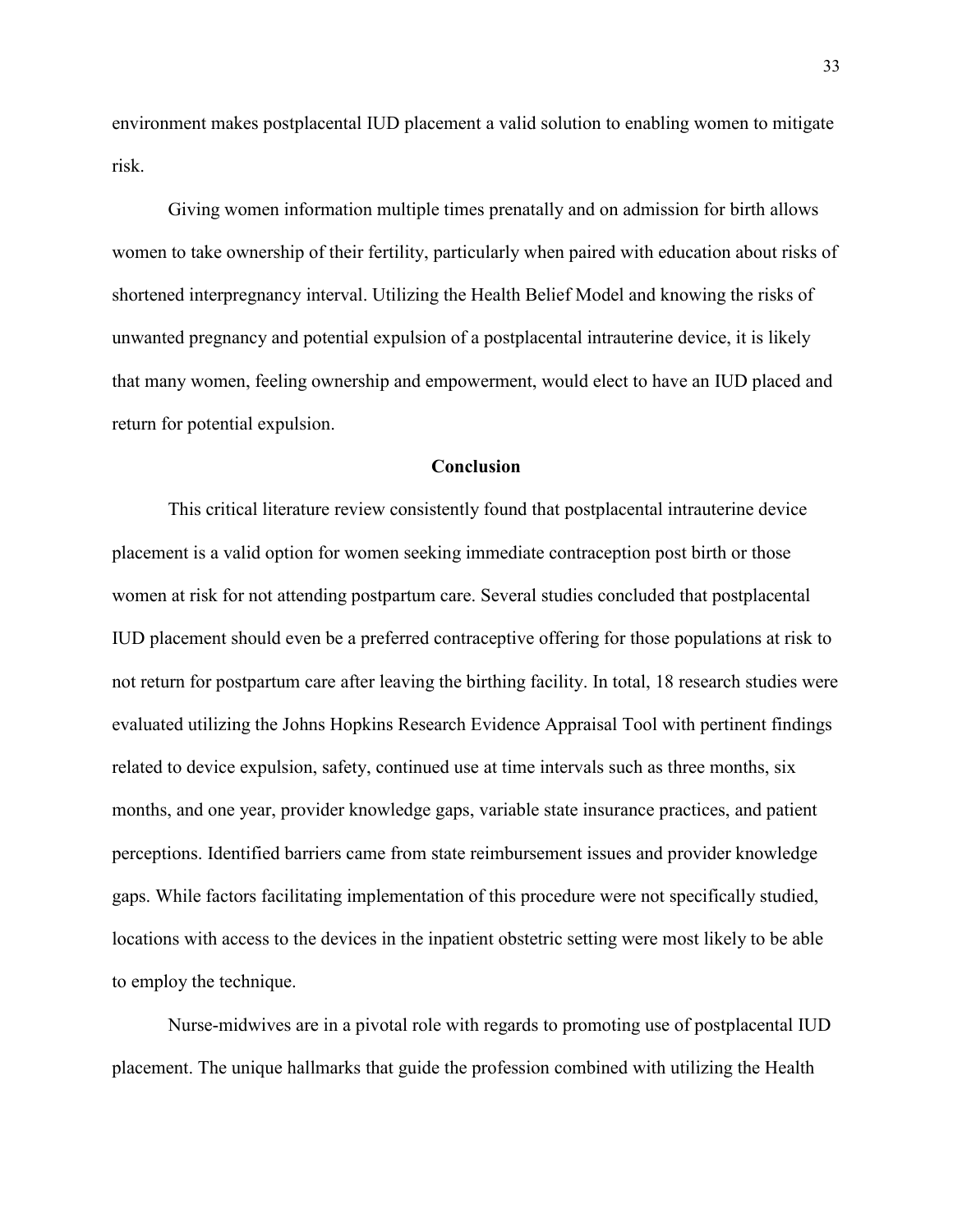environment makes postplacental IUD placement a valid solution to enabling women to mitigate risk.

Giving women information multiple times prenatally and on admission for birth allows women to take ownership of their fertility, particularly when paired with education about risks of shortened interpregnancy interval. Utilizing the Health Belief Model and knowing the risks of unwanted pregnancy and potential expulsion of a postplacental intrauterine device, it is likely that many women, feeling ownership and empowerment, would elect to have an IUD placed and return for potential expulsion.

## Conclusion

This critical literature review consistently found that postplacental intrauterine device placement is a valid option for women seeking immediate contraception post birth or those women at risk for not attending postpartum care. Several studies concluded that postplacental IUD placement should even be a preferred contraceptive offering for those populations at risk to not return for postpartum care after leaving the birthing facility. In total, 18 research studies were evaluated utilizing the Johns Hopkins Research Evidence Appraisal Tool with pertinent findings related to device expulsion, safety, continued use at time intervals such as three months, six months, and one year, provider knowledge gaps, variable state insurance practices, and patient perceptions. Identified barriers came from state reimbursement issues and provider knowledge gaps. While factors facilitating implementation of this procedure were not specifically studied, locations with access to the devices in the inpatient obstetric setting were most likely to be able to employ the technique.

Nurse-midwives are in a pivotal role with regards to promoting use of postplacental IUD placement. The unique hallmarks that guide the profession combined with utilizing the Health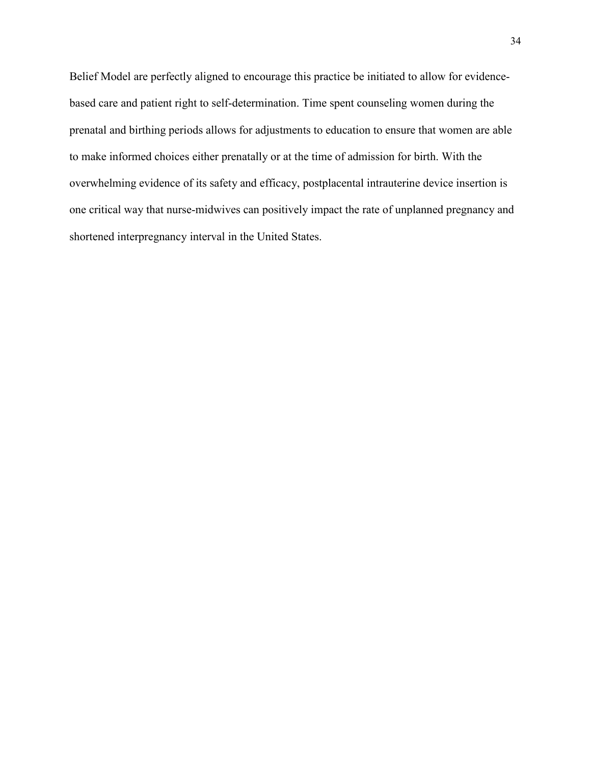Belief Model are perfectly aligned to encourage this practice be initiated to allow for evidence-based care and patient right to self-determination. Time spent counseling women during the prenatal and birthing periods allows for adjustments to education to ensure that women are able to make informed choices either prenatally or at the time of admission for birth. With the overwhelming evidence of its safety and efficacy, postplacental intrauterine device insertion is one critical way that nurse-midwives can positively impact the rate of unplanned pregnancy and shortened interpregnancy interval in the United States.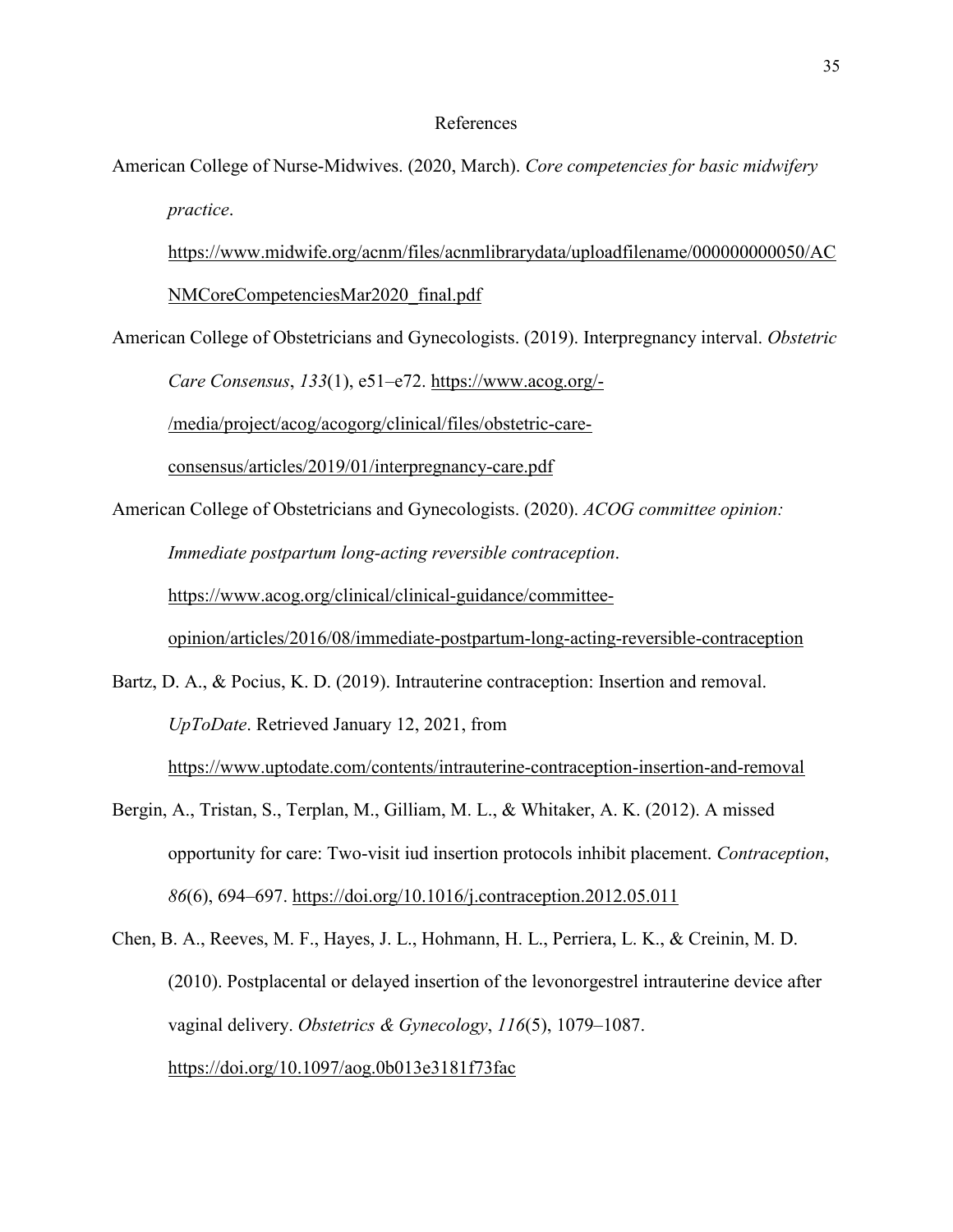# References

American College of Nurse-Midwives. (2020, March). *Core competencies for basic midwifery practice*. https://www.midwife.org/acnm/files/acnmlibrarydata/uploadfilename/000000000050/ACNMCoreCompetenciesMar2020_final.pdf

American College of Obstetricians and Gynecologists. (2019). Interpregnancy interval. *Obstetric Care Consensus*, *133*(1), e51–e72. https://www.acog.org/-/media/project/acog/acogorg/clinical/files/obstetric-care-consensus/articles/2019/01/interpregnancy-care.pdf

American College of Obstetricians and Gynecologists. (2020). *ACOG committee opinion: Immediate postpartum long-acting reversible contraception*. https://www.acog.org/clinical/clinical-guidance/committee-opinion/articles/2016/08/immediate-postpartum-long-acting-reversible-contraception

Bartz, D. A., & Pocius, K. D. (2019). Intrauterine contraception: Insertion and removal. *UpToDate*. Retrieved January 12, 2021, from https://www.uptodate.com/contents/intrauterine-contraception-insertion-and-removal

Bergin, A., Tristan, S., Terplan, M., Gilliam, M. L., & Whitaker, A. K. (2012). A missed opportunity for care: Two-visit iud insertion protocols inhibit placement. *Contraception*, *86*(6), 694–697. https://doi.org/10.1016/j.contraception.2012.05.011

Chen, B. A., Reeves, M. F., Hayes, J. L., Hohmann, H. L., Perriera, L. K., & Creinin, M. D. (2010). Postplacental or delayed insertion of the levonorgestrel intrauterine device after vaginal delivery. *Obstetrics & Gynecology*, *116*(5), 1079–1087. https://doi.org/10.1097/aog.0b013e3181f73fac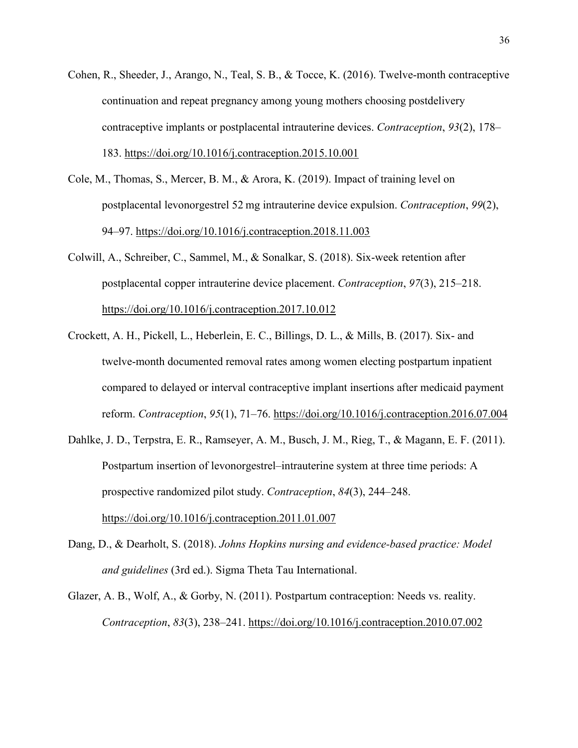Cohen, R., Sheeder, J., Arango, N., Teal, S. B., & Tocce, K. (2016). Twelve-month contraceptive continuation and repeat pregnancy among young mothers choosing postdelivery contraceptive implants or postplacental intrauterine devices. *Contraception*, *93*(2), 178–183. https://doi.org/10.1016/j.contraception.2015.10.001

Cole, M., Thomas, S., Mercer, B. M., & Arora, K. (2019). Impact of training level on postplacental levonorgestrel 52 mg intrauterine device expulsion. *Contraception*, *99*(2), 94–97. https://doi.org/10.1016/j.contraception.2018.11.003

Colwill, A., Schreiber, C., Sammel, M., & Sonalkar, S. (2018). Six-week retention after postplacental copper intrauterine device placement. *Contraception*, *97*(3), 215–218. https://doi.org/10.1016/j.contraception.2017.10.012

Crockett, A. H., Pickell, L., Heberlein, E. C., Billings, D. L., & Mills, B. (2017). Six- and twelve-month documented removal rates among women electing postpartum inpatient compared to delayed or interval contraceptive implant insertions after medicaid payment reform. *Contraception*, *95*(1), 71–76. https://doi.org/10.1016/j.contraception.2016.07.004

Dahlke, J. D., Terpstra, E. R., Ramseyer, A. M., Busch, J. M., Rieg, T., & Magann, E. F. (2011). Postpartum insertion of levonorgestrel–intrauterine system at three time periods: A prospective randomized pilot study. *Contraception*, *84*(3), 244–248. https://doi.org/10.1016/j.contraception.2011.01.007

Dang, D., & Dearholt, S. (2018). *Johns Hopkins nursing and evidence-based practice: Model and guidelines* (3rd ed.). Sigma Theta Tau International.

Glazer, A. B., Wolf, A., & Gorby, N. (2011). Postpartum contraception: Needs vs. reality. *Contraception*, *83*(3), 238–241. https://doi.org/10.1016/j.contraception.2010.07.002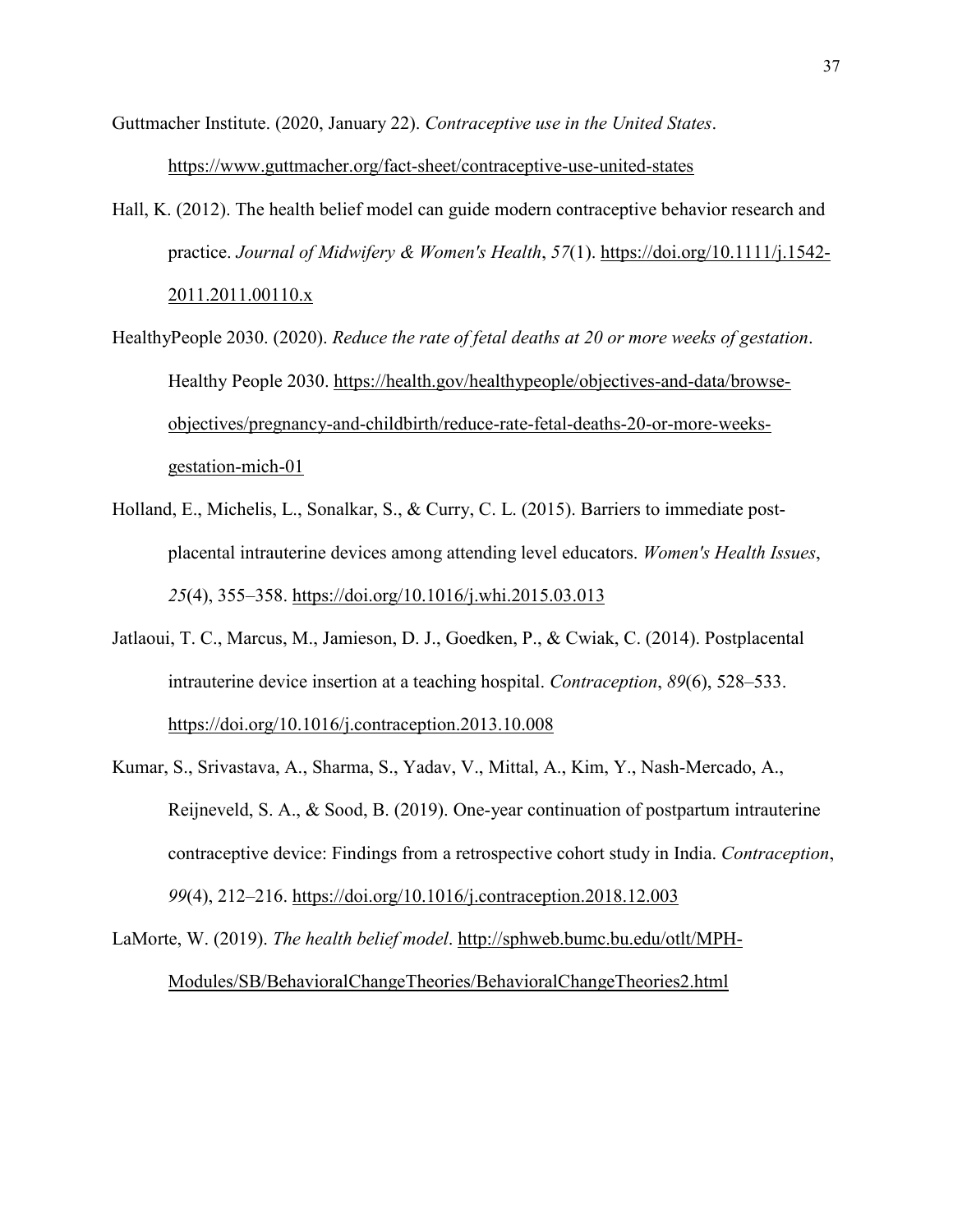Guttmacher Institute. (2020, January 22). *Contraceptive use in the United States*. https://www.guttmacher.org/fact-sheet/contraceptive-use-united-states

Hall, K. (2012). The health belief model can guide modern contraceptive behavior research and practice. *Journal of Midwifery & Women's Health*, *57*(1). https://doi.org/10.1111/j.1542-2011.2011.00110.x

HealthyPeople 2030. (2020). *Reduce the rate of fetal deaths at 20 or more weeks of gestation*. Healthy People 2030. https://health.gov/healthypeople/objectives-and-data/browse-objectives/pregnancy-and-childbirth/reduce-rate-fetal-deaths-20-or-more-weeks-gestation-mich-01

Holland, E., Michelis, L., Sonalkar, S., & Curry, C. L. (2015). Barriers to immediate post-placental intrauterine devices among attending level educators. *Women's Health Issues*, *25*(4), 355–358. https://doi.org/10.1016/j.whi.2015.03.013

Jatlaoui, T. C., Marcus, M., Jamieson, D. J., Goedken, P., & Cwiak, C. (2014). Postplacental intrauterine device insertion at a teaching hospital. *Contraception*, *89*(6), 528–533. https://doi.org/10.1016/j.contraception.2013.10.008

Kumar, S., Srivastava, A., Sharma, S., Yadav, V., Mittal, A., Kim, Y., Nash-Mercado, A., Reijneveld, S. A., & Sood, B. (2019). One-year continuation of postpartum intrauterine contraceptive device: Findings from a retrospective cohort study in India. *Contraception*, *99*(4), 212–216. https://doi.org/10.1016/j.contraception.2018.12.003

LaMorte, W. (2019). *The health belief model*. http://sphweb.bumc.bu.edu/otlt/MPH-Modules/SB/BehavioralChangeTheories/BehavioralChangeTheories2.html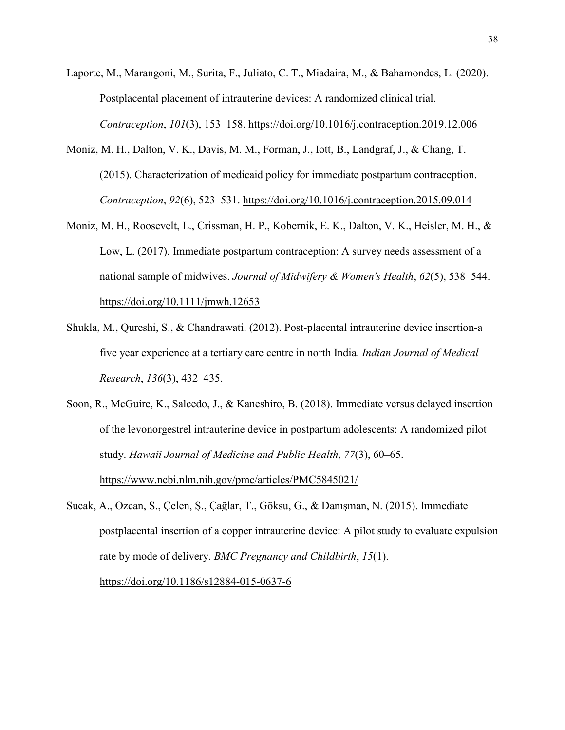Laporte, M., Marangoni, M., Surita, F., Juliato, C. T., Miadaira, M., & Bahamondes, L. (2020). Postplacental placement of intrauterine devices: A randomized clinical trial. *Contraception*, *101*(3), 153–158. https://doi.org/10.1016/j.contraception.2019.12.006

Moniz, M. H., Dalton, V. K., Davis, M. M., Forman, J., Iott, B., Landgraf, J., & Chang, T. (2015). Characterization of medicaid policy for immediate postpartum contraception. *Contraception*, *92*(6), 523–531. https://doi.org/10.1016/j.contraception.2015.09.014

Moniz, M. H., Roosevelt, L., Crissman, H. P., Kobernik, E. K., Dalton, V. K., Heisler, M. H., & Low, L. (2017). Immediate postpartum contraception: A survey needs assessment of a national sample of midwives. *Journal of Midwifery & Women's Health*, *62*(5), 538–544. https://doi.org/10.1111/jmwh.12653

Shukla, M., Qureshi, S., & Chandrawati. (2012). Post-placental intrauterine device insertion-a five year experience at a tertiary care centre in north India. *Indian Journal of Medical Research*, *136*(3), 432–435.

Soon, R., McGuire, K., Salcedo, J., & Kaneshiro, B. (2018). Immediate versus delayed insertion of the levonorgestrel intrauterine device in postpartum adolescents: A randomized pilot study. *Hawaii Journal of Medicine and Public Health*, *77*(3), 60–65. https://www.ncbi.nlm.nih.gov/pmc/articles/PMC5845021/

Sucak, A., Ozcan, S., Çelen, Ş., Çağlar, T., Göksu, G., & Danışman, N. (2015). Immediate postplacental insertion of a copper intrauterine device: A pilot study to evaluate expulsion rate by mode of delivery. *BMC Pregnancy and Childbirth*, *15*(1). https://doi.org/10.1186/s12884-015-0637-6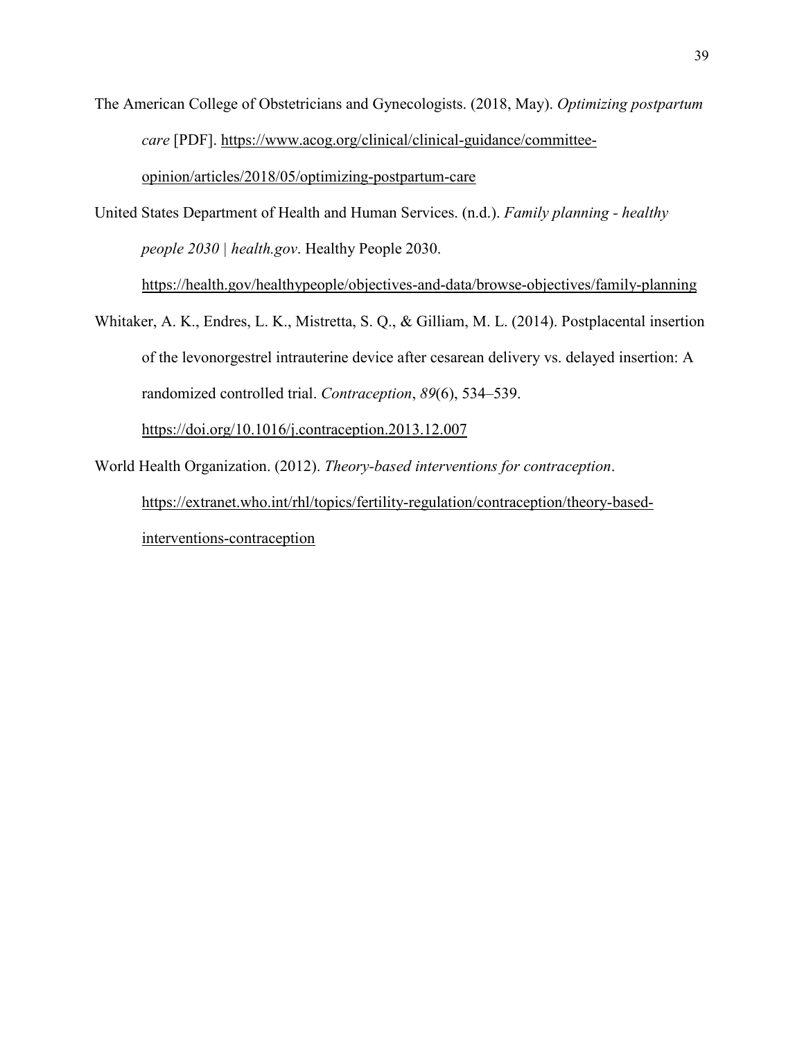The American College of Obstetricians and Gynecologists. (2018, May). *Optimizing postpartum care* [PDF]. https://www.acog.org/clinical/clinical-guidance/committee-opinion/articles/2018/05/optimizing-postpartum-care

United States Department of Health and Human Services. (n.d.). *Family planning - healthy people 2030 | health.gov*. Healthy People 2030. https://health.gov/healthypeople/objectives-and-data/browse-objectives/family-planning

Whitaker, A. K., Endres, L. K., Mistretta, S. Q., & Gilliam, M. L. (2014). Postplacental insertion of the levonorgestrel intrauterine device after cesarean delivery vs. delayed insertion: A randomized controlled trial. *Contraception*, *89*(6), 534–539. https://doi.org/10.1016/j.contraception.2013.12.007

World Health Organization. (2012). *Theory-based interventions for contraception*. https://extranet.who.int/rhl/topics/fertility-regulation/contraception/theory-based-interventions-contraception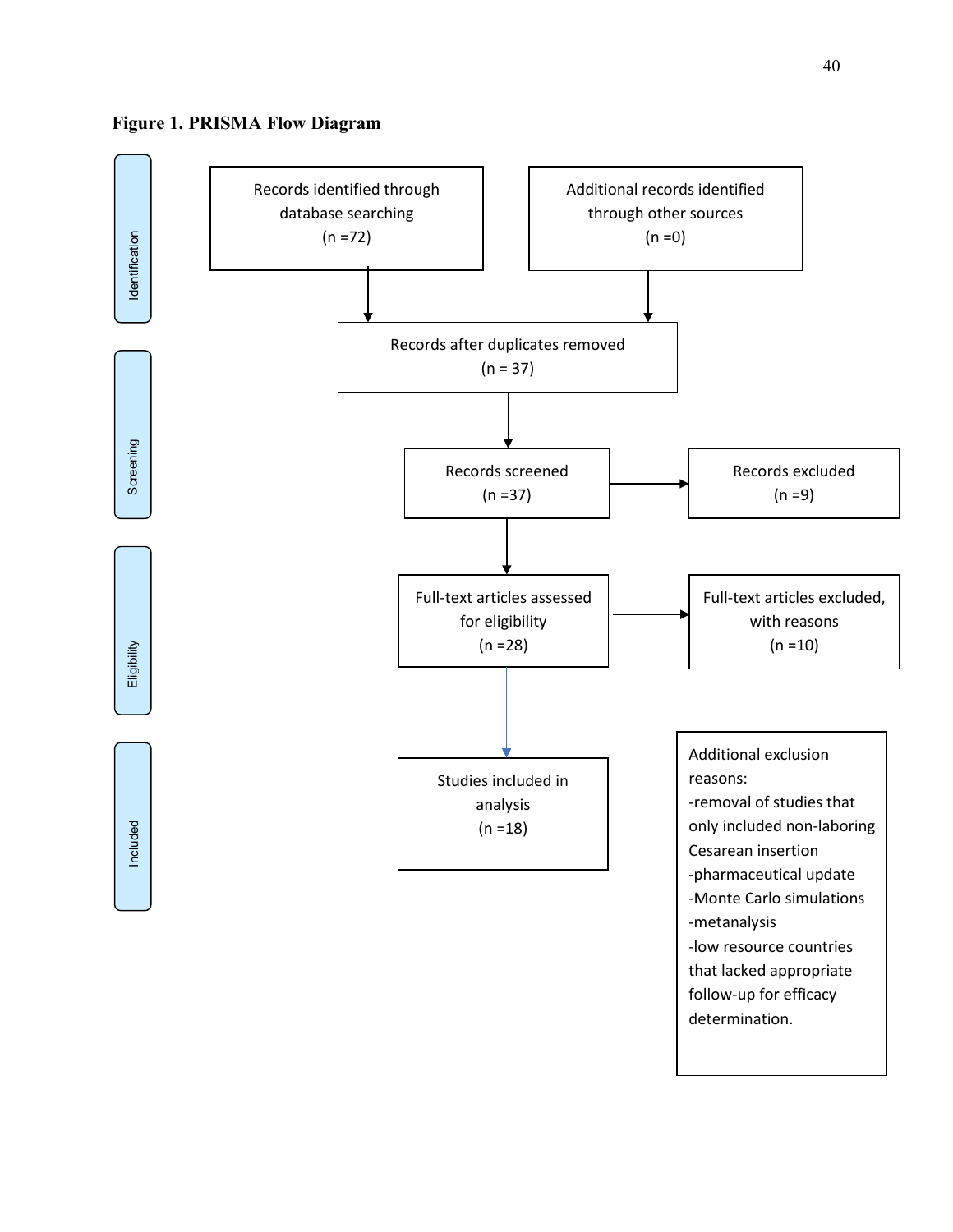**Figure 1. PRISMA Flow Diagram**

**Identification**

Records identified through database searching
(n =72)

Additional records identified through other sources
(n =0)

Records after duplicates removed
(n = 37)

**Screening**

Records screened
(n =37)

Records excluded
(n =9)

**Eligibility**

Full-text articles assessed for eligibility
(n =28)

Full-text articles excluded, with reasons
(n =10)

**Included**

Studies included in analysis
(n =18)

Additional exclusion reasons:
- removal of studies that only included non-laboring Cesarean insertion
- pharmaceutical update
- Monte Carlo simulations
- metanalysis
- low resource countries that lacked appropriate follow-up for efficacy determination.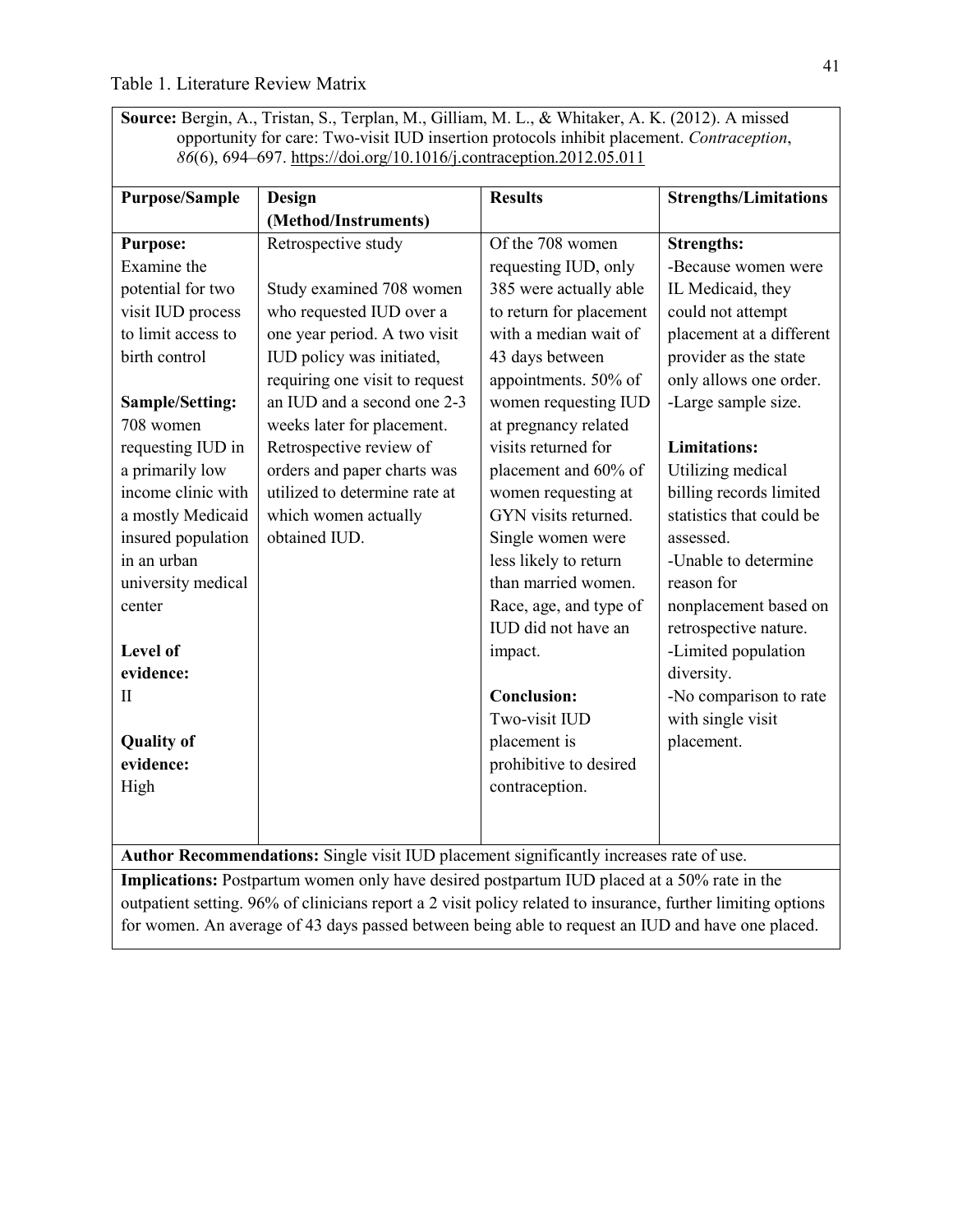Table 1. Literature Review Matrix

**Source:** Bergin, A., Tristan, S., Terplan, M., Gilliam, M. L., & Whitaker, A. K. (2012). A missed opportunity for care: Two-visit IUD insertion protocols inhibit placement. *Contraception*, *86*(6), 694–697. https://doi.org/10.1016/j.contraception.2012.05.011

| Purpose/Sample | Design (Method/Instruments) | Results | Strengths/Limitations |
|---|---|---|---|
| **Purpose:** Examine the potential for two visit IUD process to limit access to birth control<br><br>**Sample/Setting:** 708 women requesting IUD in a primarily low income clinic with a mostly Medicaid insured population in an urban university medical center<br><br>**Level of evidence:** II<br><br>**Quality of evidence:** High | Retrospective study<br><br>Study examined 708 women who requested IUD over a one year period. A two visit IUD policy was initiated, requiring one visit to request an IUD and a second one 2-3 weeks later for placement. Retrospective review of orders and paper charts was utilized to determine rate at which women actually obtained IUD. | Of the 708 women requesting IUD, only 385 were actually able to return for placement with a median wait of 43 days between appointments. 50% of women requesting IUD at pregnancy related visits returned for placement and 60% of women requesting at GYN visits returned. Single women were less likely to return than married women. Race, age, and type of IUD did not have an impact.<br><br>**Conclusion:** Two-visit IUD placement is prohibitive to desired contraception. | **Strengths:**<br>-Because women were IL Medicaid, they could not attempt placement at a different provider as the state only allows one order.<br>-Large sample size.<br><br>**Limitations:** Utilizing medical billing records limited statistics that could be assessed.<br>-Unable to determine reason for nonplacement based on retrospective nature.<br>-Limited population diversity.<br>-No comparison to rate with single visit placement. |

**Author Recommendations:** Single visit IUD placement significantly increases rate of use.

**Implications:** Postpartum women only have desired postpartum IUD placed at a 50% rate in the outpatient setting. 96% of clinicians report a 2 visit policy related to insurance, further limiting options for women. An average of 43 days passed between being able to request an IUD and have one placed.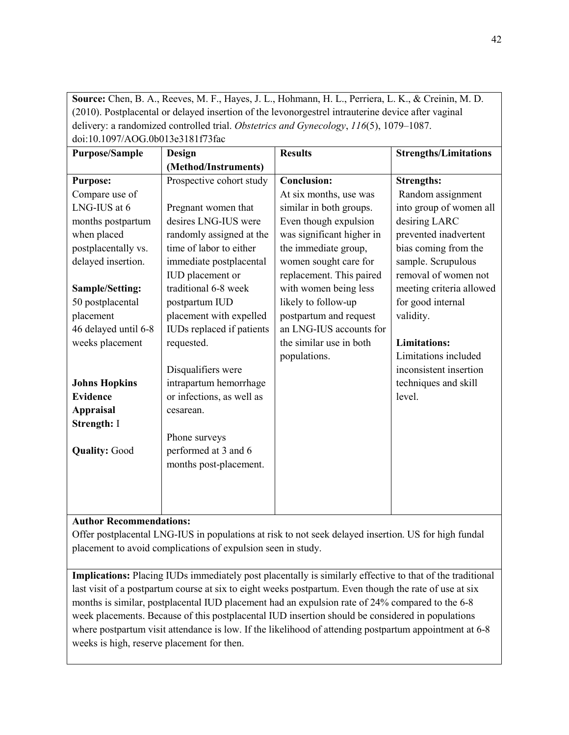**Source:** Chen, B. A., Reeves, M. F., Hayes, J. L., Hohmann, H. L., Perriera, L. K., & Creinin, M. D. (2010). Postplacental or delayed insertion of the levonorgestrel intrauterine device after vaginal delivery: a randomized controlled trial. *Obstetrics and Gynecology*, *116*(5), 1079–1087. doi:10.1097/AOG.0b013e3181f73fac

| Purpose/Sample | Design (Method/Instruments) | Results | Strengths/Limitations |
|---|---|---|---|
| **Purpose:**<br>Compare use of LNG-IUS at 6 months postpartum when placed postplacentally vs. delayed insertion.<br><br>**Sample/Setting:**<br>50 postplacental placement<br>46 delayed until 6-8 weeks placement<br><br>**Johns Hopkins Evidence Appraisal Strength:** I<br><br>**Quality:** Good | Prospective cohort study<br><br>Pregnant women that desires LNG-IUS were randomly assigned at the time of labor to either immediate postplacental IUD placement or traditional 6-8 week postpartum IUD placement with expelled IUDs replaced if patients requested.<br><br>Disqualifiers were intrapartum hemorrhage or infections, as well as cesarean.<br><br>Phone surveys performed at 3 and 6 months post-placement. | **Conclusion:**<br>At six months, use was similar in both groups. Even though expulsion was significant higher in the immediate group, women sought care for replacement. This paired with women being less likely to follow-up postpartum and request an LNG-IUS accounts for the similar use in both populations. | **Strengths:**<br>Random assignment into group of women all desiring LARC prevented inadvertent bias coming from the sample. Scrupulous removal of women not meeting criteria allowed for good internal validity.<br><br>**Limitations:**<br>Limitations included inconsistent insertion techniques and skill level. |

**Author Recommendations:**
Offer postplacental LNG-IUS in populations at risk to not seek delayed insertion. US for high fundal placement to avoid complications of expulsion seen in study.

**Implications:** Placing IUDs immediately post placentally is similarly effective to that of the traditional last visit of a postpartum course at six to eight weeks postpartum. Even though the rate of use at six months is similar, postplacental IUD placement had an expulsion rate of 24% compared to the 6-8 week placements. Because of this postplacental IUD insertion should be considered in populations where postpartum visit attendance is low. If the likelihood of attending postpartum appointment at 6-8 weeks is high, reserve placement for then.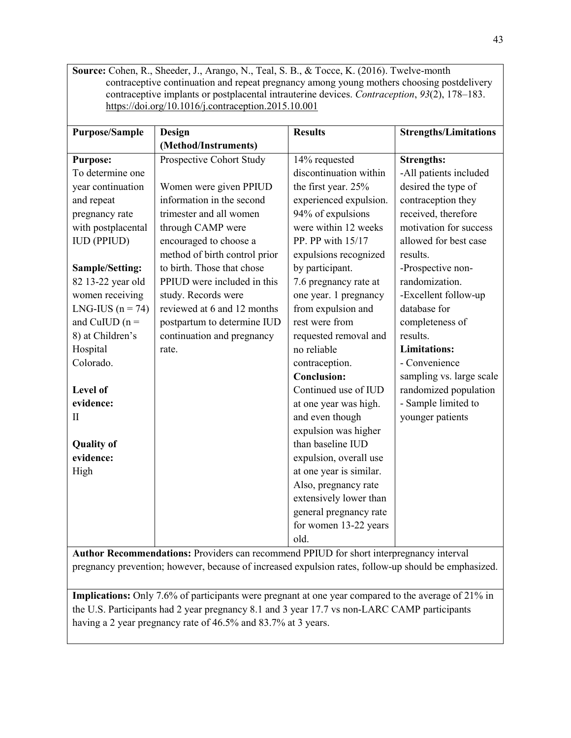**Source:** Cohen, R., Sheeder, J., Arango, N., Teal, S. B., & Tocce, K. (2016). Twelve-month contraceptive continuation and repeat pregnancy among young mothers choosing postdelivery contraceptive implants or postplacental intrauterine devices. *Contraception*, *93*(2), 178–183. https://doi.org/10.1016/j.contraception.2015.10.001

| Purpose/Sample | Design (Method/Instruments) | Results | Strengths/Limitations |
|---|---|---|---|
| **Purpose:** To determine one year continuation and repeat pregnancy rate with postplacental IUD (PPIUD)<br><br>**Sample/Setting:** 82 13-22 year old women receiving LNG-IUS (n = 74) and CuIUD (n = 8) at Children's Hospital Colorado.<br><br>**Level of evidence:** II<br><br>**Quality of evidence:** High | Prospective Cohort Study<br><br>Women were given PPIUD information in the second trimester and all women through CAMP were encouraged to choose a method of birth control prior to birth. Those that chose PPIUD were included in this study. Records were reviewed at 6 and 12 months postpartum to determine IUD continuation and pregnancy rate. | 14% requested discontinuation within the first year. 25% experienced expulsion. 94% of expulsions were within 12 weeks PP. PP with 15/17 expulsions recognized by participant. 7.6 pregnancy rate at one year. 1 pregnancy from expulsion and rest were from requested removal and no reliable contraception.<br>**Conclusion:** Continued use of IUD at one year was high. and even though expulsion was higher than baseline IUD expulsion, overall use at one year is similar. Also, pregnancy rate extensively lower than general pregnancy rate for women 13-22 years old. | **Strengths:**<br>-All patients included desired the type of contraception they received, therefore motivation for success allowed for best case results.<br>-Prospective non-randomization.<br>-Excellent follow-up database for completeness of results.<br>**Limitations:**<br>- Convenience sampling vs. large scale randomized population<br>- Sample limited to younger patients |

**Author Recommendations:** Providers can recommend PPIUD for short interpregnancy interval pregnancy prevention; however, because of increased expulsion rates, follow-up should be emphasized.

**Implications:** Only 7.6% of participants were pregnant at one year compared to the average of 21% in the U.S. Participants had 2 year pregnancy 8.1 and 3 year 17.7 vs non-LARC CAMP participants having a 2 year pregnancy rate of 46.5% and 83.7% at 3 years.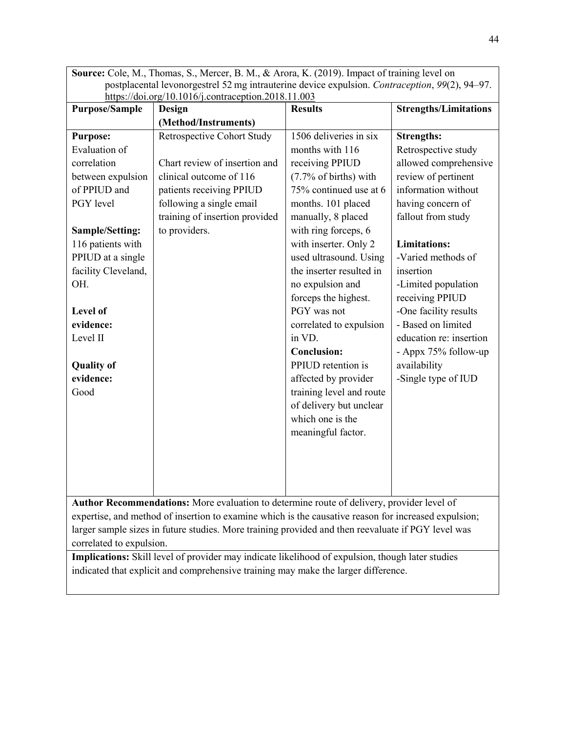**Source:** Cole, M., Thomas, S., Mercer, B. M., & Arora, K. (2019). Impact of training level on postplacental levonorgestrel 52 mg intrauterine device expulsion. *Contraception*, *99*(2), 94–97. https://doi.org/10.1016/j.contraception.2018.11.003

| Purpose/Sample | Design (Method/Instruments) | Results | Strengths/Limitations |
|---|---|---|---|
| **Purpose:** Evaluation of correlation between expulsion of PPIUD and PGY level<br><br>**Sample/Setting:** 116 patients with PPIUD at a single facility Cleveland, OH.<br><br>**Level of evidence:** Level II<br><br>**Quality of evidence:** Good | Retrospective Cohort Study<br><br>Chart review of insertion and clinical outcome of 116 patients receiving PPIUD following a single email training of insertion provided to providers. | 1506 deliveries in six months with 116 receiving PPIUD (7.7% of births) with 75% continued use at 6 months. 101 placed manually, 8 placed with ring forceps, 6 with inserter. Only 2 used ultrasound. Using the inserter resulted in no expulsion and forceps the highest. PGY was not correlated to expulsion in VD.<br>**Conclusion:** PPIUD retention is affected by provider training level and route of delivery but unclear which one is the meaningful factor. | **Strengths:** Retrospective study allowed comprehensive review of pertinent information without having concern of fallout from study<br><br>**Limitations:**<br>-Varied methods of insertion<br>-Limited population receiving PPIUD<br>-One facility results<br>- Based on limited education re: insertion<br>- Appx 75% follow-up availability<br>-Single type of IUD |

**Author Recommendations:** More evaluation to determine route of delivery, provider level of expertise, and method of insertion to examine which is the causative reason for increased expulsion; larger sample sizes in future studies. More training provided and then reevaluate if PGY level was correlated to expulsion.

**Implications:** Skill level of provider may indicate likelihood of expulsion, though later studies indicated that explicit and comprehensive training may make the larger difference.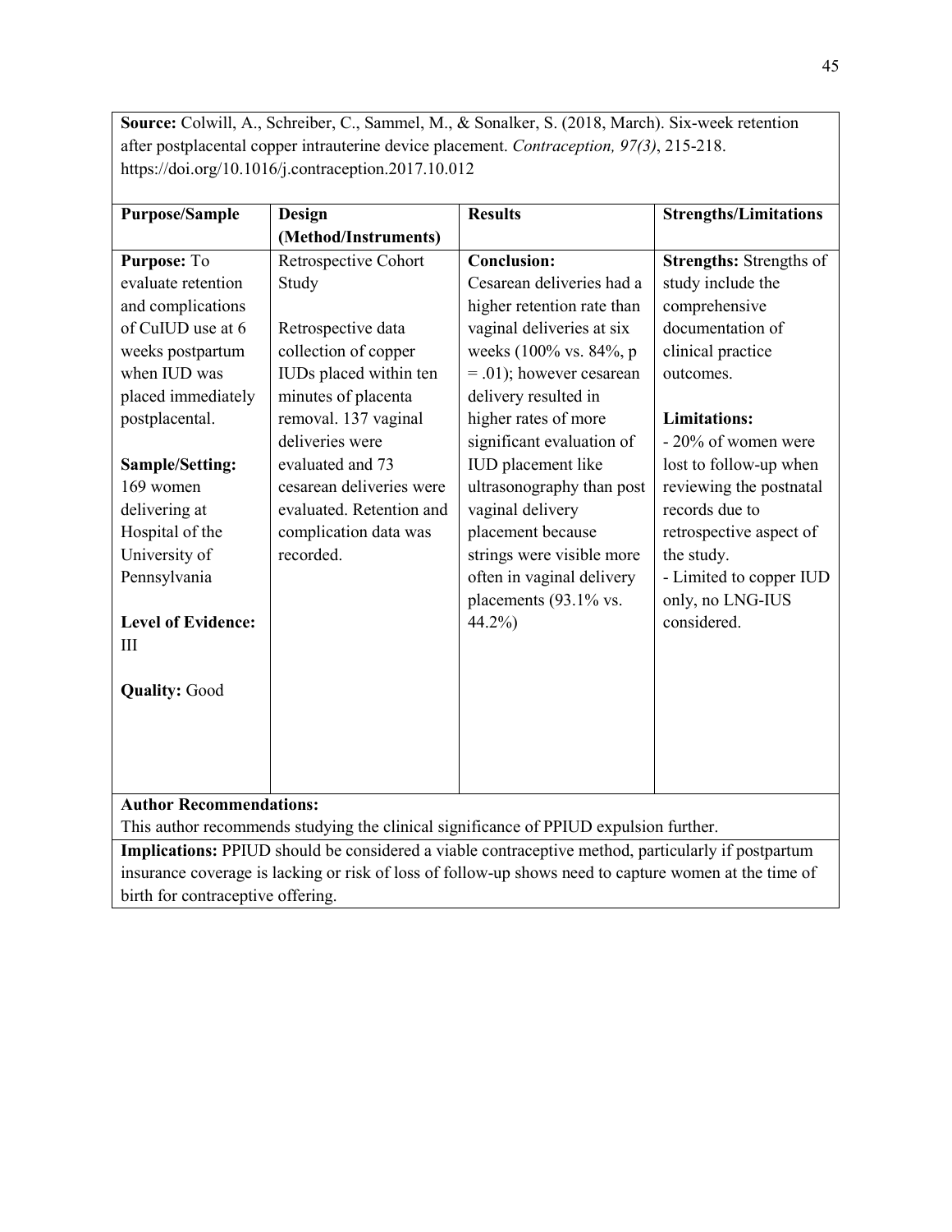**Source:** Colwill, A., Schreiber, C., Sammel, M., & Sonalker, S. (2018, March). Six-week retention after postplacental copper intrauterine device placement. *Contraception, 97(3)*, 215-218. https://doi.org/10.1016/j.contraception.2017.10.012

| **Purpose/Sample** | **Design (Method/Instruments)** | **Results** | **Strengths/Limitations** |
|---|---|---|---|
| **Purpose:** To evaluate retention and complications of CuIUD use at 6 weeks postpartum when IUD was placed immediately postplacental.<br><br>**Sample/Setting:** 169 women delivering at Hospital of the University of Pennsylvania<br><br>**Level of Evidence:** III<br><br>**Quality:** Good | Retrospective Cohort Study<br><br>Retrospective data collection of copper IUDs placed within ten minutes of placenta removal. 137 vaginal deliveries were evaluated and 73 cesarean deliveries were evaluated. Retention and complication data was recorded. | **Conclusion:**<br>Cesarean deliveries had a higher retention rate than vaginal deliveries at six weeks (100% vs. 84%, p = .01); however cesarean delivery resulted in higher rates of more significant evaluation of IUD placement like ultrasonography than post vaginal delivery placement because strings were visible more often in vaginal delivery placements (93.1% vs. 44.2%) | **Strengths:** Strengths of study include the comprehensive documentation of clinical practice outcomes.<br><br>**Limitations:**<br>- 20% of women were lost to follow-up when reviewing the postnatal records due to retrospective aspect of the study.<br>- Limited to copper IUD only, no LNG-IUS considered. |

**Author Recommendations:**
This author recommends studying the clinical significance of PPIUD expulsion further.

**Implications:** PPIUD should be considered a viable contraceptive method, particularly if postpartum insurance coverage is lacking or risk of loss of follow-up shows need to capture women at the time of birth for contraceptive offering.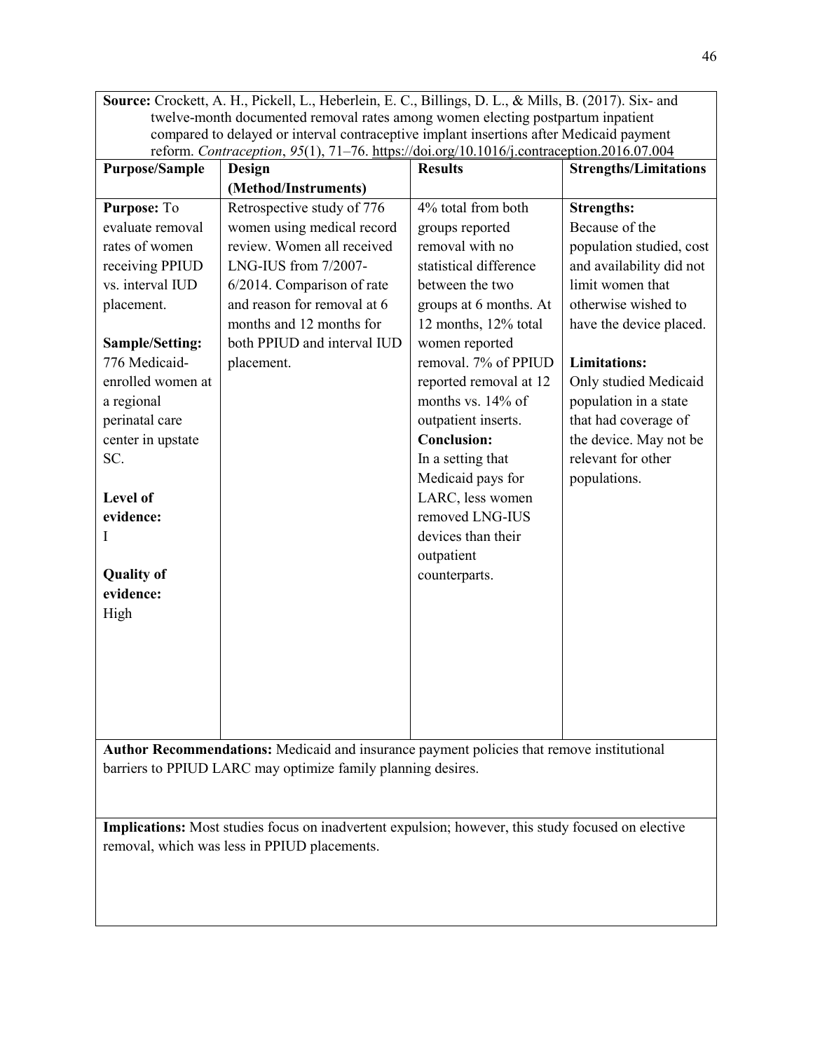**Source:** Crockett, A. H., Pickell, L., Heberlein, E. C., Billings, D. L., & Mills, B. (2017). Six- and twelve-month documented removal rates among women electing postpartum inpatient compared to delayed or interval contraceptive implant insertions after Medicaid payment reform. *Contraception*, *95*(1), 71–76. https://doi.org/10.1016/j.contraception.2016.07.004

| Purpose/Sample | Design (Method/Instruments) | Results | Strengths/Limitations |
|---|---|---|---|
| **Purpose:** To evaluate removal rates of women receiving PPIUD vs. interval IUD placement.<br><br>**Sample/Setting:** 776 Medicaid-enrolled women at a regional perinatal care center in upstate SC.<br><br>**Level of evidence:** I<br><br>**Quality of evidence:** High | Retrospective study of 776 women using medical record review. Women all received LNG-IUS from 7/2007-6/2014. Comparison of rate and reason for removal at 6 months and 12 months for both PPIUD and interval IUD placement. | 4% total from both groups reported removal with no statistical difference between the two groups at 6 months. At 12 months, 12% total women reported removal. 7% of PPIUD reported removal at 12 months vs. 14% of outpatient inserts.<br>**Conclusion:**<br>In a setting that Medicaid pays for LARC, less women removed LNG-IUS devices than their outpatient counterparts. | **Strengths:**<br>Because of the population studied, cost and availability did not limit women that otherwise wished to have the device placed.<br><br>**Limitations:**<br>Only studied Medicaid population in a state that had coverage of the device. May not be relevant for other populations. |

**Author Recommendations:** Medicaid and insurance payment policies that remove institutional barriers to PPIUD LARC may optimize family planning desires.

**Implications:** Most studies focus on inadvertent expulsion; however, this study focused on elective removal, which was less in PPIUD placements.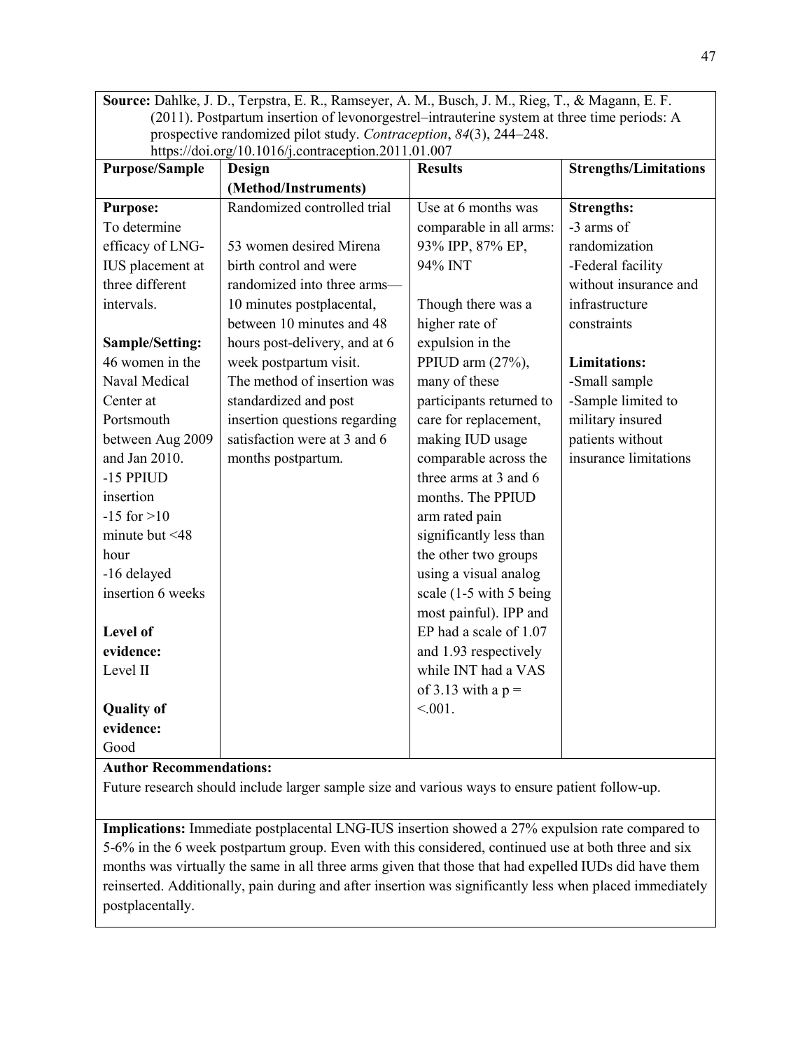**Source:** Dahlke, J. D., Terpstra, E. R., Ramseyer, A. M., Busch, J. M., Rieg, T., & Magann, E. F. (2011). Postpartum insertion of levonorgestrel–intrauterine system at three time periods: A prospective randomized pilot study. *Contraception*, *84*(3), 244–248. https://doi.org/10.1016/j.contraception.2011.01.007

| Purpose/Sample | Design (Method/Instruments) | Results | Strengths/Limitations |
|---|---|---|---|
| **Purpose:**<br>To determine efficacy of LNG-IUS placement at three different intervals.<br><br>**Sample/Setting:**<br>46 women in the Naval Medical Center at Portsmouth between Aug 2009 and Jan 2010.<br>-15 PPIUD insertion<br>-15 for >10 minute but <48 hour<br>-16 delayed insertion 6 weeks<br><br>**Level of evidence:**<br>Level II<br><br>**Quality of evidence:**<br>Good | Randomized controlled trial<br><br>53 women desired Mirena birth control and were randomized into three arms—10 minutes postplacental, between 10 minutes and 48 hours post-delivery, and at 6 week postpartum visit. The method of insertion was standardized and post insertion questions regarding satisfaction were at 3 and 6 months postpartum. | Use at 6 months was comparable in all arms: 93% IPP, 87% EP, 94% INT<br><br>Though there was a higher rate of expulsion in the PPIUD arm (27%), many of these participants returned to care for replacement, making IUD usage comparable across the three arms at 3 and 6 months. The PPIUD arm rated pain significantly less than the other two groups using a visual analog scale (1-5 with 5 being most painful). IPP and EP had a scale of 1.07 and 1.93 respectively while INT had a VAS of 3.13 with a $p = < .001$. | **Strengths:**<br>-3 arms of randomization<br>-Federal facility without insurance and infrastructure constraints<br><br>**Limitations:**<br>-Small sample<br>-Sample limited to military insured patients without insurance limitations |

**Author Recommendations:**

Future research should include larger sample size and various ways to ensure patient follow-up.

**Implications:** Immediate postplacental LNG-IUS insertion showed a 27% expulsion rate compared to 5-6% in the 6 week postpartum group. Even with this considered, continued use at both three and six months was virtually the same in all three arms given that those that had expelled IUDs did have them reinserted. Additionally, pain during and after insertion was significantly less when placed immediately postplacentally.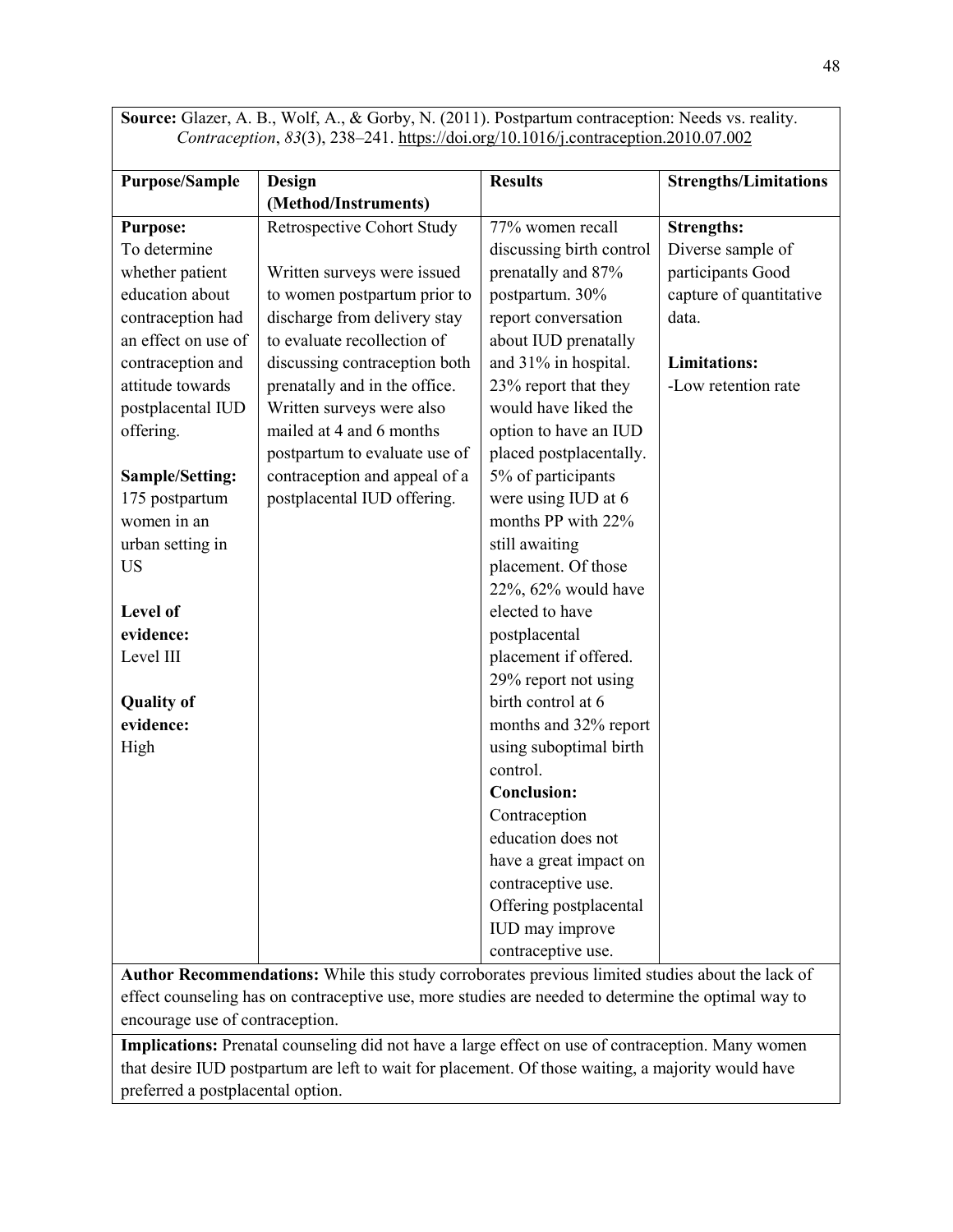**Source:** Glazer, A. B., Wolf, A., & Gorby, N. (2011). Postpartum contraception: Needs vs. reality. *Contraception*, *83*(3), 238–241. https://doi.org/10.1016/j.contraception.2010.07.002

| Purpose/Sample | Design (Method/Instruments) | Results | Strengths/Limitations |
|---|---|---|---|
| **Purpose:** To determine whether patient education about contraception had an effect on use of contraception and attitude towards postplacental IUD offering.<br><br>**Sample/Setting:** 175 postpartum women in an urban setting in US<br><br>**Level of evidence:** Level III<br><br>**Quality of evidence:** High | Retrospective Cohort Study<br><br>Written surveys were issued to women postpartum prior to discharge from delivery stay to evaluate recollection of discussing contraception both prenatally and in the office. Written surveys were also mailed at 4 and 6 months postpartum to evaluate use of contraception and appeal of a postplacental IUD offering. | 77% women recall discussing birth control prenatally and 87% postpartum. 30% report conversation about IUD prenatally and 31% in hospital. 23% report that they would have liked the option to have an IUD placed postplacentally. 5% of participants were using IUD at 6 months PP with 22% still awaiting placement. Of those 22%, 62% would have elected to have postplacental placement if offered. 29% report not using birth control at 6 months and 32% report using suboptimal birth control.<br>**Conclusion:** Contraception education does not have a great impact on contraceptive use. Offering postplacental IUD may improve contraceptive use. | **Strengths:** Diverse sample of participants Good capture of quantitative data.<br><br>**Limitations:** -Low retention rate |

**Author Recommendations:** While this study corroborates previous limited studies about the lack of effect counseling has on contraceptive use, more studies are needed to determine the optimal way to encourage use of contraception.

**Implications:** Prenatal counseling did not have a large effect on use of contraception. Many women that desire IUD postpartum are left to wait for placement. Of those waiting, a majority would have preferred a postplacental option.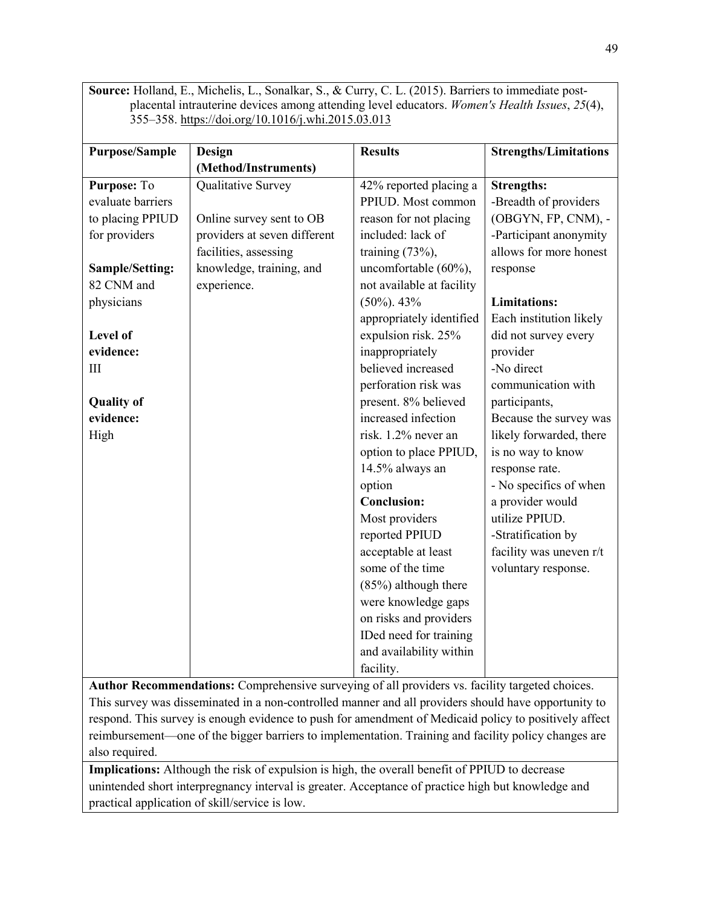**Source:** Holland, E., Michelis, L., Sonalkar, S., & Curry, C. L. (2015). Barriers to immediate post-placental intrauterine devices among attending level educators. *Women's Health Issues*, *25*(4), 355–358. https://doi.org/10.1016/j.whi.2015.03.013

| **Purpose/Sample** | **Design (Method/Instruments)** | **Results** | **Strengths/Limitations** |
|---|---|---|---|
| **Purpose:** To evaluate barriers to placing PPIUD for providers<br><br>**Sample/Setting:** 82 CNM and physicians<br><br>**Level of evidence:** III<br><br>**Quality of evidence:** High | Qualitative Survey<br><br>Online survey sent to OB providers at seven different facilities, assessing knowledge, training, and experience. | 42% reported placing a PPIUD. Most common reason for not placing included: lack of training (73%), uncomfortable (60%), not available at facility (50%). 43% appropriately identified expulsion risk. 25% inappropriately believed increased perforation risk was present. 8% believed increased infection risk. 1.2% never an option to place PPIUD, 14.5% always an option<br>**Conclusion:**<br>Most providers reported PPIUD acceptable at least some of the time (85%) although there were knowledge gaps on risks and providers IDed need for training and availability within facility. | **Strengths:**<br>-Breadth of providers (OBGYN, FP, CNM), -<br>-Participant anonymity allows for more honest response<br><br>**Limitations:**<br>Each institution likely did not survey every provider<br>-No direct communication with participants,<br>Because the survey was likely forwarded, there is no way to know response rate.<br>- No specifics of when a provider would utilize PPIUD.<br>-Stratification by facility was uneven r/t voluntary response. |

**Author Recommendations:** Comprehensive surveying of all providers vs. facility targeted choices. This survey was disseminated in a non-controlled manner and all providers should have opportunity to respond. This survey is enough evidence to push for amendment of Medicaid policy to positively affect reimbursement—one of the bigger barriers to implementation. Training and facility policy changes are also required.

**Implications:** Although the risk of expulsion is high, the overall benefit of PPIUD to decrease unintended short interpregnancy interval is greater. Acceptance of practice high but knowledge and practical application of skill/service is low.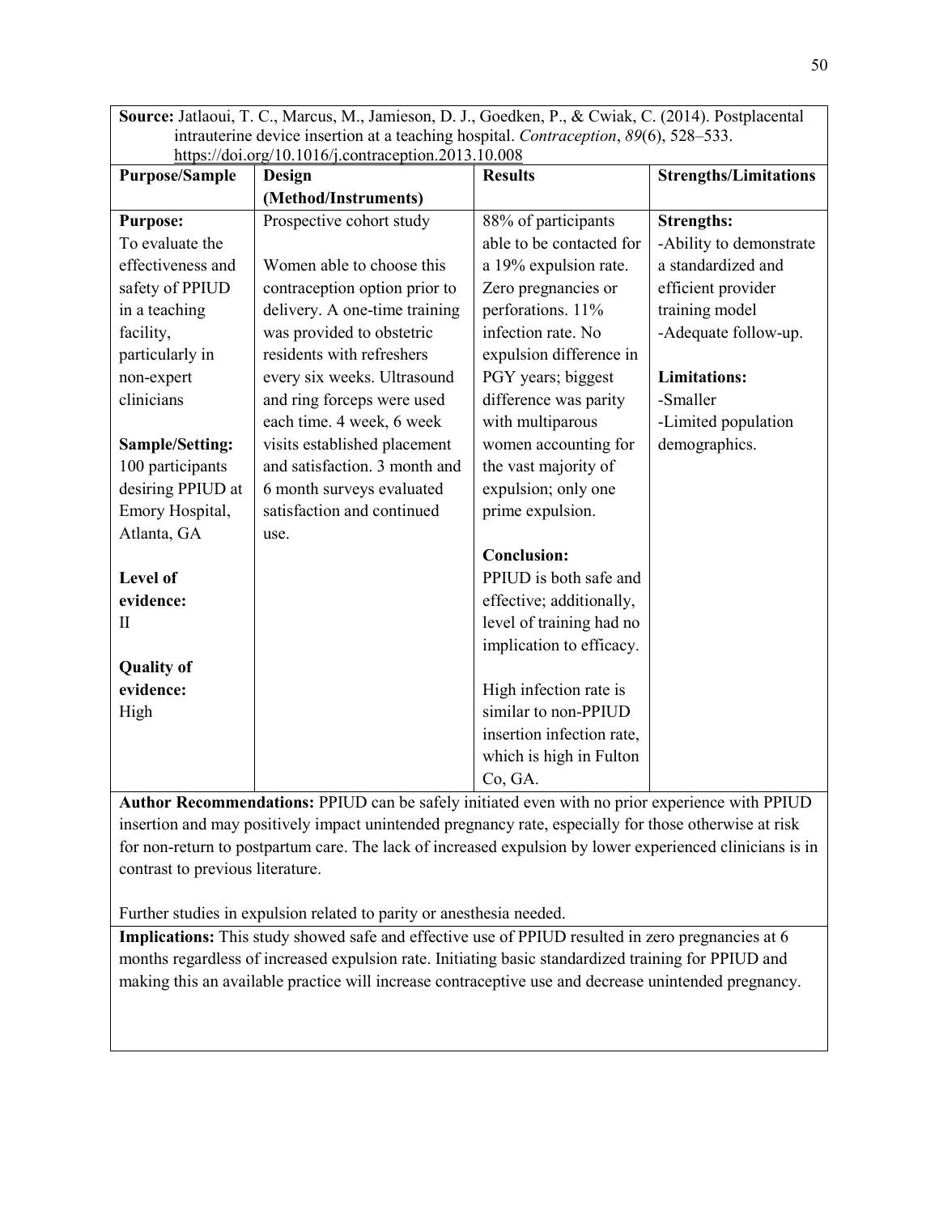**Source:** Jatlaoui, T. C., Marcus, M., Jamieson, D. J., Goedken, P., & Cwiak, C. (2014). Postplacental intrauterine device insertion at a teaching hospital. *Contraception*, *89*(6), 528–533. https://doi.org/10.1016/j.contraception.2013.10.008

| Purpose/Sample | Design (Method/Instruments) | Results | Strengths/Limitations |
|---|---|---|---|
| **Purpose:**<br>To evaluate the effectiveness and safety of PPIUD in a teaching facility, particularly in non-expert clinicians<br><br>**Sample/Setting:**<br>100 participants desiring PPIUD at Emory Hospital, Atlanta, GA<br><br>**Level of evidence:**<br>II<br><br>**Quality of evidence:**<br>High | Prospective cohort study<br><br>Women able to choose this contraception option prior to delivery. A one-time training was provided to obstetric residents with refreshers every six weeks. Ultrasound and ring forceps were used each time. 4 week, 6 week visits established placement and satisfaction. 3 month and 6 month surveys evaluated satisfaction and continued use. | 88% of participants able to be contacted for a 19% expulsion rate. Zero pregnancies or perforations. 11% infection rate. No expulsion difference in PGY years; biggest difference was parity with multiparous women accounting for the vast majority of expulsion; only one prime expulsion.<br><br>**Conclusion:**<br>PPIUD is both safe and effective; additionally, level of training had no implication to efficacy.<br><br>High infection rate is similar to non-PPIUD insertion infection rate, which is high in Fulton Co, GA. | **Strengths:**<br>-Ability to demonstrate a standardized and efficient provider training model<br>-Adequate follow-up.<br><br>**Limitations:**<br>-Smaller<br>-Limited population demographics. |

**Author Recommendations:** PPIUD can be safely initiated even with no prior experience with PPIUD insertion and may positively impact unintended pregnancy rate, especially for those otherwise at risk for non-return to postpartum care. The lack of increased expulsion by lower experienced clinicians is in contrast to previous literature.

Further studies in expulsion related to parity or anesthesia needed.

**Implications:** This study showed safe and effective use of PPIUD resulted in zero pregnancies at 6 months regardless of increased expulsion rate. Initiating basic standardized training for PPIUD and making this an available practice will increase contraceptive use and decrease unintended pregnancy.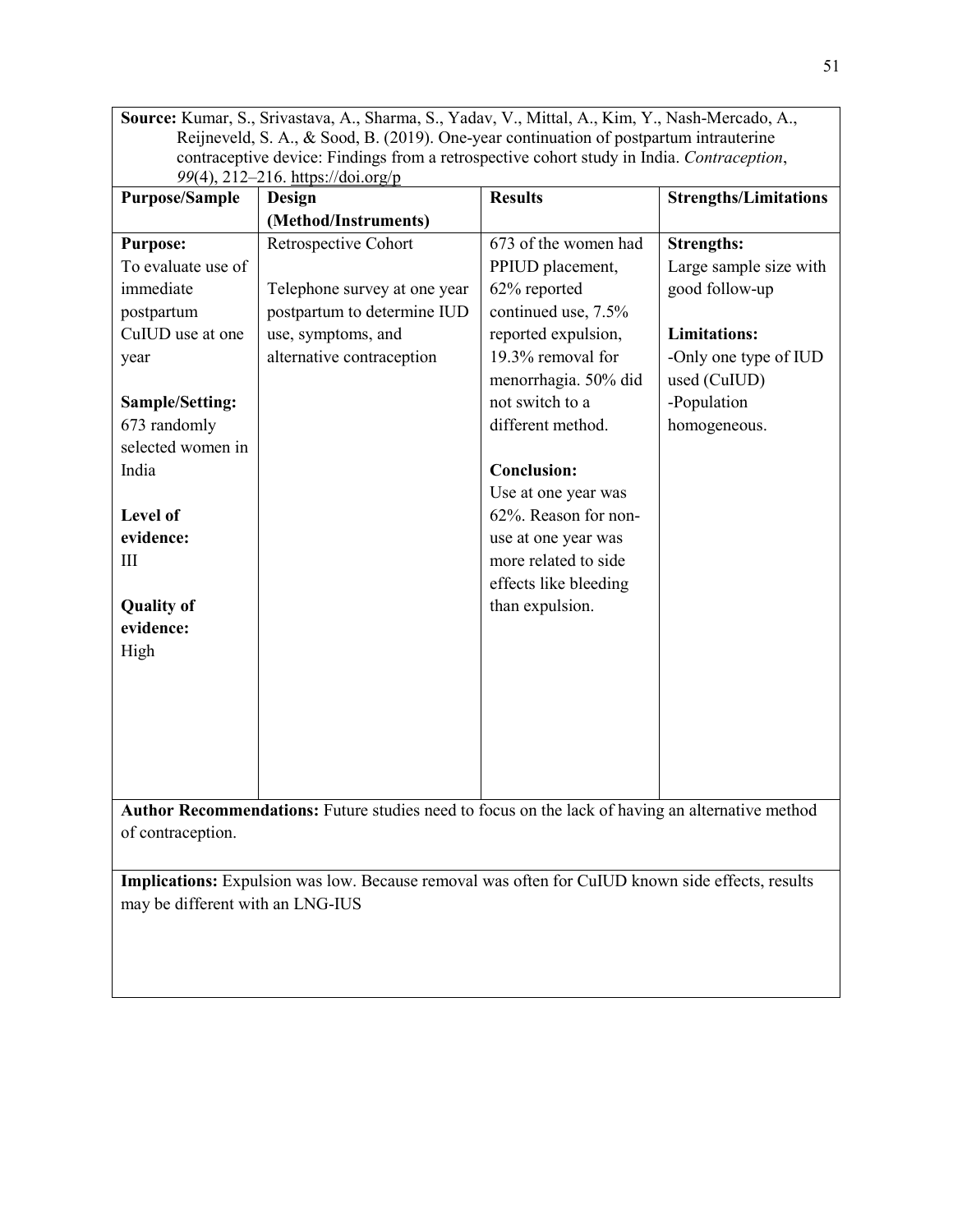**Source:** Kumar, S., Srivastava, A., Sharma, S., Yadav, V., Mittal, A., Kim, Y., Nash-Mercado, A., Reijneveld, S. A., & Sood, B. (2019). One-year continuation of postpartum intrauterine contraceptive device: Findings from a retrospective cohort study in India. *Contraception*, *99*(4), 212–216. https://doi.org/p

| Purpose/Sample | Design (Method/Instruments) | Results | Strengths/Limitations |
|---|---|---|---|
| **Purpose:**<br>To evaluate use of immediate postpartum CuIUD use at one year<br><br>**Sample/Setting:**<br>673 randomly selected women in India<br><br>**Level of evidence:**<br>III<br><br>**Quality of evidence:**<br>High | Retrospective Cohort<br><br>Telephone survey at one year postpartum to determine IUD use, symptoms, and alternative contraception | 673 of the women had PPIUD placement, 62% reported continued use, 7.5% reported expulsion, 19.3% removal for menorrhagia. 50% did not switch to a different method.<br><br>**Conclusion:**<br>Use at one year was 62%. Reason for non-use at one year was more related to side effects like bleeding than expulsion. | **Strengths:**<br>Large sample size with good follow-up<br><br>**Limitations:**<br>-Only one type of IUD used (CuIUD)<br>-Population homogeneous. |

**Author Recommendations:** Future studies need to focus on the lack of having an alternative method of contraception.

**Implications:** Expulsion was low. Because removal was often for CuIUD known side effects, results may be different with an LNG-IUS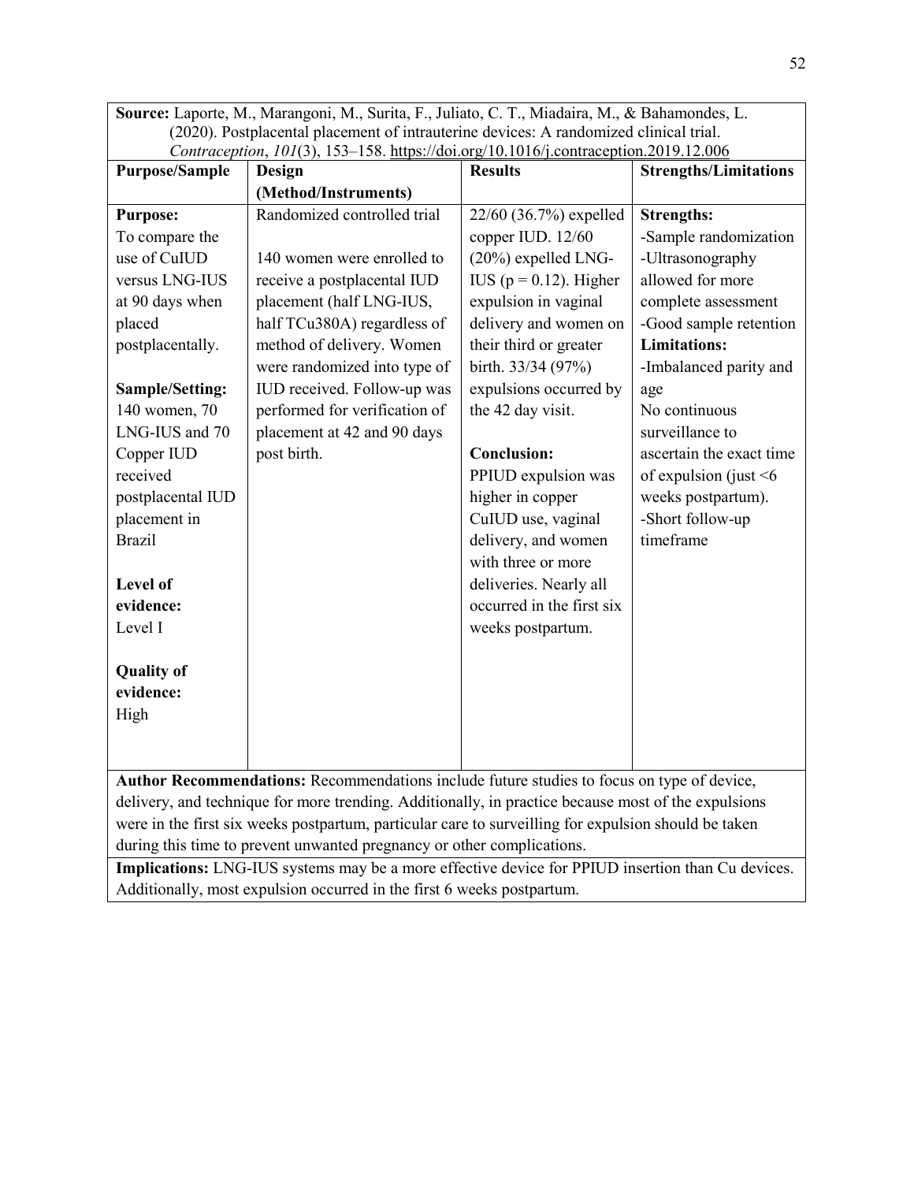| **Source:** Laporte, M., Marangoni, M., Surita, F., Juliato, C. T., Miadaira, M., & Bahamondes, L. (2020). Postplacental placement of intrauterine devices: A randomized clinical trial. *Contraception*, *101*(3), 153–158. https://doi.org/10.1016/j.contraception.2019.12.006 | | | |
|---|---|---|---|
| **Purpose/Sample** | **Design (Method/Instruments)** | **Results** | **Strengths/Limitations** |
| **Purpose:**<br>To compare the use of CuIUD versus LNG-IUS at 90 days when placed postplacentally.<br><br>**Sample/Setting:**<br>140 women, 70 LNG-IUS and 70 Copper IUD received postplacental IUD placement in Brazil<br><br>**Level of evidence:**<br>Level I<br><br>**Quality of evidence:**<br>High | Randomized controlled trial<br><br>140 women were enrolled to receive a postplacental IUD placement (half LNG-IUS, half TCu380A) regardless of method of delivery. Women were randomized into type of IUD received. Follow-up was performed for verification of placement at 42 and 90 days post birth. | 22/60 (36.7%) expelled copper IUD. 12/60 (20%) expelled LNG-IUS ($p = 0.12$). Higher expulsion in vaginal delivery and women on their third or greater birth. 33/34 (97%) expulsions occurred by the 42 day visit.<br><br>**Conclusion:**<br>PPIUD expulsion was higher in copper CuIUD use, vaginal delivery, and women with three or more deliveries. Nearly all occurred in the first six weeks postpartum. | **Strengths:**<br>-Sample randomization<br>-Ultrasonography allowed for more complete assessment<br>-Good sample retention<br>**Limitations:**<br>-Imbalanced parity and age<br>No continuous surveillance to ascertain the exact time of expulsion (just <6 weeks postpartum).<br>-Short follow-up timeframe |
| **Author Recommendations:** Recommendations include future studies to focus on type of device, delivery, and technique for more trending. Additionally, in practice because most of the expulsions were in the first six weeks postpartum, particular care to surveilling for expulsion should be taken during this time to prevent unwanted pregnancy or other complications. | | | |
| **Implications:** LNG-IUS systems may be a more effective device for PPIUD insertion than Cu devices. Additionally, most expulsion occurred in the first 6 weeks postpartum. | | | |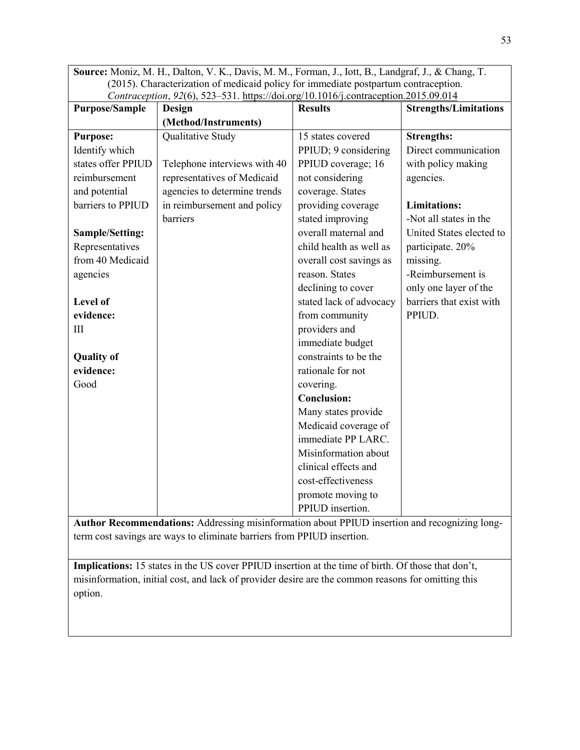**Source:** Moniz, M. H., Dalton, V. K., Davis, M. M., Forman, J., Iott, B., Landgraf, J., & Chang, T. (2015). Characterization of medicaid policy for immediate postpartum contraception. *Contraception*, *92*(6), 523–531. https://doi.org/10.1016/j.contraception.2015.09.014

| Purpose/Sample | Design (Method/Instruments) | Results | Strengths/Limitations |
|---|---|---|---|
| **Purpose:** Identify which states offer PPIUD reimbursement and potential barriers to PPIUD<br><br>**Sample/Setting:** Representatives from 40 Medicaid agencies<br><br>**Level of evidence:** III<br><br>**Quality of evidence:** Good | Qualitative Study<br><br>Telephone interviews with 40 representatives of Medicaid agencies to determine trends in reimbursement and policy barriers | 15 states covered PPIUD; 9 considering PPIUD coverage; 16 not considering coverage. States providing coverage stated improving overall maternal and child health as well as overall cost savings as reason. States declining to cover stated lack of advocacy from community providers and immediate budget constraints to be the rationale for not covering.<br>**Conclusion:**<br>Many states provide Medicaid coverage of immediate PP LARC. Misinformation about clinical effects and cost-effectiveness promote moving to PPIUD insertion. | **Strengths:**<br>Direct communication with policy making agencies.<br><br>**Limitations:**<br>-Not all states in the United States elected to participate. 20% missing.<br>-Reimbursement is only one layer of the barriers that exist with PPIUD. |

**Author Recommendations:** Addressing misinformation about PPIUD insertion and recognizing long-term cost savings are ways to eliminate barriers from PPIUD insertion.

**Implications:** 15 states in the US cover PPIUD insertion at the time of birth. Of those that don't, misinformation, initial cost, and lack of provider desire are the common reasons for omitting this option.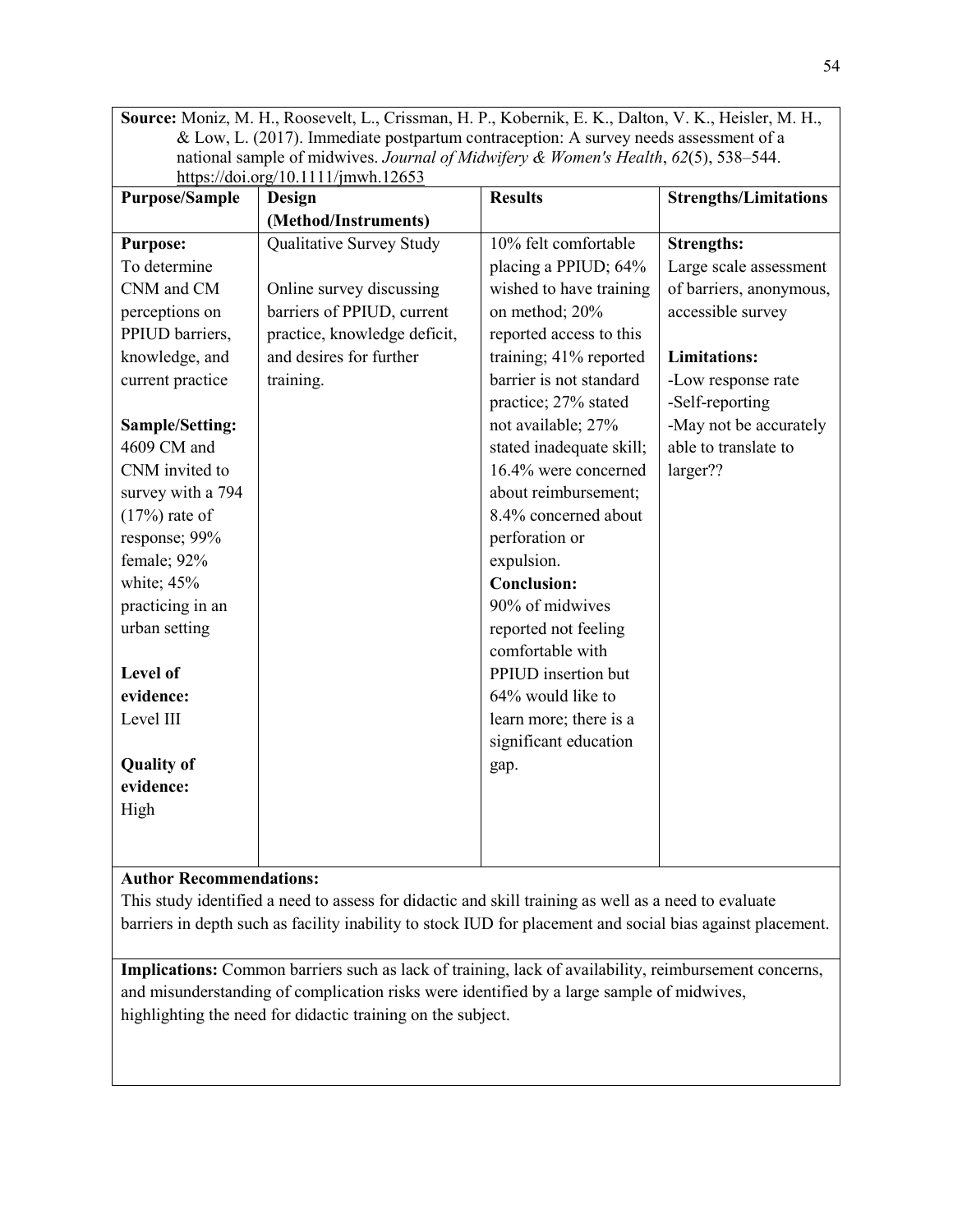**Source:** Moniz, M. H., Roosevelt, L., Crissman, H. P., Kobernik, E. K., Dalton, V. K., Heisler, M. H., & Low, L. (2017). Immediate postpartum contraception: A survey needs assessment of a national sample of midwives. *Journal of Midwifery & Women's Health*, *62*(5), 538–544. https://doi.org/10.1111/jmwh.12653

| Purpose/Sample | Design (Method/Instruments) | Results | Strengths/Limitations |
|---|---|---|---|
| **Purpose:** To determine CNM and CM perceptions on PPIUD barriers, knowledge, and current practice<br><br>**Sample/Setting:** 4609 CM and CNM invited to survey with a 794 (17%) rate of response; 99% female; 92% white; 45% practicing in an urban setting<br><br>**Level of evidence:** Level III<br><br>**Quality of evidence:** High | Qualitative Survey Study<br><br>Online survey discussing barriers of PPIUD, current practice, knowledge deficit, and desires for further training. | 10% felt comfortable placing a PPIUD; 64% wished to have training on method; 20% reported access to this training; 41% reported barrier is not standard practice; 27% stated not available; 27% stated inadequate skill; 16.4% were concerned about reimbursement; 8.4% concerned about perforation or expulsion.<br>**Conclusion:**<br>90% of midwives reported not feeling comfortable with PPIUD insertion but 64% would like to learn more; there is a significant education gap. | **Strengths:**<br>Large scale assessment of barriers, anonymous, accessible survey<br><br>**Limitations:**<br>-Low response rate<br>-Self-reporting<br>-May not be accurately able to translate to larger?? |

**Author Recommendations:**
This study identified a need to assess for didactic and skill training as well as a need to evaluate barriers in depth such as facility inability to stock IUD for placement and social bias against placement.

**Implications:** Common barriers such as lack of training, lack of availability, reimbursement concerns, and misunderstanding of complication risks were identified by a large sample of midwives, highlighting the need for didactic training on the subject.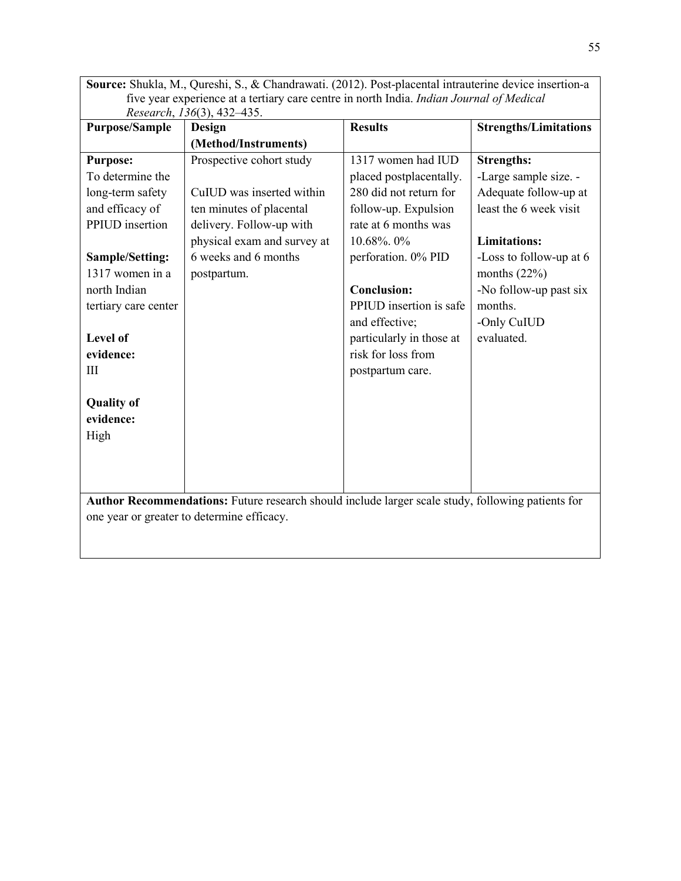**Source:** Shukla, M., Qureshi, S., & Chandrawati. (2012). Post-placental intrauterine device insertion-a five year experience at a tertiary care centre in north India. *Indian Journal of Medical Research*, *136*(3), 432–435.

| Purpose/Sample | Design (Method/Instruments) | Results | Strengths/Limitations |
|---|---|---|---|
| **Purpose:**<br>To determine the long-term safety and efficacy of PPIUD insertion<br><br>**Sample/Setting:**<br>1317 women in a north Indian tertiary care center<br><br>**Level of evidence:**<br>III<br><br>**Quality of evidence:**<br>High | Prospective cohort study<br><br>CuIUD was inserted within ten minutes of placental delivery. Follow-up with physical exam and survey at 6 weeks and 6 months postpartum. | 1317 women had IUD placed postplacentally. 280 did not return for follow-up. Expulsion rate at 6 months was 10.68%. 0% perforation. 0% PID<br><br>**Conclusion:**<br>PPIUD insertion is safe and effective; particularly in those at risk for loss from postpartum care. | **Strengths:**<br>-Large sample size. -Adequate follow-up at least the 6 week visit<br><br>**Limitations:**<br>-Loss to follow-up at 6 months (22%)<br>-No follow-up past six months.<br>-Only CuIUD evaluated. |

**Author Recommendations:** Future research should include larger scale study, following patients for one year or greater to determine efficacy.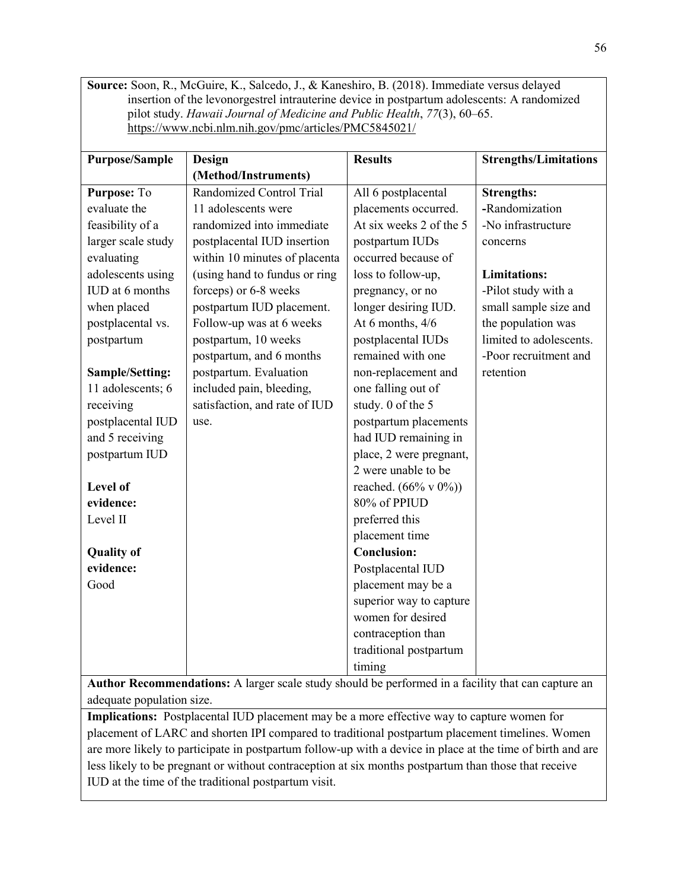**Source:** Soon, R., McGuire, K., Salcedo, J., & Kaneshiro, B. (2018). Immediate versus delayed insertion of the levonorgestrel intrauterine device in postpartum adolescents: A randomized pilot study. *Hawaii Journal of Medicine and Public Health*, *77*(3), 60–65. https://www.ncbi.nlm.nih.gov/pmc/articles/PMC5845021/

| Purpose/Sample | Design (Method/Instruments) | Results | Strengths/Limitations |
|---|---|---|---|
| **Purpose:** To evaluate the feasibility of a larger scale study evaluating adolescents using IUD at 6 months when placed postplacental vs. postpartum<br><br>**Sample/Setting:** 11 adolescents; 6 receiving postplacental IUD and 5 receiving postpartum IUD<br><br>**Level of evidence:** Level II<br><br>**Quality of evidence:** Good | Randomized Control Trial 11 adolescents were randomized into immediate postplacental IUD insertion within 10 minutes of placenta (using hand to fundus or ring forceps) or 6-8 weeks postpartum IUD placement. Follow-up was at 6 weeks postpartum, 10 weeks postpartum, and 6 months postpartum. Evaluation included pain, bleeding, satisfaction, and rate of IUD use. | All 6 postplacental placements occurred. At six weeks 2 of the 5 postpartum IUDs occurred because of loss to follow-up, pregnancy, or no longer desiring IUD. At 6 months, 4/6 postplacental IUDs remained with one non-replacement and one falling out of study. 0 of the 5 postpartum placements had IUD remaining in place, 2 were pregnant, 2 were unable to be reached. (66% v 0%)) 80% of PPIUD preferred this placement time<br>**Conclusion:** Postplacental IUD placement may be a superior way to capture women for desired contraception than traditional postpartum timing | **Strengths:**<br>-Randomization<br>-No infrastructure concerns<br><br>**Limitations:**<br>-Pilot study with a small sample size and the population was limited to adolescents.<br>-Poor recruitment and retention |

**Author Recommendations:** A larger scale study should be performed in a facility that can capture an adequate population size.

**Implications:** Postplacental IUD placement may be a more effective way to capture women for placement of LARC and shorten IPI compared to traditional postpartum placement timelines. Women are more likely to participate in postpartum follow-up with a device in place at the time of birth and are less likely to be pregnant or without contraception at six months postpartum than those that receive IUD at the time of the traditional postpartum visit.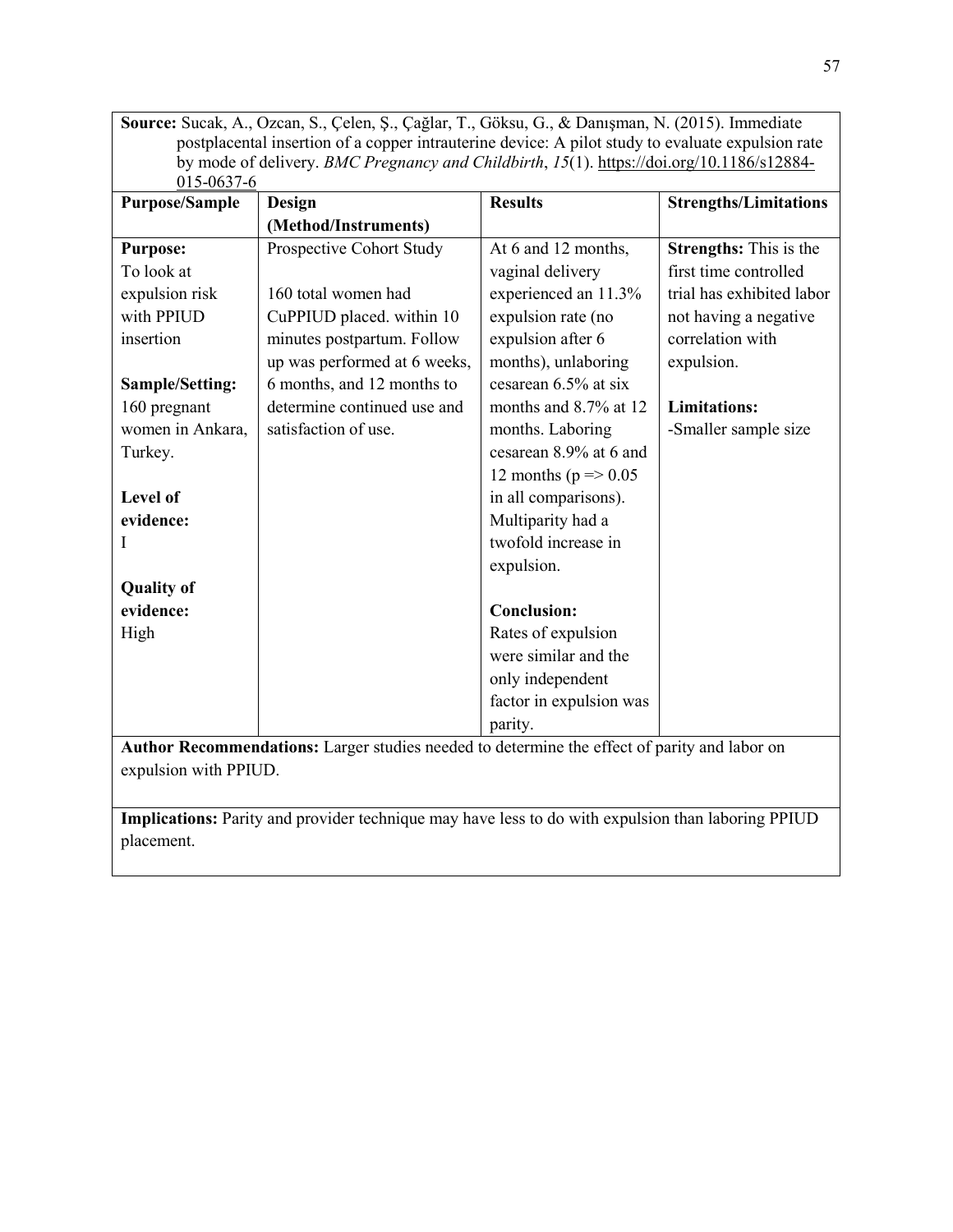**Source:** Sucak, A., Ozcan, S., Çelen, Ş., Çağlar, T., Göksu, G., & Danışman, N. (2015). Immediate postplacental insertion of a copper intrauterine device: A pilot study to evaluate expulsion rate by mode of delivery. *BMC Pregnancy and Childbirth*, *15*(1). https://doi.org/10.1186/s12884-015-0637-6

| Purpose/Sample | Design (Method/Instruments) | Results | Strengths/Limitations |
|---|---|---|---|
| **Purpose:** To look at expulsion risk with PPIUD insertion<br><br>**Sample/Setting:** 160 pregnant women in Ankara, Turkey.<br><br>**Level of evidence:** I<br><br>**Quality of evidence:** High | Prospective Cohort Study<br><br>160 total women had CuPPIUD placed. within 10 minutes postpartum. Follow up was performed at 6 weeks, 6 months, and 12 months to determine continued use and satisfaction of use. | At 6 and 12 months, vaginal delivery experienced an 11.3% expulsion rate (no expulsion after 6 months), unlaboring cesarean 6.5% at six months and 8.7% at 12 months. Laboring cesarean 8.9% at 6 and 12 months ($p => 0.05$ in all comparisons). Multiparity had a twofold increase in expulsion.<br><br>**Conclusion:** Rates of expulsion were similar and the only independent factor in expulsion was parity. | **Strengths:** This is the first time controlled trial has exhibited labor not having a negative correlation with expulsion.<br><br>**Limitations:** -Smaller sample size |

**Author Recommendations:** Larger studies needed to determine the effect of parity and labor on expulsion with PPIUD.

**Implications:** Parity and provider technique may have less to do with expulsion than laboring PPIUD placement.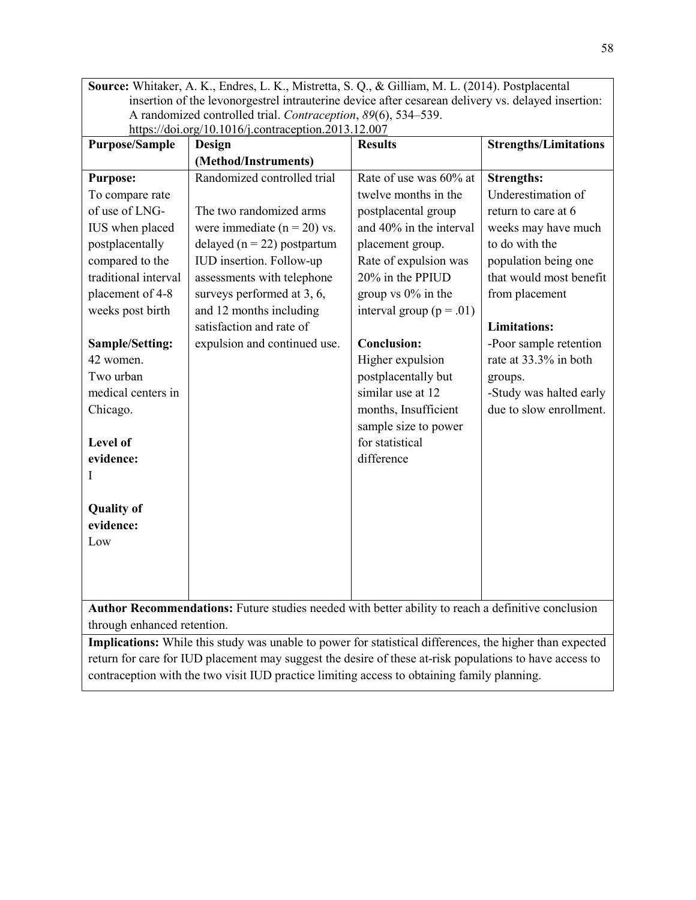| **Source:** Whitaker, A. K., Endres, L. K., Mistretta, S. Q., & Gilliam, M. L. (2014). Postplacental insertion of the levonorgestrel intrauterine device after cesarean delivery vs. delayed insertion: A randomized controlled trial. *Contraception*, *89*(6), 534–539. https://doi.org/10.1016/j.contraception.2013.12.007 | | | |
|---|---|---|---|
| **Purpose/Sample** | **Design (Method/Instruments)** | **Results** | **Strengths/Limitations** |
| **Purpose:**<br>To compare rate of use of LNG-IUS when placed postplacentally compared to the traditional interval placement of 4-8 weeks post birth<br><br>**Sample/Setting:**<br>42 women.<br>Two urban medical centers in Chicago.<br><br>**Level of evidence:**<br>I<br><br>**Quality of evidence:**<br>Low | Randomized controlled trial<br><br>The two randomized arms were immediate (n = 20) vs. delayed (n = 22) postpartum IUD insertion. Follow-up assessments with telephone surveys performed at 3, 6, and 12 months including satisfaction and rate of expulsion and continued use. | Rate of use was 60% at twelve months in the postplacental group and 40% in the interval placement group.<br>Rate of expulsion was 20% in the PPIUD group vs 0% in the interval group (p = .01)<br><br>**Conclusion:**<br>Higher expulsion postplacentally but similar use at 12 months, Insufficient sample size to power for statistical difference | **Strengths:**<br>Underestimation of return to care at 6 weeks may have much to do with the population being one that would most benefit from placement<br><br>**Limitations:**<br>-Poor sample retention rate at 33.3% in both groups.<br>-Study was halted early due to slow enrollment. |
| **Author Recommendations:** Future studies needed with better ability to reach a definitive conclusion through enhanced retention. | | | |
| **Implications:** While this study was unable to power for statistical differences, the higher than expected return for care for IUD placement may suggest the desire of these at-risk populations to have access to contraception with the two visit IUD practice limiting access to obtaining family planning. | | | |